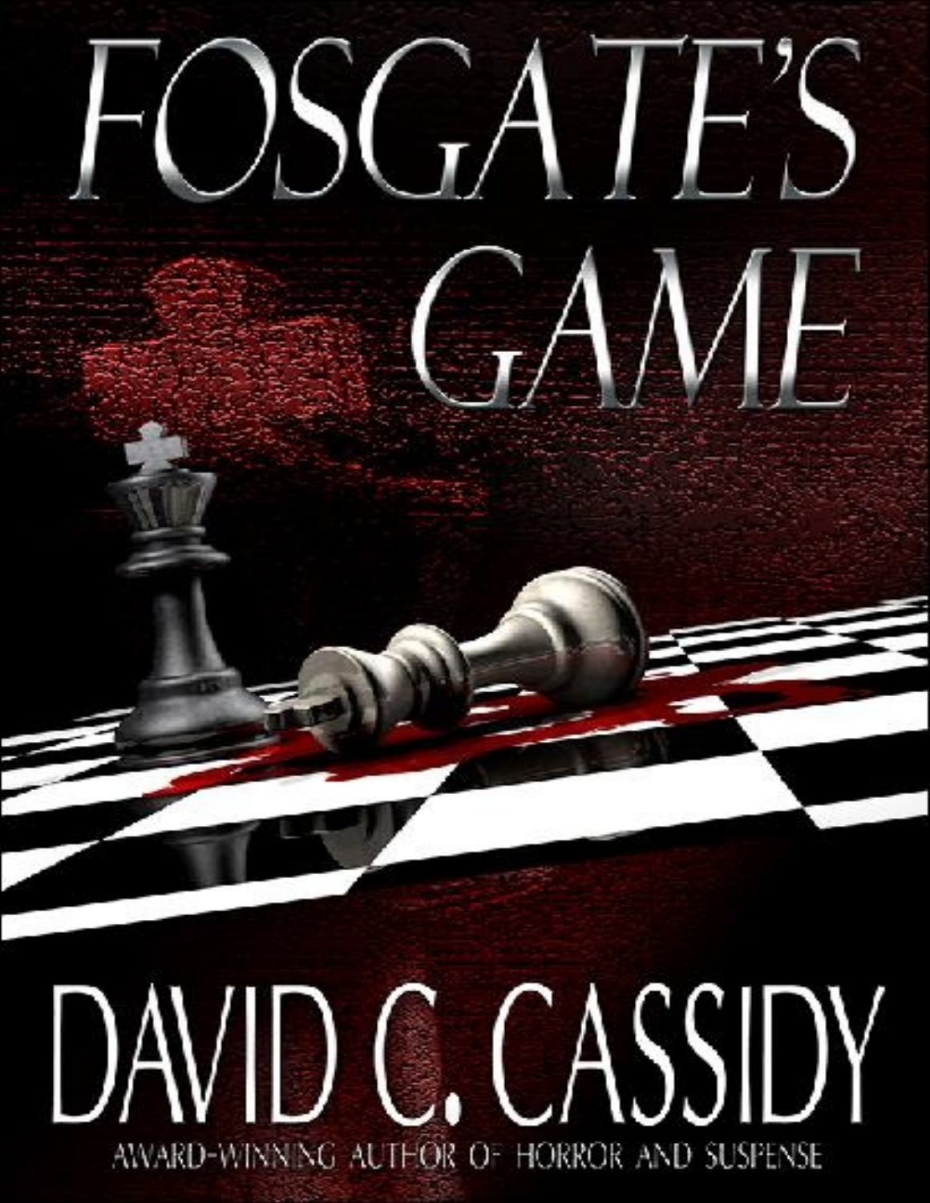# FOSGATE'S GAME

## DAVID C. CASSIDY

AWARD-WINNING AUTHOR OF HORROR AND SUSPENSE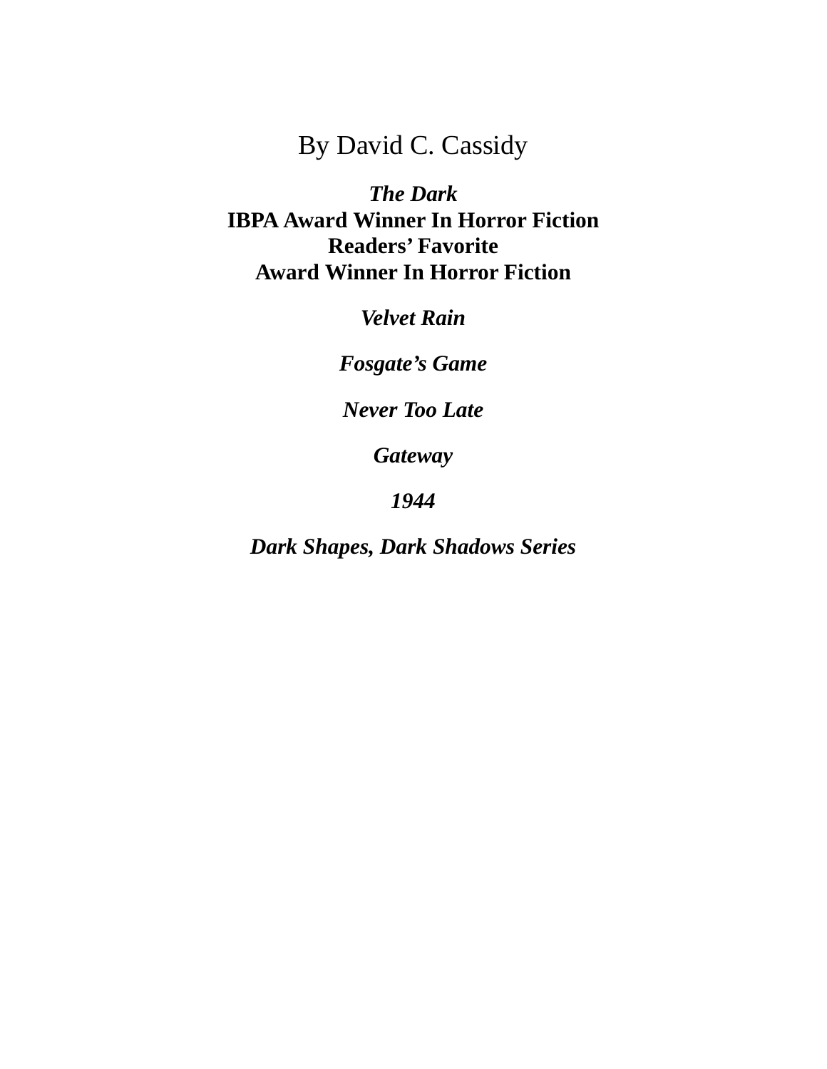By David C. Cassidy

***The Dark***
**IBPA Award Winner In Horror Fiction**
**Readers' Favorite**
**Award Winner In Horror Fiction**

***Velvet Rain***

***Fosgate's Game***

***Never Too Late***

***Gateway***

***1944***

***Dark Shapes, Dark Shadows Series***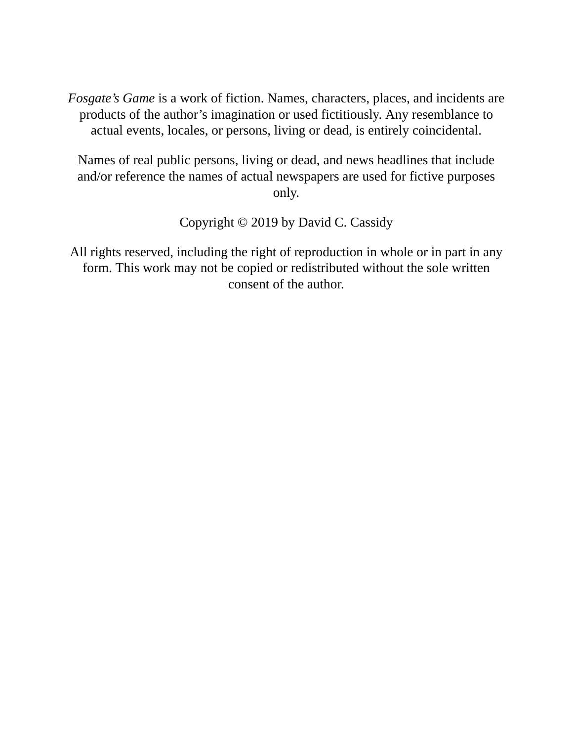*Fosgate's Game* is a work of fiction. Names, characters, places, and incidents are products of the author's imagination or used fictitiously. Any resemblance to actual events, locales, or persons, living or dead, is entirely coincidental.

Names of real public persons, living or dead, and news headlines that include and/or reference the names of actual newspapers are used for fictive purposes only.

Copyright © 2019 by David C. Cassidy

All rights reserved, including the right of reproduction in whole or in part in any form. This work may not be copied or redistributed without the sole written consent of the author.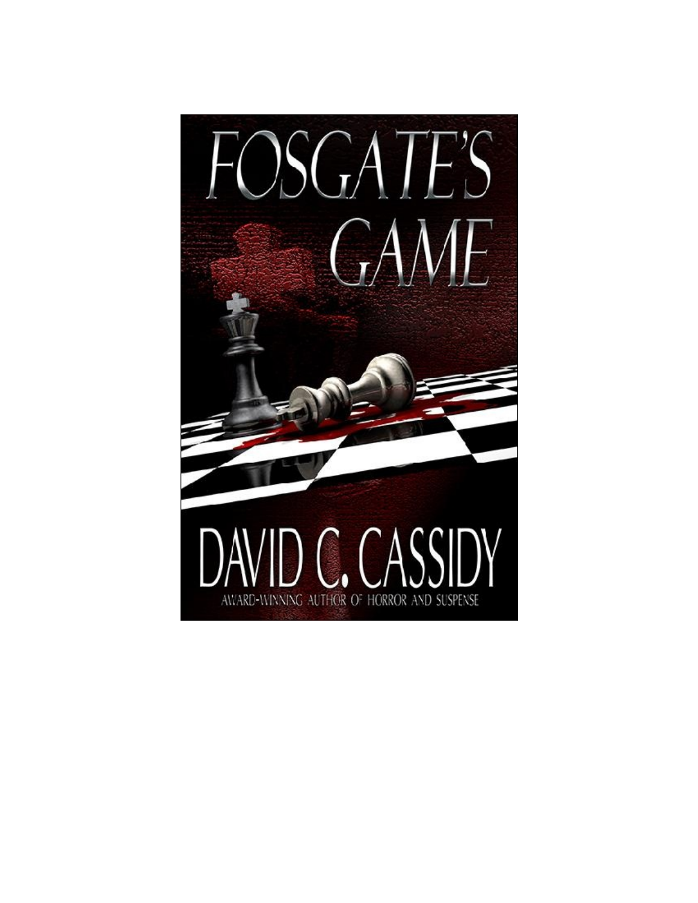# FOSGATE'S GAME

DAVID C. CASSIDY

AWARD-WINNING AUTHOR OF HORROR AND SUSPENSE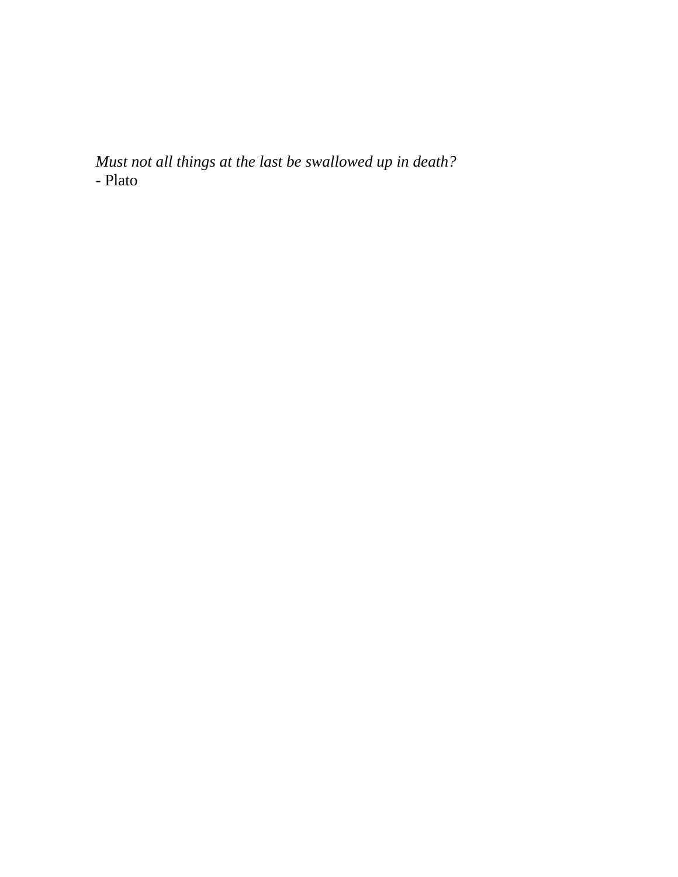*Must not all things at the last be swallowed up in death?*
- Plato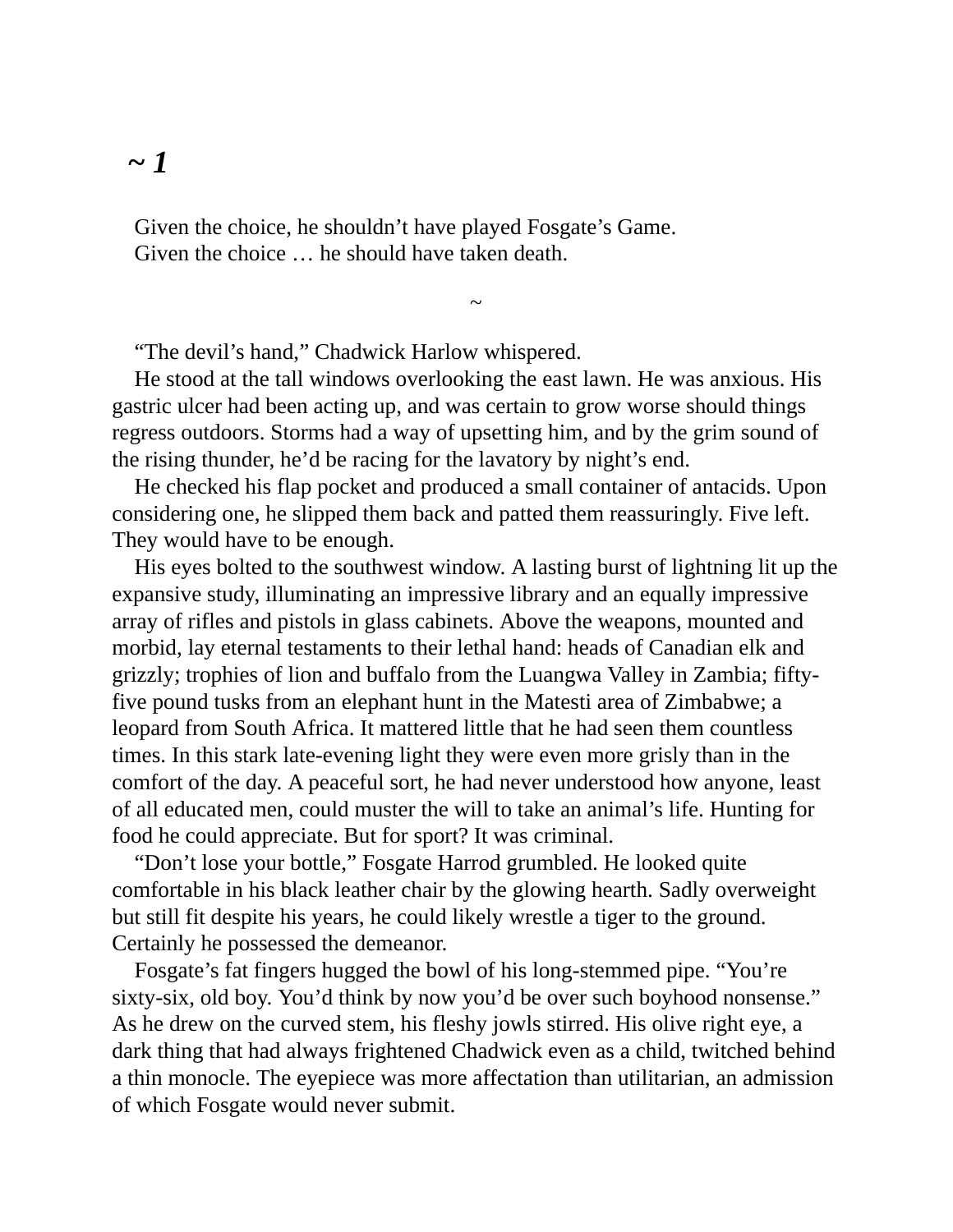# *~ 1*

Given the choice, he shouldn’t have played Fosgate’s Game.
Given the choice … he should have taken death.

~

“The devil’s hand,” Chadwick Harlow whispered.

He stood at the tall windows overlooking the east lawn. He was anxious. His gastric ulcer had been acting up, and was certain to grow worse should things regress outdoors. Storms had a way of upsetting him, and by the grim sound of the rising thunder, he’d be racing for the lavatory by night’s end.

He checked his flap pocket and produced a small container of antacids. Upon considering one, he slipped them back and patted them reassuringly. Five left. They would have to be enough.

His eyes bolted to the southwest window. A lasting burst of lightning lit up the expansive study, illuminating an impressive library and an equally impressive array of rifles and pistols in glass cabinets. Above the weapons, mounted and morbid, lay eternal testaments to their lethal hand: heads of Canadian elk and grizzly; trophies of lion and buffalo from the Luangwa Valley in Zambia; fifty-five pound tusks from an elephant hunt in the Matesti area of Zimbabwe; a leopard from South Africa. It mattered little that he had seen them countless times. In this stark late-evening light they were even more grisly than in the comfort of the day. A peaceful sort, he had never understood how anyone, least of all educated men, could muster the will to take an animal’s life. Hunting for food he could appreciate. But for sport? It was criminal.

“Don’t lose your bottle,” Fosgate Harrod grumbled. He looked quite comfortable in his black leather chair by the glowing hearth. Sadly overweight but still fit despite his years, he could likely wrestle a tiger to the ground. Certainly he possessed the demeanor.

Fosgate’s fat fingers hugged the bowl of his long-stemmed pipe. “You’re sixty-six, old boy. You’d think by now you’d be over such boyhood nonsense.” As he drew on the curved stem, his fleshy jowls stirred. His olive right eye, a dark thing that had always frightened Chadwick even as a child, twitched behind a thin monocle. The eyepiece was more affectation than utilitarian, an admission of which Fosgate would never submit.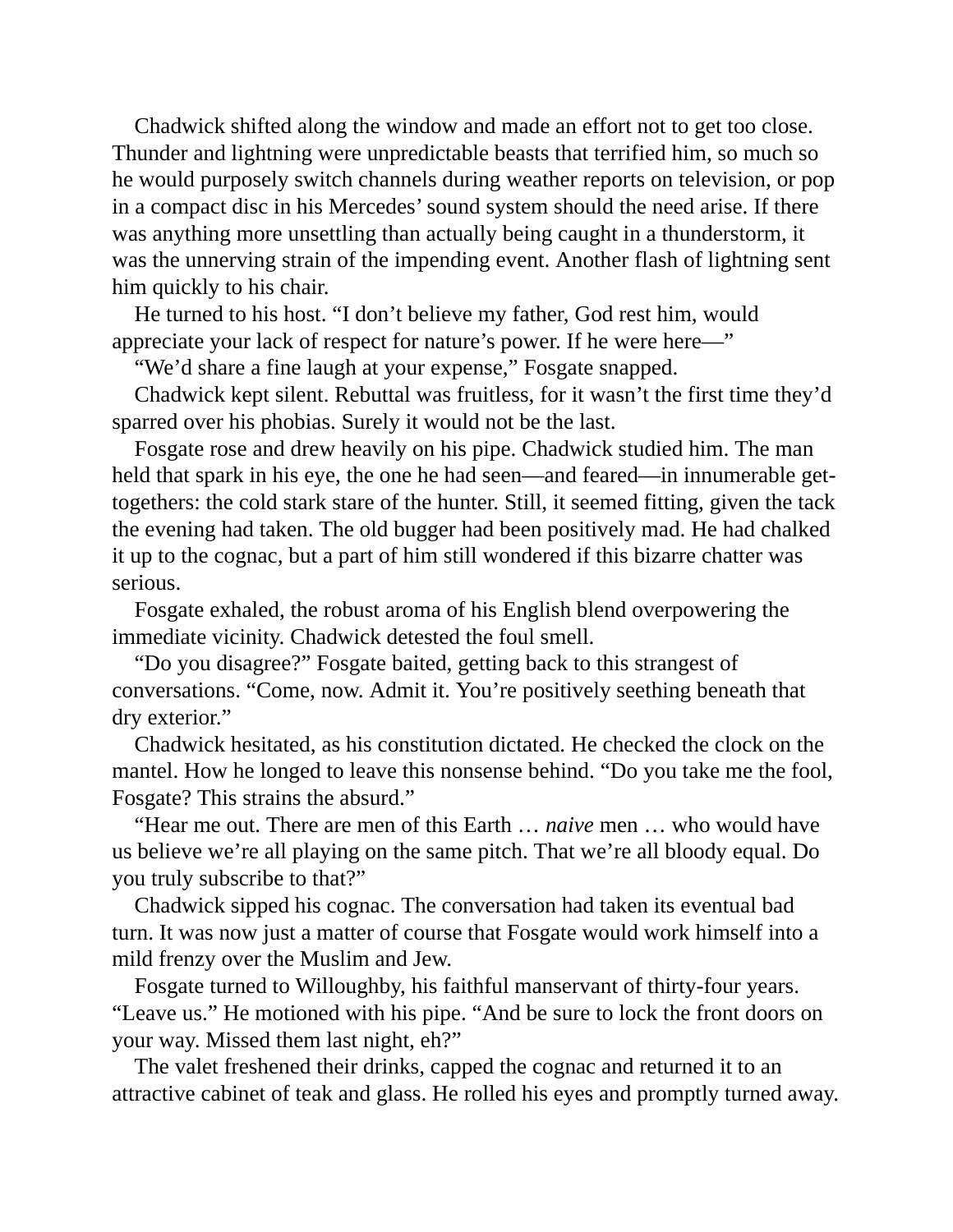Chadwick shifted along the window and made an effort not to get too close. Thunder and lightning were unpredictable beasts that terrified him, so much so he would purposely switch channels during weather reports on television, or pop in a compact disc in his Mercedes' sound system should the need arise. If there was anything more unsettling than actually being caught in a thunderstorm, it was the unnerving strain of the impending event. Another flash of lightning sent him quickly to his chair.

He turned to his host. "I don't believe my father, God rest him, would appreciate your lack of respect for nature's power. If he were here—"

"We'd share a fine laugh at your expense," Fosgate snapped.

Chadwick kept silent. Rebuttal was fruitless, for it wasn't the first time they'd sparred over his phobias. Surely it would not be the last.

Fosgate rose and drew heavily on his pipe. Chadwick studied him. The man held that spark in his eye, the one he had seen—and feared—in innumerable get-togethers: the cold stark stare of the hunter. Still, it seemed fitting, given the tack the evening had taken. The old bugger had been positively mad. He had chalked it up to the cognac, but a part of him still wondered if this bizarre chatter was serious.

Fosgate exhaled, the robust aroma of his English blend overpowering the immediate vicinity. Chadwick detested the foul smell.

"Do you disagree?" Fosgate baited, getting back to this strangest of conversations. "Come, now. Admit it. You're positively seething beneath that dry exterior."

Chadwick hesitated, as his constitution dictated. He checked the clock on the mantel. How he longed to leave this nonsense behind. "Do you take me the fool, Fosgate? This strains the absurd."

"Hear me out. There are men of this Earth … *naive* men … who would have us believe we're all playing on the same pitch. That we're all bloody equal. Do you truly subscribe to that?"

Chadwick sipped his cognac. The conversation had taken its eventual bad turn. It was now just a matter of course that Fosgate would work himself into a mild frenzy over the Muslim and Jew.

Fosgate turned to Willoughby, his faithful manservant of thirty-four years. "Leave us." He motioned with his pipe. "And be sure to lock the front doors on your way. Missed them last night, eh?"

The valet freshened their drinks, capped the cognac and returned it to an attractive cabinet of teak and glass. He rolled his eyes and promptly turned away.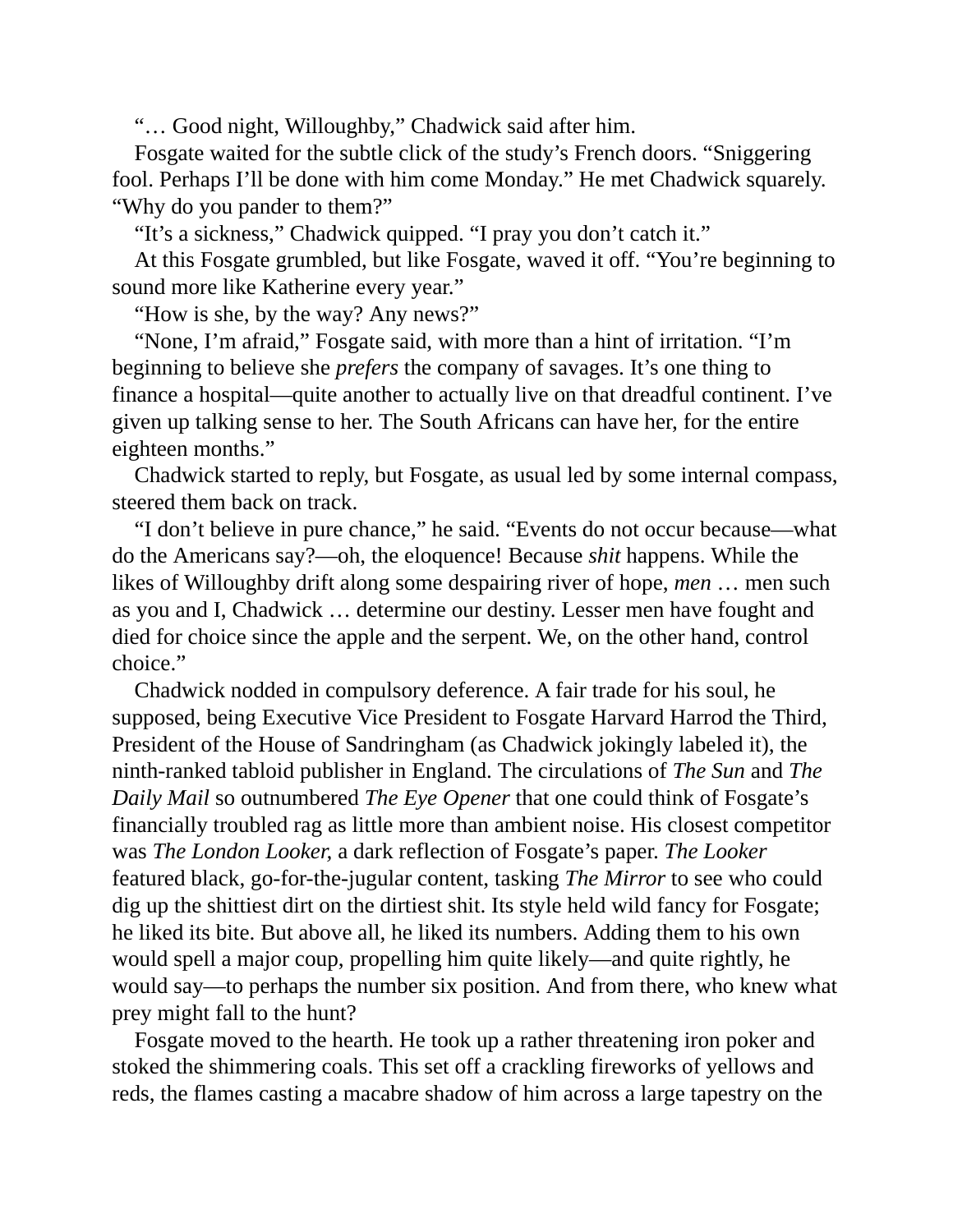"… Good night, Willoughby," Chadwick said after him.

Fosgate waited for the subtle click of the study's French doors. "Sniggering fool. Perhaps I'll be done with him come Monday." He met Chadwick squarely. "Why do you pander to them?"

"It's a sickness," Chadwick quipped. "I pray you don't catch it."

At this Fosgate grumbled, but like Fosgate, waved it off. "You're beginning to sound more like Katherine every year."

"How is she, by the way? Any news?"

"None, I'm afraid," Fosgate said, with more than a hint of irritation. "I'm beginning to believe she *prefers* the company of savages. It's one thing to finance a hospital—quite another to actually live on that dreadful continent. I've given up talking sense to her. The South Africans can have her, for the entire eighteen months."

Chadwick started to reply, but Fosgate, as usual led by some internal compass, steered them back on track.

"I don't believe in pure chance," he said. "Events do not occur because—what do the Americans say?—oh, the eloquence! Because *shit* happens. While the likes of Willoughby drift along some despairing river of hope, *men* … men such as you and I, Chadwick … determine our destiny. Lesser men have fought and died for choice since the apple and the serpent. We, on the other hand, control choice."

Chadwick nodded in compulsory deference. A fair trade for his soul, he supposed, being Executive Vice President to Fosgate Harvard Harrod the Third, President of the House of Sandringham (as Chadwick jokingly labeled it), the ninth-ranked tabloid publisher in England. The circulations of *The Sun* and *The Daily Mail* so outnumbered *The Eye Opener* that one could think of Fosgate's financially troubled rag as little more than ambient noise. His closest competitor was *The London Looker*, a dark reflection of Fosgate's paper. *The Looker* featured black, go-for-the-jugular content, tasking *The Mirror* to see who could dig up the shittiest dirt on the dirtiest shit. Its style held wild fancy for Fosgate; he liked its bite. But above all, he liked its numbers. Adding them to his own would spell a major coup, propelling him quite likely—and quite rightly, he would say—to perhaps the number six position. And from there, who knew what prey might fall to the hunt?

Fosgate moved to the hearth. He took up a rather threatening iron poker and stoked the shimmering coals. This set off a crackling fireworks of yellows and reds, the flames casting a macabre shadow of him across a large tapestry on the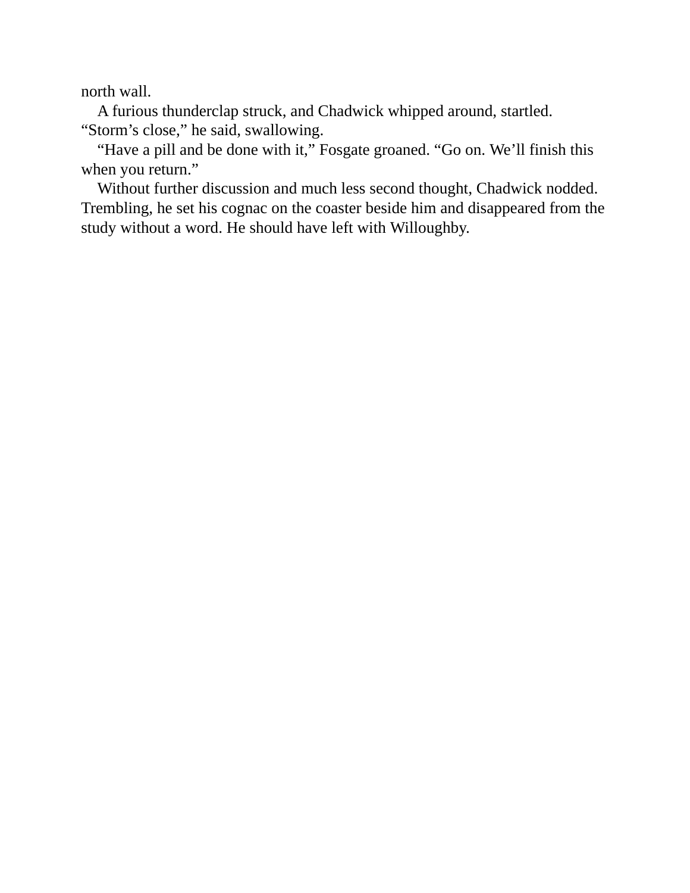north wall.

A furious thunderclap struck, and Chadwick whipped around, startled. “Storm’s close,” he said, swallowing.

“Have a pill and be done with it,” Fosgate groaned. “Go on. We’ll finish this when you return.”

Without further discussion and much less second thought, Chadwick nodded. Trembling, he set his cognac on the coaster beside him and disappeared from the study without a word. He should have left with Willoughby.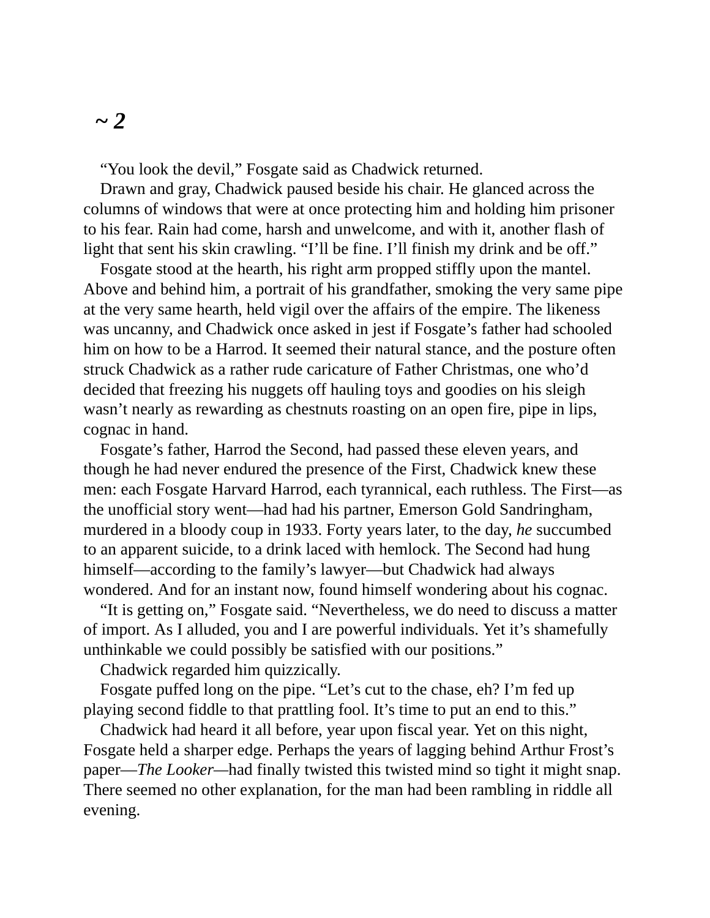## *~ 2*

"You look the devil," Fosgate said as Chadwick returned.

Drawn and gray, Chadwick paused beside his chair. He glanced across the columns of windows that were at once protecting him and holding him prisoner to his fear. Rain had come, harsh and unwelcome, and with it, another flash of light that sent his skin crawling. "I'll be fine. I'll finish my drink and be off."

Fosgate stood at the hearth, his right arm propped stiffly upon the mantel. Above and behind him, a portrait of his grandfather, smoking the very same pipe at the very same hearth, held vigil over the affairs of the empire. The likeness was uncanny, and Chadwick once asked in jest if Fosgate's father had schooled him on how to be a Harrod. It seemed their natural stance, and the posture often struck Chadwick as a rather rude caricature of Father Christmas, one who'd decided that freezing his nuggets off hauling toys and goodies on his sleigh wasn't nearly as rewarding as chestnuts roasting on an open fire, pipe in lips, cognac in hand.

Fosgate's father, Harrod the Second, had passed these eleven years, and though he had never endured the presence of the First, Chadwick knew these men: each Fosgate Harvard Harrod, each tyrannical, each ruthless. The First—as the unofficial story went—had had his partner, Emerson Gold Sandringham, murdered in a bloody coup in 1933. Forty years later, to the day, *he* succumbed to an apparent suicide, to a drink laced with hemlock. The Second had hung himself—according to the family's lawyer—but Chadwick had always wondered. And for an instant now, found himself wondering about his cognac.

"It is getting on," Fosgate said. "Nevertheless, we do need to discuss a matter of import. As I alluded, you and I are powerful individuals. Yet it's shamefully unthinkable we could possibly be satisfied with our positions."

Chadwick regarded him quizzically.

Fosgate puffed long on the pipe. "Let's cut to the chase, eh? I'm fed up playing second fiddle to that prattling fool. It's time to put an end to this."

Chadwick had heard it all before, year upon fiscal year. Yet on this night, Fosgate held a sharper edge. Perhaps the years of lagging behind Arthur Frost's paper—*The Looker*—had finally twisted this twisted mind so tight it might snap. There seemed no other explanation, for the man had been rambling in riddle all evening.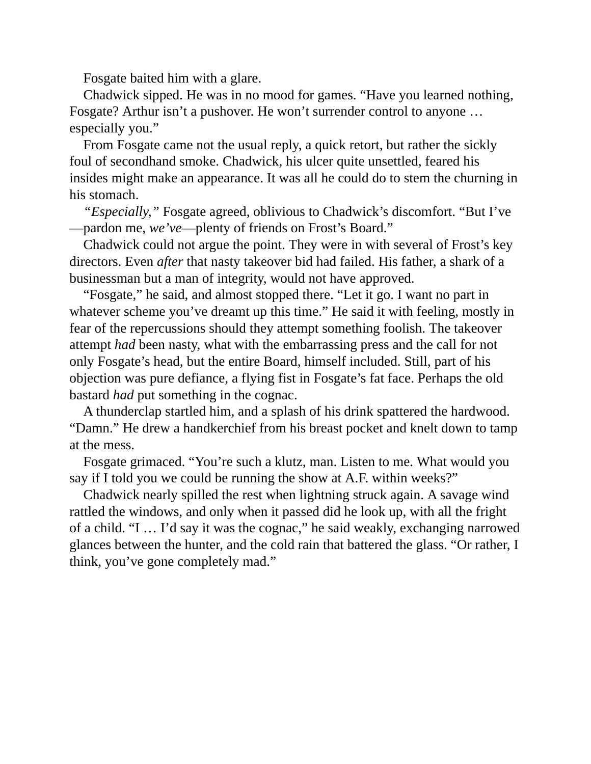Fosgate baited him with a glare.

Chadwick sipped. He was in no mood for games. “Have you learned nothing, Fosgate? Arthur isn’t a pushover. He won’t surrender control to anyone … especially you.”

From Fosgate came not the usual reply, a quick retort, but rather the sickly foul of secondhand smoke. Chadwick, his ulcer quite unsettled, feared his insides might make an appearance. It was all he could do to stem the churning in his stomach.

*“Especially,”* Fosgate agreed, oblivious to Chadwick’s discomfort. “But I’ve—pardon me, *we’ve*—plenty of friends on Frost’s Board.”

Chadwick could not argue the point. They were in with several of Frost’s key directors. Even *after* that nasty takeover bid had failed. His father, a shark of a businessman but a man of integrity, would not have approved.

“Fosgate,” he said, and almost stopped there. “Let it go. I want no part in whatever scheme you’ve dreamt up this time.” He said it with feeling, mostly in fear of the repercussions should they attempt something foolish. The takeover attempt *had* been nasty, what with the embarrassing press and the call for not only Fosgate’s head, but the entire Board, himself included. Still, part of his objection was pure defiance, a flying fist in Fosgate’s fat face. Perhaps the old bastard *had* put something in the cognac.

A thunderclap startled him, and a splash of his drink spattered the hardwood. “Damn.” He drew a handkerchief from his breast pocket and knelt down to tamp at the mess.

Fosgate grimaced. “You’re such a klutz, man. Listen to me. What would you say if I told you we could be running the show at A.F. within weeks?”

Chadwick nearly spilled the rest when lightning struck again. A savage wind rattled the windows, and only when it passed did he look up, with all the fright of a child. “I … I’d say it was the cognac,” he said weakly, exchanging narrowed glances between the hunter, and the cold rain that battered the glass. “Or rather, I think, you’ve gone completely mad.”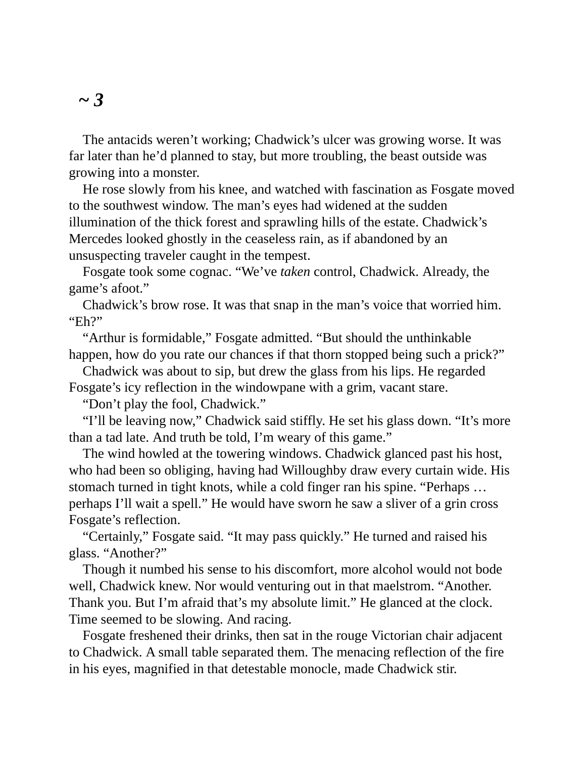# *~ 3*

The antacids weren't working; Chadwick's ulcer was growing worse. It was far later than he'd planned to stay, but more troubling, the beast outside was growing into a monster.

He rose slowly from his knee, and watched with fascination as Fosgate moved to the southwest window. The man's eyes had widened at the sudden illumination of the thick forest and sprawling hills of the estate. Chadwick's Mercedes looked ghostly in the ceaseless rain, as if abandoned by an unsuspecting traveler caught in the tempest.

Fosgate took some cognac. "We've *taken* control, Chadwick. Already, the game's afoot."

Chadwick's brow rose. It was that snap in the man's voice that worried him. "Eh?"

"Arthur is formidable," Fosgate admitted. "But should the unthinkable happen, how do you rate our chances if that thorn stopped being such a prick?"

Chadwick was about to sip, but drew the glass from his lips. He regarded Fosgate's icy reflection in the windowpane with a grim, vacant stare.

"Don't play the fool, Chadwick."

"I'll be leaving now," Chadwick said stiffly. He set his glass down. "It's more than a tad late. And truth be told, I'm weary of this game."

The wind howled at the towering windows. Chadwick glanced past his host, who had been so obliging, having had Willoughby draw every curtain wide. His stomach turned in tight knots, while a cold finger ran his spine. "Perhaps … perhaps I'll wait a spell." He would have sworn he saw a sliver of a grin cross Fosgate's reflection.

"Certainly," Fosgate said. "It may pass quickly." He turned and raised his glass. "Another?"

Though it numbed his sense to his discomfort, more alcohol would not bode well, Chadwick knew. Nor would venturing out in that maelstrom. "Another. Thank you. But I'm afraid that's my absolute limit." He glanced at the clock. Time seemed to be slowing. And racing.

Fosgate freshened their drinks, then sat in the rouge Victorian chair adjacent to Chadwick. A small table separated them. The menacing reflection of the fire in his eyes, magnified in that detestable monocle, made Chadwick stir.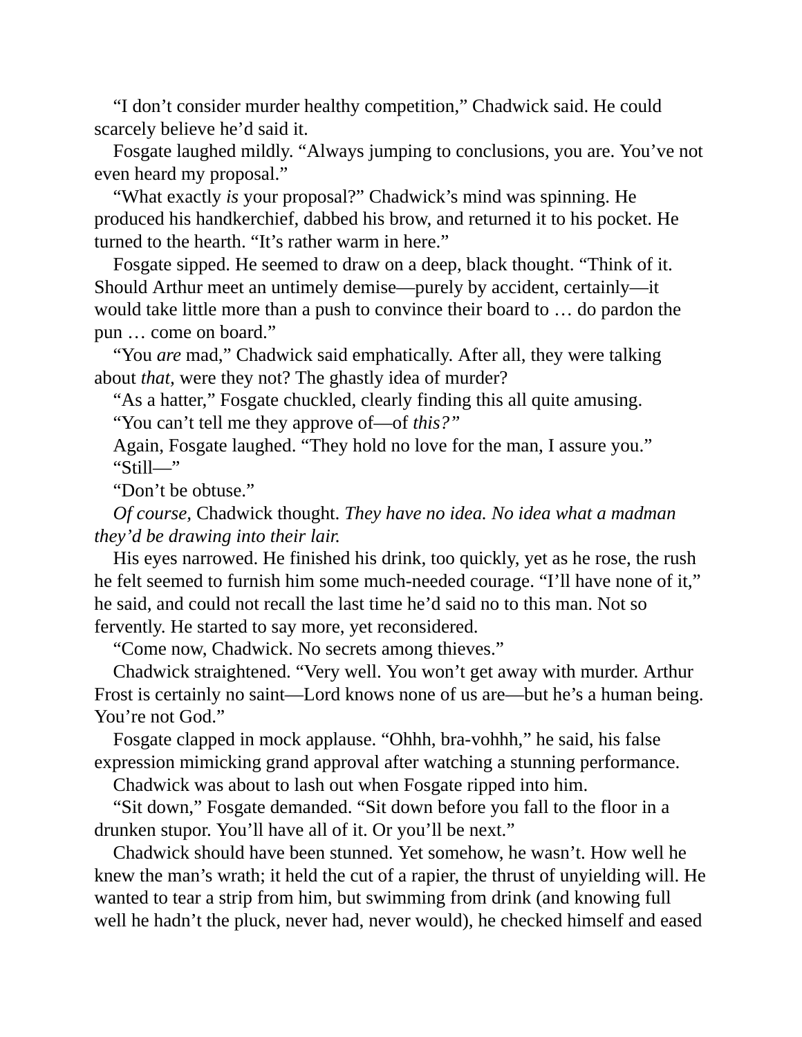"I don't consider murder healthy competition," Chadwick said. He could scarcely believe he'd said it.

Fosgate laughed mildly. "Always jumping to conclusions, you are. You've not even heard my proposal."

"What exactly *is* your proposal?" Chadwick's mind was spinning. He produced his handkerchief, dabbed his brow, and returned it to his pocket. He turned to the hearth. "It's rather warm in here."

Fosgate sipped. He seemed to draw on a deep, black thought. "Think of it. Should Arthur meet an untimely demise—purely by accident, certainly—it would take little more than a push to convince their board to … do pardon the pun … come on board."

"You *are* mad," Chadwick said emphatically. After all, they were talking about *that,* were they not? The ghastly idea of murder?

"As a hatter," Fosgate chuckled, clearly finding this all quite amusing.

"You can't tell me they approve of—of *this?"*

Again, Fosgate laughed. "They hold no love for the man, I assure you."

"Still—"

"Don't be obtuse."

*Of course,* Chadwick thought. *They have no idea. No idea what a madman they'd be drawing into their lair.*

His eyes narrowed. He finished his drink, too quickly, yet as he rose, the rush he felt seemed to furnish him some much-needed courage. "I'll have none of it," he said, and could not recall the last time he'd said no to this man. Not so fervently. He started to say more, yet reconsidered.

"Come now, Chadwick. No secrets among thieves."

Chadwick straightened. "Very well. You won't get away with murder. Arthur Frost is certainly no saint—Lord knows none of us are—but he's a human being. You're not God."

Fosgate clapped in mock applause. "Ohhh, bra-vohhh," he said, his false expression mimicking grand approval after watching a stunning performance.

Chadwick was about to lash out when Fosgate ripped into him.

"Sit down," Fosgate demanded. "Sit down before you fall to the floor in a drunken stupor. You'll have all of it. Or you'll be next."

Chadwick should have been stunned. Yet somehow, he wasn't. How well he knew the man's wrath; it held the cut of a rapier, the thrust of unyielding will. He wanted to tear a strip from him, but swimming from drink (and knowing full well he hadn't the pluck, never had, never would), he checked himself and eased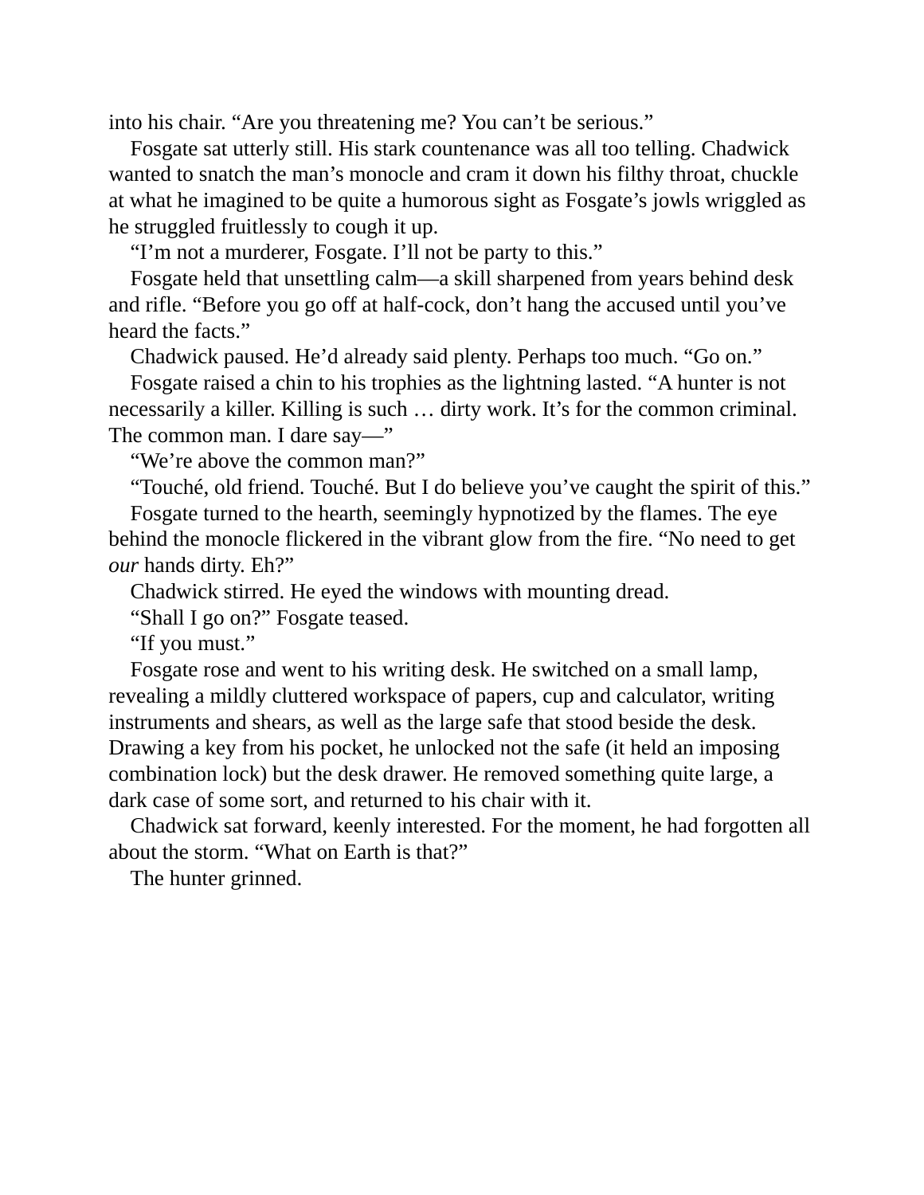into his chair. "Are you threatening me? You can't be serious."

Fosgate sat utterly still. His stark countenance was all too telling. Chadwick wanted to snatch the man's monocle and cram it down his filthy throat, chuckle at what he imagined to be quite a humorous sight as Fosgate's jowls wriggled as he struggled fruitlessly to cough it up.

"I'm not a murderer, Fosgate. I'll not be party to this."

Fosgate held that unsettling calm—a skill sharpened from years behind desk and rifle. "Before you go off at half-cock, don't hang the accused until you've heard the facts."

Chadwick paused. He'd already said plenty. Perhaps too much. "Go on."

Fosgate raised a chin to his trophies as the lightning lasted. "A hunter is not necessarily a killer. Killing is such … dirty work. It's for the common criminal. The common man. I dare say—"

"We're above the common man?"

"Touché, old friend. Touché. But I do believe you've caught the spirit of this."

Fosgate turned to the hearth, seemingly hypnotized by the flames. The eye behind the monocle flickered in the vibrant glow from the fire. "No need to get *our* hands dirty. Eh?"

Chadwick stirred. He eyed the windows with mounting dread.

"Shall I go on?" Fosgate teased.

"If you must."

Fosgate rose and went to his writing desk. He switched on a small lamp, revealing a mildly cluttered workspace of papers, cup and calculator, writing instruments and shears, as well as the large safe that stood beside the desk. Drawing a key from his pocket, he unlocked not the safe (it held an imposing combination lock) but the desk drawer. He removed something quite large, a dark case of some sort, and returned to his chair with it.

Chadwick sat forward, keenly interested. For the moment, he had forgotten all about the storm. "What on Earth is that?"

The hunter grinned.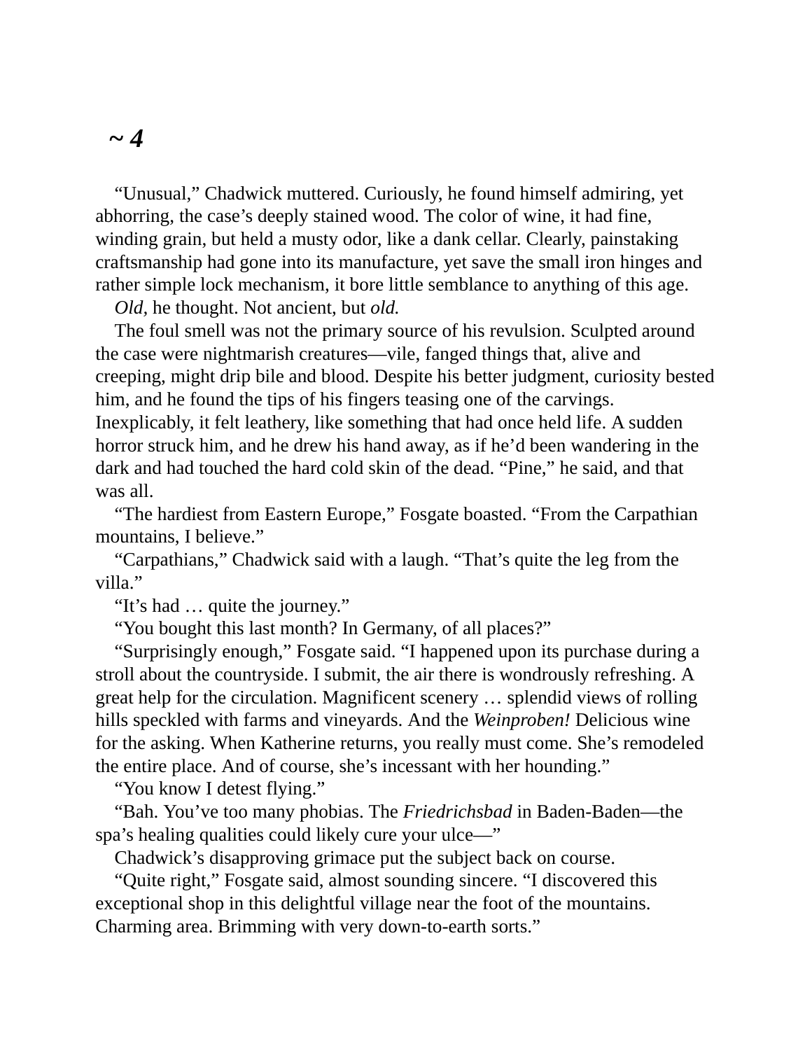## *~ 4*

"Unusual," Chadwick muttered. Curiously, he found himself admiring, yet abhorring, the case's deeply stained wood. The color of wine, it had fine, winding grain, but held a musty odor, like a dank cellar. Clearly, painstaking craftsmanship had gone into its manufacture, yet save the small iron hinges and rather simple lock mechanism, it bore little semblance to anything of this age.

*Old,* he thought. Not ancient, but *old.*

The foul smell was not the primary source of his revulsion. Sculpted around the case were nightmarish creatures—vile, fanged things that, alive and creeping, might drip bile and blood. Despite his better judgment, curiosity bested him, and he found the tips of his fingers teasing one of the carvings. Inexplicably, it felt leathery, like something that had once held life. A sudden horror struck him, and he drew his hand away, as if he'd been wandering in the dark and had touched the hard cold skin of the dead. "Pine," he said, and that was all.

"The hardiest from Eastern Europe," Fosgate boasted. "From the Carpathian mountains, I believe."

"Carpathians," Chadwick said with a laugh. "That's quite the leg from the villa."

"It's had … quite the journey."

"You bought this last month? In Germany, of all places?"

"Surprisingly enough," Fosgate said. "I happened upon its purchase during a stroll about the countryside. I submit, the air there is wondrously refreshing. A great help for the circulation. Magnificent scenery … splendid views of rolling hills speckled with farms and vineyards. And the *Weinproben!* Delicious wine for the asking. When Katherine returns, you really must come. She's remodeled the entire place. And of course, she's incessant with her hounding."

"You know I detest flying."

"Bah. You've too many phobias. The *Friedrichsbad* in Baden-Baden—the spa's healing qualities could likely cure your ulce—"

Chadwick's disapproving grimace put the subject back on course.

"Quite right," Fosgate said, almost sounding sincere. "I discovered this exceptional shop in this delightful village near the foot of the mountains. Charming area. Brimming with very down-to-earth sorts."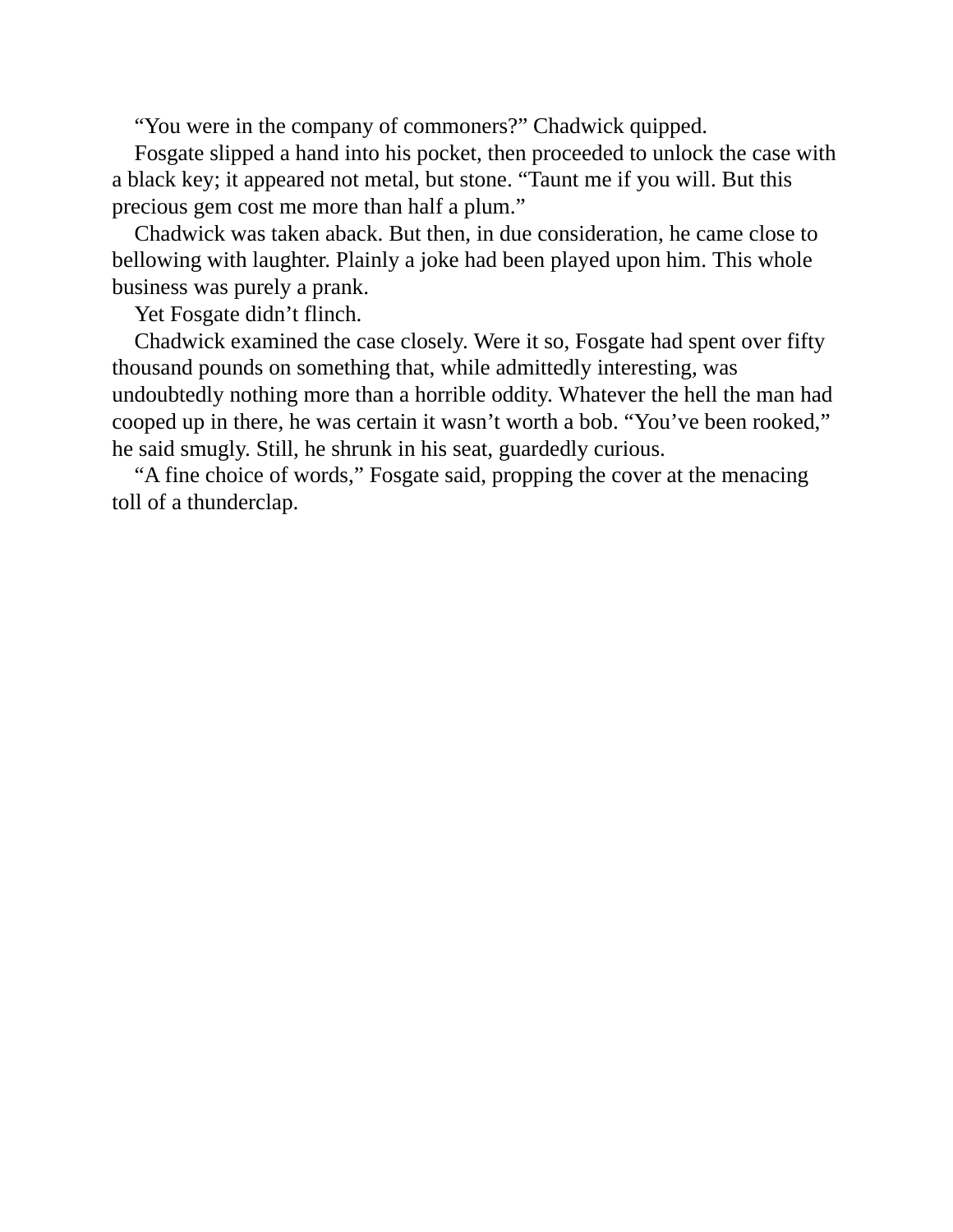“You were in the company of commoners?” Chadwick quipped.

Fosgate slipped a hand into his pocket, then proceeded to unlock the case with a black key; it appeared not metal, but stone. “Taunt me if you will. But this precious gem cost me more than half a plum.”

Chadwick was taken aback. But then, in due consideration, he came close to bellowing with laughter. Plainly a joke had been played upon him. This whole business was purely a prank.

Yet Fosgate didn’t flinch.

Chadwick examined the case closely. Were it so, Fosgate had spent over fifty thousand pounds on something that, while admittedly interesting, was undoubtedly nothing more than a horrible oddity. Whatever the hell the man had cooped up in there, he was certain it wasn’t worth a bob. “You’ve been rooked,” he said smugly. Still, he shrunk in his seat, guardedly curious.

“A fine choice of words,” Fosgate said, propping the cover at the menacing toll of a thunderclap.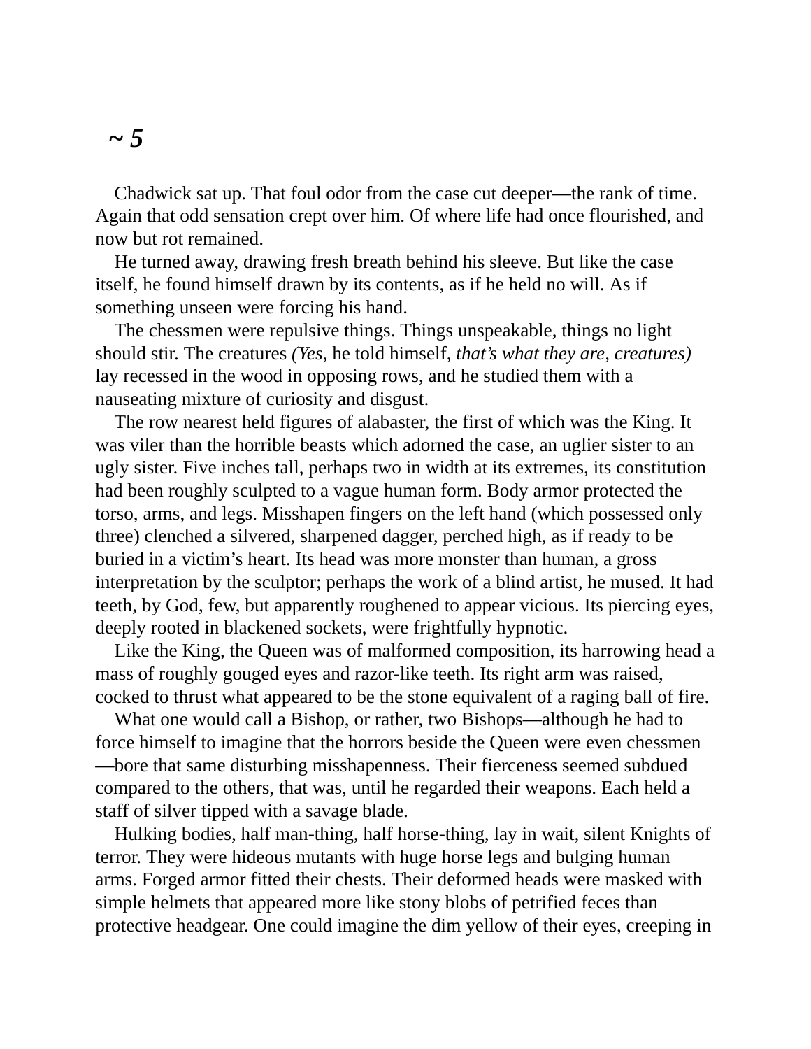## *~ 5*

Chadwick sat up. That foul odor from the case cut deeper—the rank of time. Again that odd sensation crept over him. Of where life had once flourished, and now but rot remained.

He turned away, drawing fresh breath behind his sleeve. But like the case itself, he found himself drawn by its contents, as if he held no will. As if something unseen were forcing his hand.

The chessmen were repulsive things. Things unspeakable, things no light should stir. The creatures *(Yes,* he told himself, *that's what they are, creatures)* lay recessed in the wood in opposing rows, and he studied them with a nauseating mixture of curiosity and disgust.

The row nearest held figures of alabaster, the first of which was the King. It was viler than the horrible beasts which adorned the case, an uglier sister to an ugly sister. Five inches tall, perhaps two in width at its extremes, its constitution had been roughly sculpted to a vague human form. Body armor protected the torso, arms, and legs. Misshapen fingers on the left hand (which possessed only three) clenched a silvered, sharpened dagger, perched high, as if ready to be buried in a victim's heart. Its head was more monster than human, a gross interpretation by the sculptor; perhaps the work of a blind artist, he mused. It had teeth, by God, few, but apparently roughened to appear vicious. Its piercing eyes, deeply rooted in blackened sockets, were frightfully hypnotic.

Like the King, the Queen was of malformed composition, its harrowing head a mass of roughly gouged eyes and razor-like teeth. Its right arm was raised, cocked to thrust what appeared to be the stone equivalent of a raging ball of fire.

What one would call a Bishop, or rather, two Bishops—although he had to force himself to imagine that the horrors beside the Queen were even chessmen—bore that same disturbing misshapenness. Their fierceness seemed subdued compared to the others, that was, until he regarded their weapons. Each held a staff of silver tipped with a savage blade.

Hulking bodies, half man-thing, half horse-thing, lay in wait, silent Knights of terror. They were hideous mutants with huge horse legs and bulging human arms. Forged armor fitted their chests. Their deformed heads were masked with simple helmets that appeared more like stony blobs of petrified feces than protective headgear. One could imagine the dim yellow of their eyes, creeping in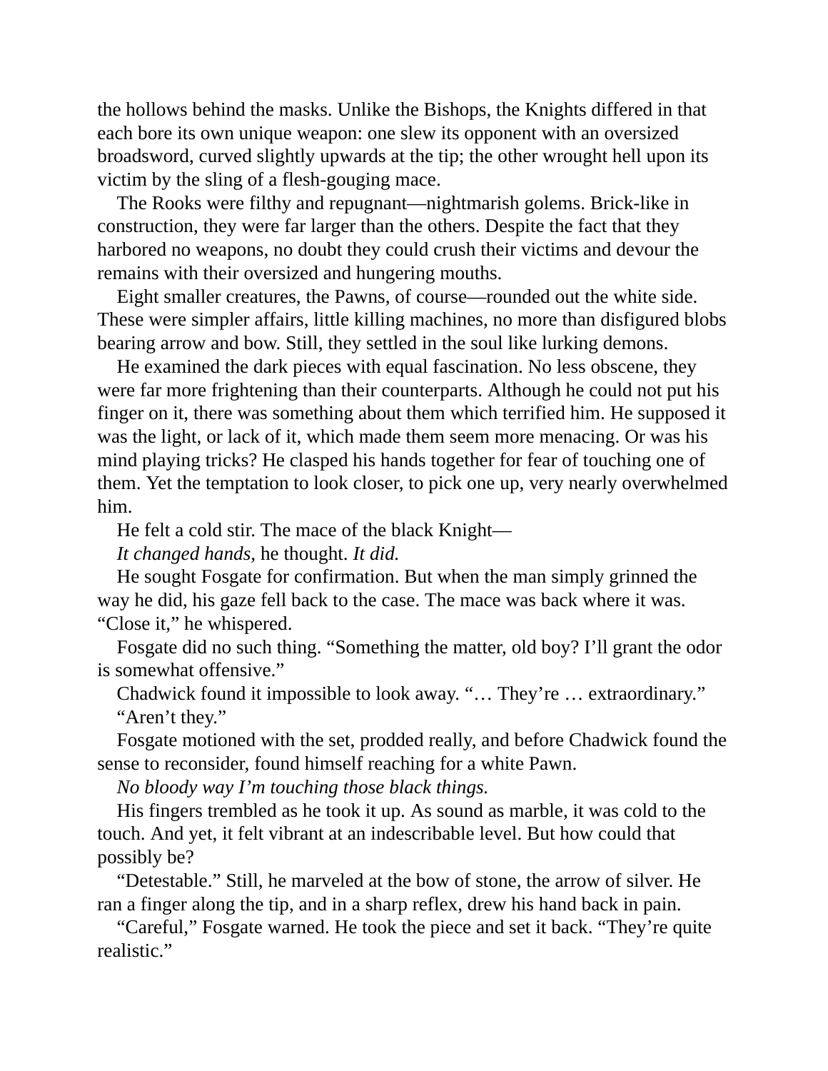the hollows behind the masks. Unlike the Bishops, the Knights differed in that each bore its own unique weapon: one slew its opponent with an oversized broadsword, curved slightly upwards at the tip; the other wrought hell upon its victim by the sling of a flesh-gouging mace.

The Rooks were filthy and repugnant—nightmarish golems. Brick-like in construction, they were far larger than the others. Despite the fact that they harbored no weapons, no doubt they could crush their victims and devour the remains with their oversized and hungering mouths.

Eight smaller creatures, the Pawns, of course—rounded out the white side. These were simpler affairs, little killing machines, no more than disfigured blobs bearing arrow and bow. Still, they settled in the soul like lurking demons.

He examined the dark pieces with equal fascination. No less obscene, they were far more frightening than their counterparts. Although he could not put his finger on it, there was something about them which terrified him. He supposed it was the light, or lack of it, which made them seem more menacing. Or was his mind playing tricks? He clasped his hands together for fear of touching one of them. Yet the temptation to look closer, to pick one up, very nearly overwhelmed him.

He felt a cold stir. The mace of the black Knight—

*It changed hands,* he thought. *It did.*

He sought Fosgate for confirmation. But when the man simply grinned the way he did, his gaze fell back to the case. The mace was back where it was. "Close it," he whispered.

Fosgate did no such thing. "Something the matter, old boy? I'll grant the odor is somewhat offensive."

Chadwick found it impossible to look away. "… They're … extraordinary."

"Aren't they."

Fosgate motioned with the set, prodded really, and before Chadwick found the sense to reconsider, found himself reaching for a white Pawn.

*No bloody way I'm touching those black things.*

His fingers trembled as he took it up. As sound as marble, it was cold to the touch. And yet, it felt vibrant at an indescribable level. But how could that possibly be?

"Detestable." Still, he marveled at the bow of stone, the arrow of silver. He ran a finger along the tip, and in a sharp reflex, drew his hand back in pain.

"Careful," Fosgate warned. He took the piece and set it back. "They're quite realistic."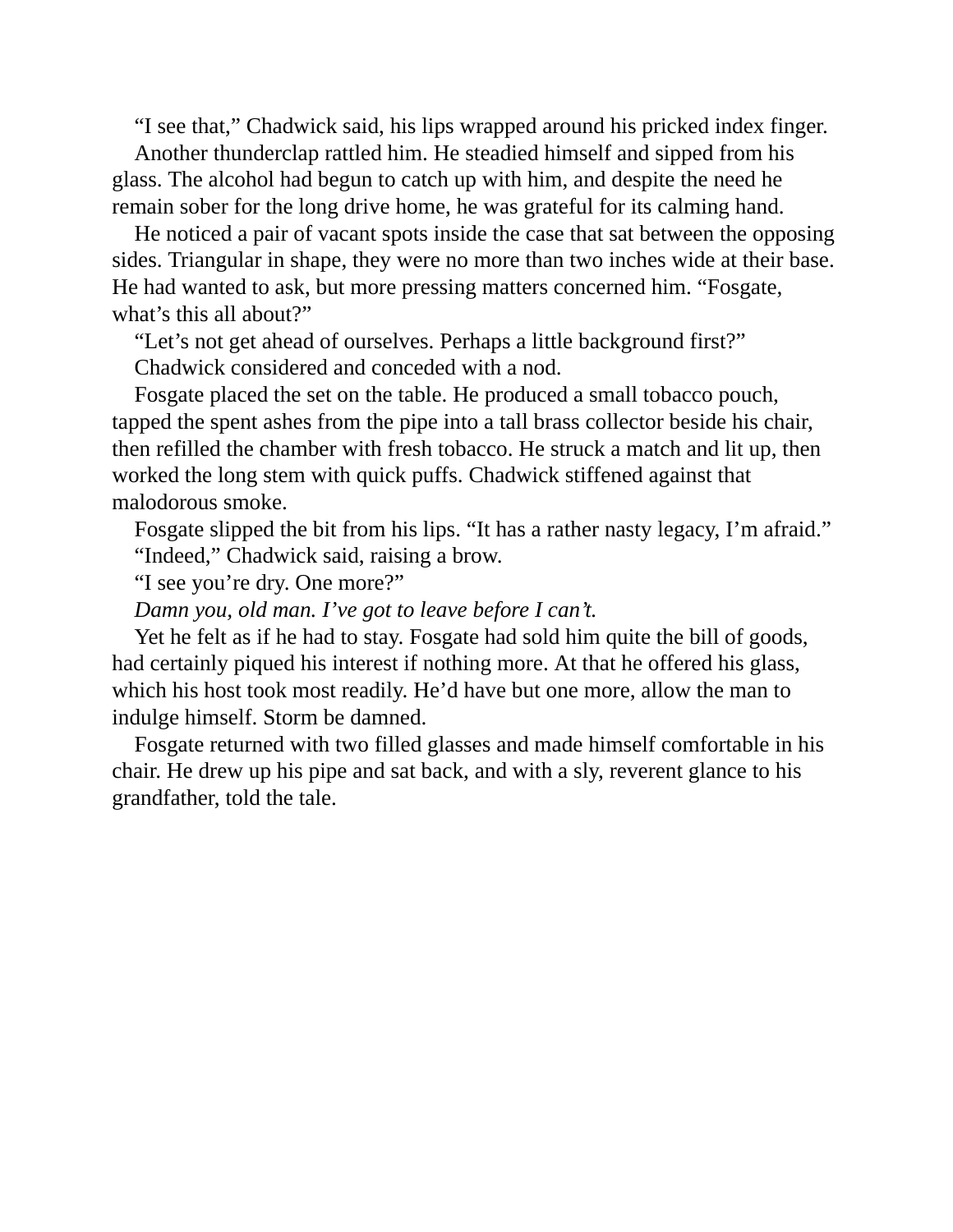“I see that,” Chadwick said, his lips wrapped around his pricked index finger.

Another thunderclap rattled him. He steadied himself and sipped from his glass. The alcohol had begun to catch up with him, and despite the need he remain sober for the long drive home, he was grateful for its calming hand.

He noticed a pair of vacant spots inside the case that sat between the opposing sides. Triangular in shape, they were no more than two inches wide at their base. He had wanted to ask, but more pressing matters concerned him. “Fosgate, what’s this all about?”

“Let’s not get ahead of ourselves. Perhaps a little background first?”

Chadwick considered and conceded with a nod.

Fosgate placed the set on the table. He produced a small tobacco pouch, tapped the spent ashes from the pipe into a tall brass collector beside his chair, then refilled the chamber with fresh tobacco. He struck a match and lit up, then worked the long stem with quick puffs. Chadwick stiffened against that malodorous smoke.

Fosgate slipped the bit from his lips. “It has a rather nasty legacy, I’m afraid.”

“Indeed,” Chadwick said, raising a brow.

“I see you’re dry. One more?”

*Damn you, old man. I’ve got to leave before I can’t.*

Yet he felt as if he had to stay. Fosgate had sold him quite the bill of goods, had certainly piqued his interest if nothing more. At that he offered his glass, which his host took most readily. He’d have but one more, allow the man to indulge himself. Storm be damned.

Fosgate returned with two filled glasses and made himself comfortable in his chair. He drew up his pipe and sat back, and with a sly, reverent glance to his grandfather, told the tale.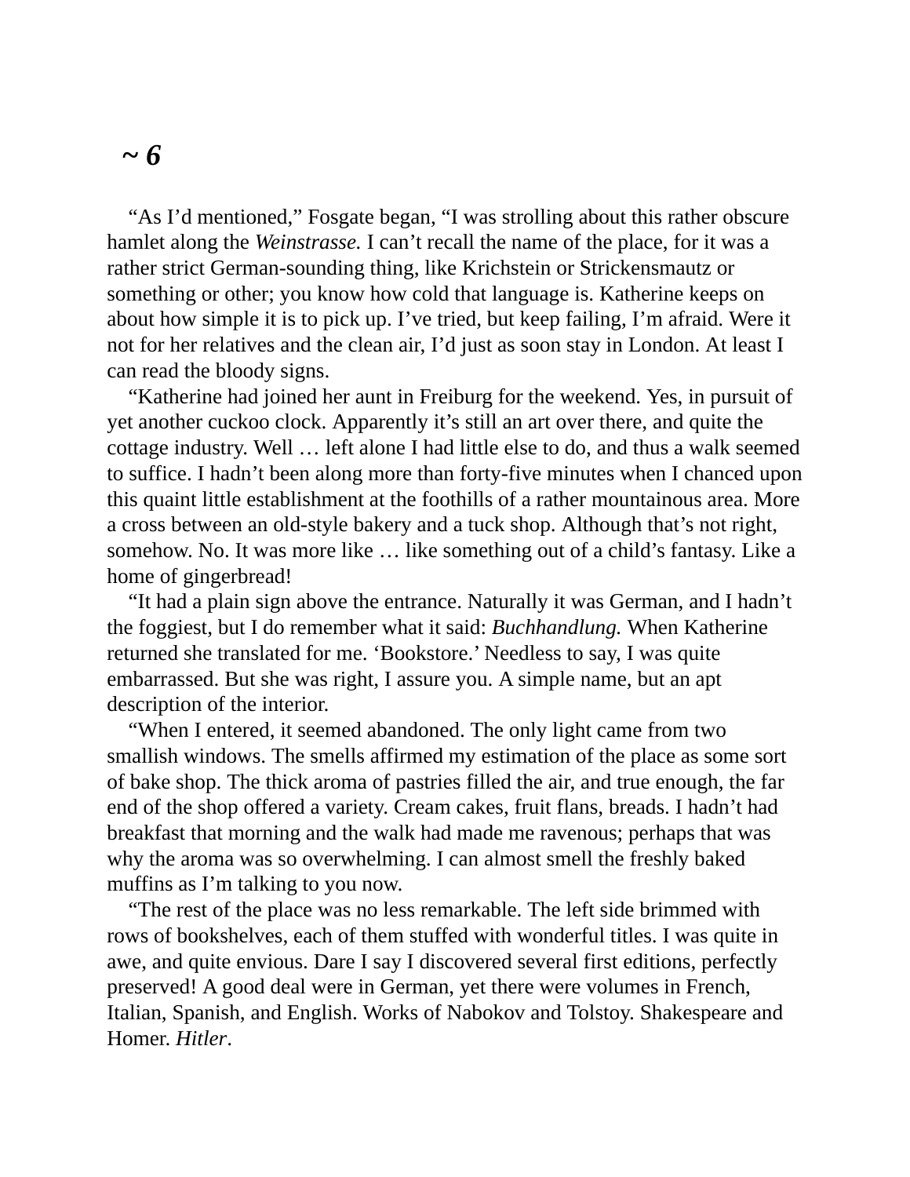## *~ 6*

"As I'd mentioned," Fosgate began, "I was strolling about this rather obscure hamlet along the *Weinstrasse.* I can't recall the name of the place, for it was a rather strict German-sounding thing, like Krichstein or Strickensmautz or something or other; you know how cold that language is. Katherine keeps on about how simple it is to pick up. I've tried, but keep failing, I'm afraid. Were it not for her relatives and the clean air, I'd just as soon stay in London. At least I can read the bloody signs.

"Katherine had joined her aunt in Freiburg for the weekend. Yes, in pursuit of yet another cuckoo clock. Apparently it's still an art over there, and quite the cottage industry. Well … left alone I had little else to do, and thus a walk seemed to suffice. I hadn't been along more than forty-five minutes when I chanced upon this quaint little establishment at the foothills of a rather mountainous area. More a cross between an old-style bakery and a tuck shop. Although that's not right, somehow. No. It was more like … like something out of a child's fantasy. Like a home of gingerbread!

"It had a plain sign above the entrance. Naturally it was German, and I hadn't the foggiest, but I do remember what it said: *Buchhandlung.* When Katherine returned she translated for me. 'Bookstore.' Needless to say, I was quite embarrassed. But she was right, I assure you. A simple name, but an apt description of the interior.

"When I entered, it seemed abandoned. The only light came from two smallish windows. The smells affirmed my estimation of the place as some sort of bake shop. The thick aroma of pastries filled the air, and true enough, the far end of the shop offered a variety. Cream cakes, fruit flans, breads. I hadn't had breakfast that morning and the walk had made me ravenous; perhaps that was why the aroma was so overwhelming. I can almost smell the freshly baked muffins as I'm talking to you now.

"The rest of the place was no less remarkable. The left side brimmed with rows of bookshelves, each of them stuffed with wonderful titles. I was quite in awe, and quite envious. Dare I say I discovered several first editions, perfectly preserved! A good deal were in German, yet there were volumes in French, Italian, Spanish, and English. Works of Nabokov and Tolstoy. Shakespeare and Homer. *Hitler*.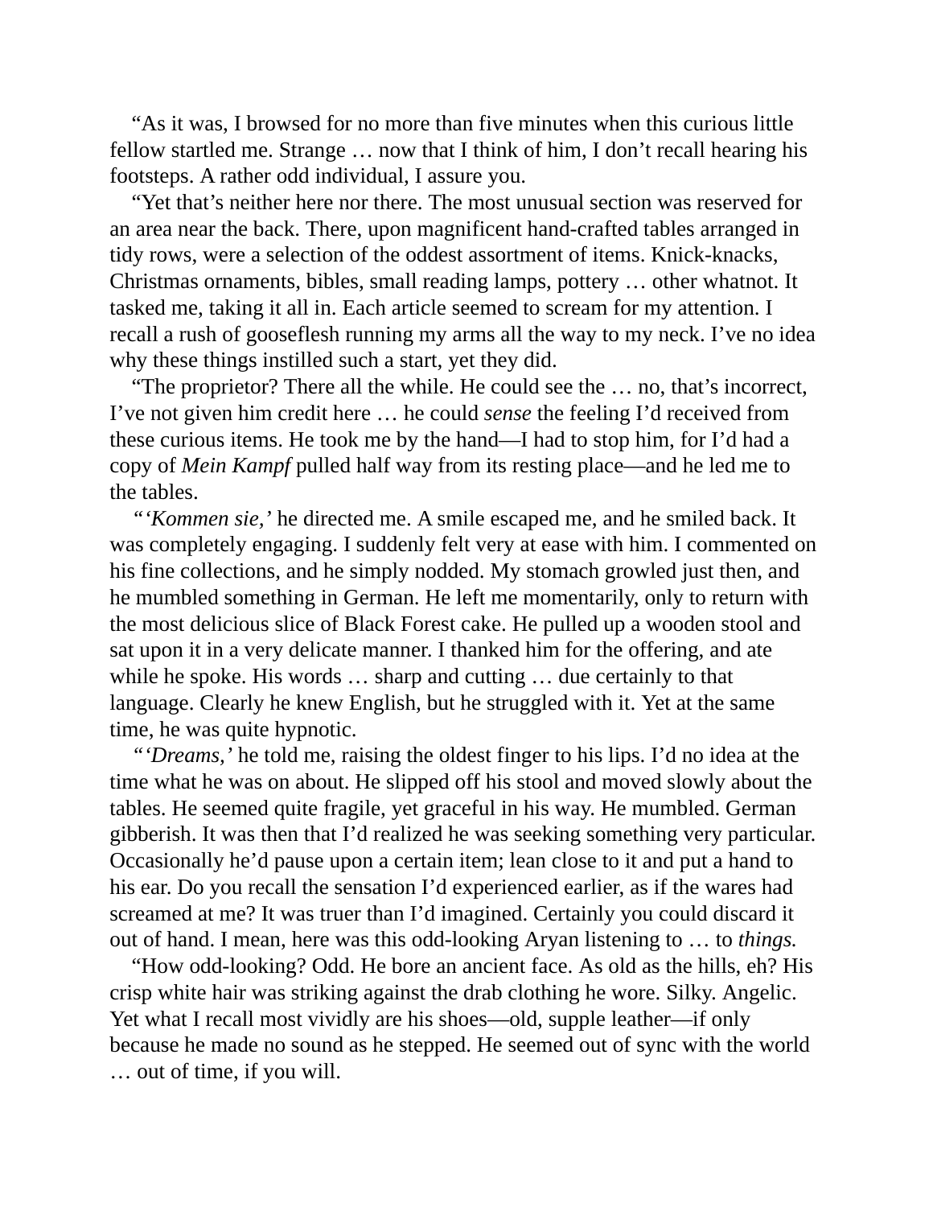"As it was, I browsed for no more than five minutes when this curious little fellow startled me. Strange … now that I think of him, I don't recall hearing his footsteps. A rather odd individual, I assure you.

"Yet that's neither here nor there. The most unusual section was reserved for an area near the back. There, upon magnificent hand-crafted tables arranged in tidy rows, were a selection of the oddest assortment of items. Knick-knacks, Christmas ornaments, bibles, small reading lamps, pottery … other whatnot. It tasked me, taking it all in. Each article seemed to scream for my attention. I recall a rush of gooseflesh running my arms all the way to my neck. I've no idea why these things instilled such a start, yet they did.

"The proprietor? There all the while. He could see the … no, that's incorrect, I've not given him credit here … he could *sense* the feeling I'd received from these curious items. He took me by the hand—I had to stop him, for I'd had a copy of *Mein Kampf* pulled half way from its resting place—and he led me to the tables.

"*'Kommen sie,'* he directed me. A smile escaped me, and he smiled back. It was completely engaging. I suddenly felt very at ease with him. I commented on his fine collections, and he simply nodded. My stomach growled just then, and he mumbled something in German. He left me momentarily, only to return with the most delicious slice of Black Forest cake. He pulled up a wooden stool and sat upon it in a very delicate manner. I thanked him for the offering, and ate while he spoke. His words … sharp and cutting … due certainly to that language. Clearly he knew English, but he struggled with it. Yet at the same time, he was quite hypnotic.

"*'Dreams,'* he told me, raising the oldest finger to his lips. I'd no idea at the time what he was on about. He slipped off his stool and moved slowly about the tables. He seemed quite fragile, yet graceful in his way. He mumbled. German gibberish. It was then that I'd realized he was seeking something very particular. Occasionally he'd pause upon a certain item; lean close to it and put a hand to his ear. Do you recall the sensation I'd experienced earlier, as if the wares had screamed at me? It was truer than I'd imagined. Certainly you could discard it out of hand. I mean, here was this odd-looking Aryan listening to … to *things.*

"How odd-looking? Odd. He bore an ancient face. As old as the hills, eh? His crisp white hair was striking against the drab clothing he wore. Silky. Angelic. Yet what I recall most vividly are his shoes—old, supple leather—if only because he made no sound as he stepped. He seemed out of sync with the world … out of time, if you will.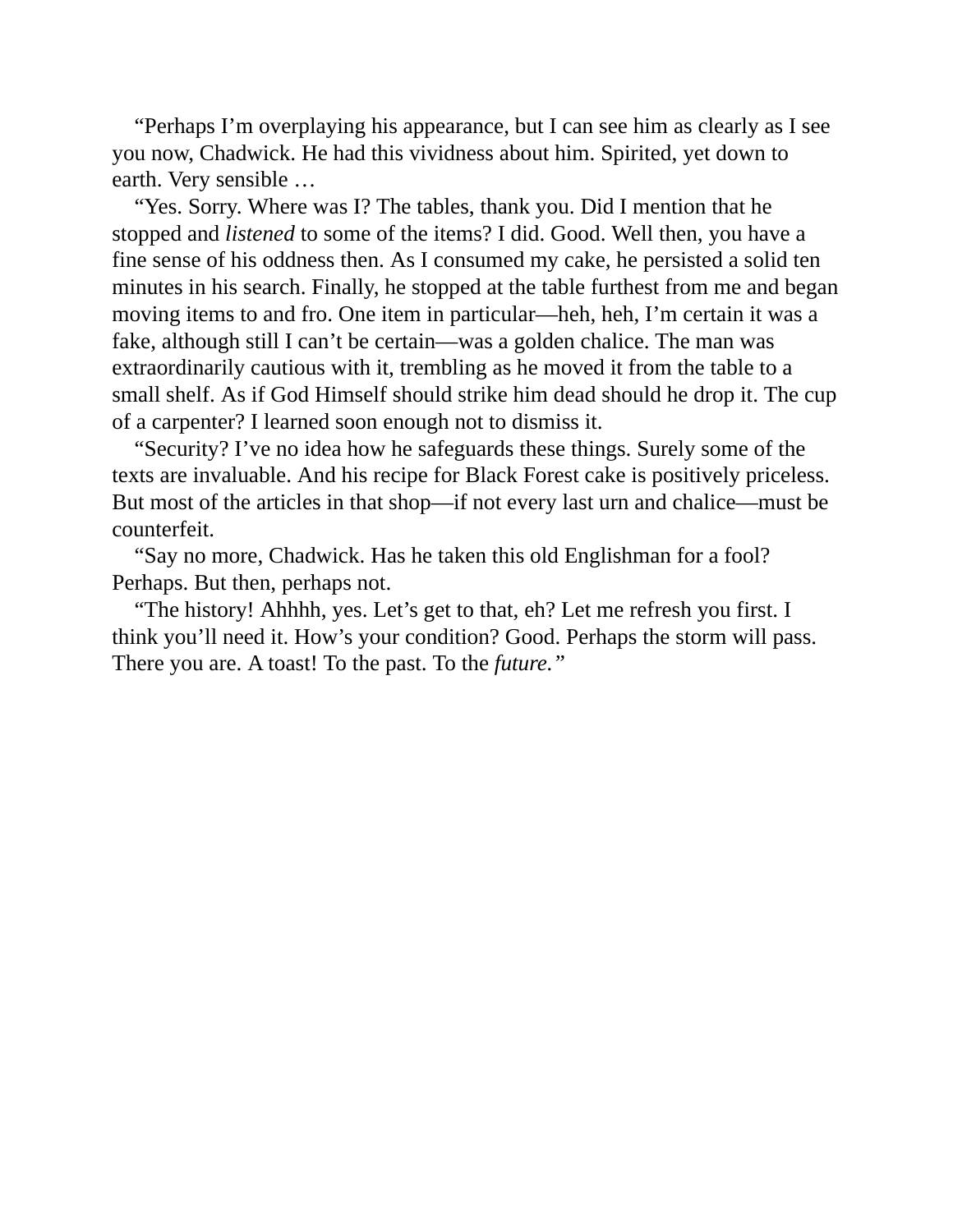"Perhaps I'm overplaying his appearance, but I can see him as clearly as I see you now, Chadwick. He had this vividness about him. Spirited, yet down to earth. Very sensible …

"Yes. Sorry. Where was I? The tables, thank you. Did I mention that he stopped and *listened* to some of the items? I did. Good. Well then, you have a fine sense of his oddness then. As I consumed my cake, he persisted a solid ten minutes in his search. Finally, he stopped at the table furthest from me and began moving items to and fro. One item in particular—heh, heh, I'm certain it was a fake, although still I can't be certain—was a golden chalice. The man was extraordinarily cautious with it, trembling as he moved it from the table to a small shelf. As if God Himself should strike him dead should he drop it. The cup of a carpenter? I learned soon enough not to dismiss it.

"Security? I've no idea how he safeguards these things. Surely some of the texts are invaluable. And his recipe for Black Forest cake is positively priceless. But most of the articles in that shop—if not every last urn and chalice—must be counterfeit.

"Say no more, Chadwick. Has he taken this old Englishman for a fool? Perhaps. But then, perhaps not.

"The history! Ahhhh, yes. Let's get to that, eh? Let me refresh you first. I think you'll need it. How's your condition? Good. Perhaps the storm will pass. There you are. A toast! To the past. To the *future.*"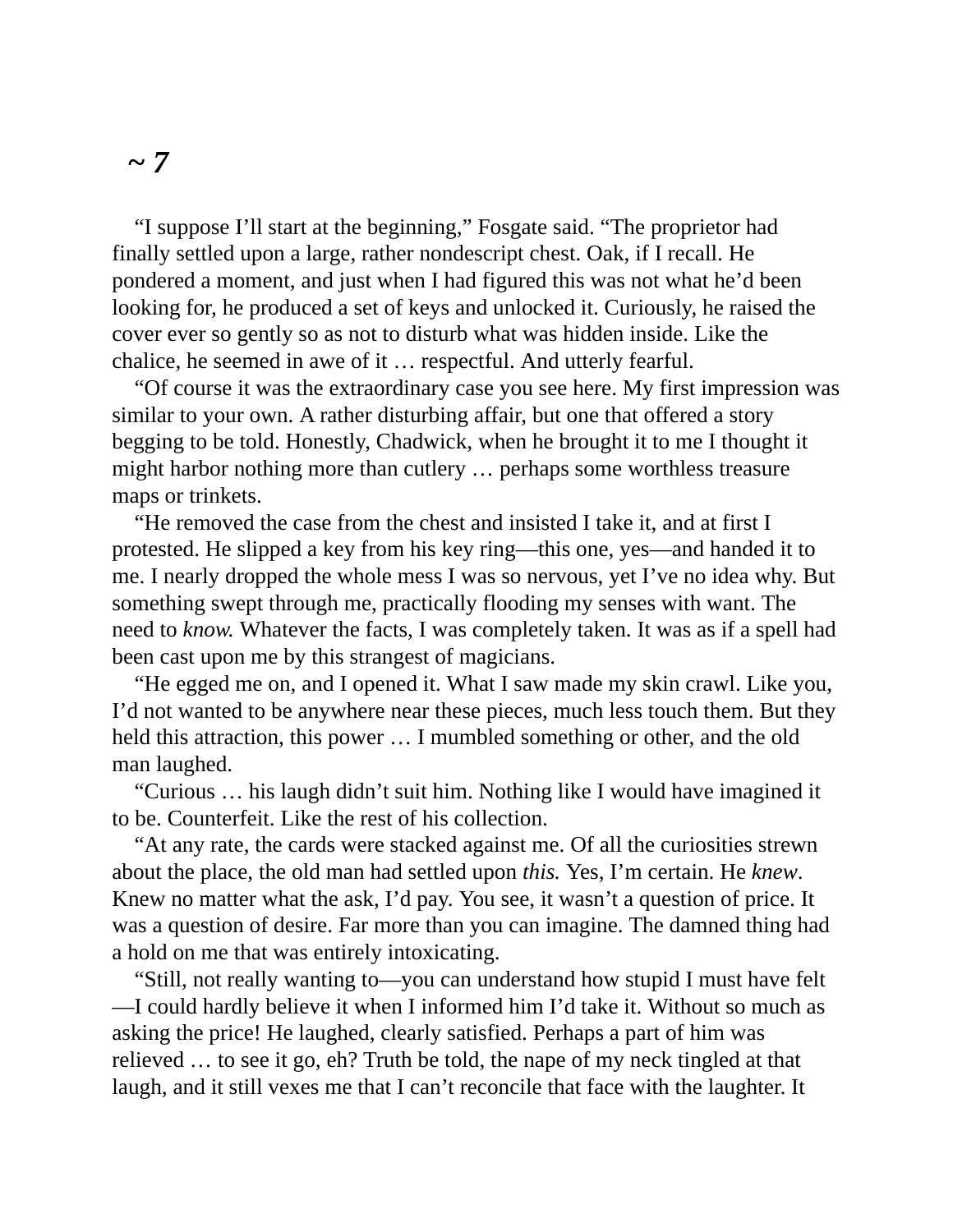# ~ 7

"I suppose I'll start at the beginning," Fosgate said. "The proprietor had finally settled upon a large, rather nondescript chest. Oak, if I recall. He pondered a moment, and just when I had figured this was not what he'd been looking for, he produced a set of keys and unlocked it. Curiously, he raised the cover ever so gently so as not to disturb what was hidden inside. Like the chalice, he seemed in awe of it … respectful. And utterly fearful.

"Of course it was the extraordinary case you see here. My first impression was similar to your own. A rather disturbing affair, but one that offered a story begging to be told. Honestly, Chadwick, when he brought it to me I thought it might harbor nothing more than cutlery … perhaps some worthless treasure maps or trinkets.

"He removed the case from the chest and insisted I take it, and at first I protested. He slipped a key from his key ring—this one, yes—and handed it to me. I nearly dropped the whole mess I was so nervous, yet I've no idea why. But something swept through me, practically flooding my senses with want. The need to *know*. Whatever the facts, I was completely taken. It was as if a spell had been cast upon me by this strangest of magicians.

"He egged me on, and I opened it. What I saw made my skin crawl. Like you, I'd not wanted to be anywhere near these pieces, much less touch them. But they held this attraction, this power … I mumbled something or other, and the old man laughed.

"Curious … his laugh didn't suit him. Nothing like I would have imagined it to be. Counterfeit. Like the rest of his collection.

"At any rate, the cards were stacked against me. Of all the curiosities strewn about the place, the old man had settled upon *this.* Yes, I'm certain. He *knew*. Knew no matter what the ask, I'd pay. You see, it wasn't a question of price. It was a question of desire. Far more than you can imagine. The damned thing had a hold on me that was entirely intoxicating.

"Still, not really wanting to—you can understand how stupid I must have felt—I could hardly believe it when I informed him I'd take it. Without so much as asking the price! He laughed, clearly satisfied. Perhaps a part of him was relieved … to see it go, eh? Truth be told, the nape of my neck tingled at that laugh, and it still vexes me that I can't reconcile that face with the laughter. It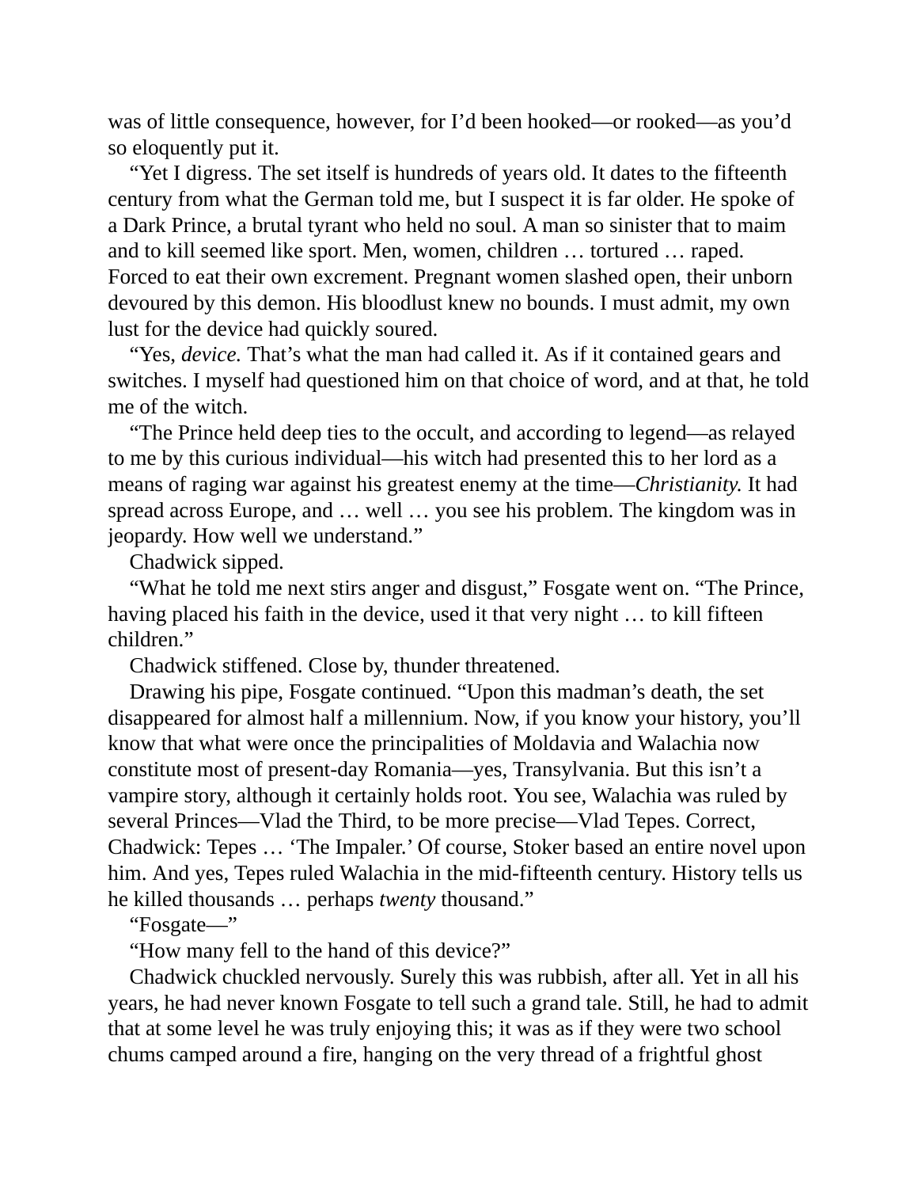was of little consequence, however, for I'd been hooked—or rooked—as you'd so eloquently put it.

"Yet I digress. The set itself is hundreds of years old. It dates to the fifteenth century from what the German told me, but I suspect it is far older. He spoke of a Dark Prince, a brutal tyrant who held no soul. A man so sinister that to maim and to kill seemed like sport. Men, women, children … tortured … raped. Forced to eat their own excrement. Pregnant women slashed open, their unborn devoured by this demon. His bloodlust knew no bounds. I must admit, my own lust for the device had quickly soured.

"Yes, *device.* That's what the man had called it. As if it contained gears and switches. I myself had questioned him on that choice of word, and at that, he told me of the witch.

"The Prince held deep ties to the occult, and according to legend—as relayed to me by this curious individual—his witch had presented this to her lord as a means of raging war against his greatest enemy at the time—*Christianity.* It had spread across Europe, and … well … you see his problem. The kingdom was in jeopardy. How well we understand."

Chadwick sipped.

"What he told me next stirs anger and disgust," Fosgate went on. "The Prince, having placed his faith in the device, used it that very night … to kill fifteen children."

Chadwick stiffened. Close by, thunder threatened.

Drawing his pipe, Fosgate continued. "Upon this madman's death, the set disappeared for almost half a millennium. Now, if you know your history, you'll know that what were once the principalities of Moldavia and Walachia now constitute most of present-day Romania—yes, Transylvania. But this isn't a vampire story, although it certainly holds root. You see, Walachia was ruled by several Princes—Vlad the Third, to be more precise—Vlad Tepes. Correct, Chadwick: Tepes … 'The Impaler.' Of course, Stoker based an entire novel upon him. And yes, Tepes ruled Walachia in the mid-fifteenth century. History tells us he killed thousands … perhaps *twenty* thousand."

"Fosgate—"

"How many fell to the hand of this device?"

Chadwick chuckled nervously. Surely this was rubbish, after all. Yet in all his years, he had never known Fosgate to tell such a grand tale. Still, he had to admit that at some level he was truly enjoying this; it was as if they were two school chums camped around a fire, hanging on the very thread of a frightful ghost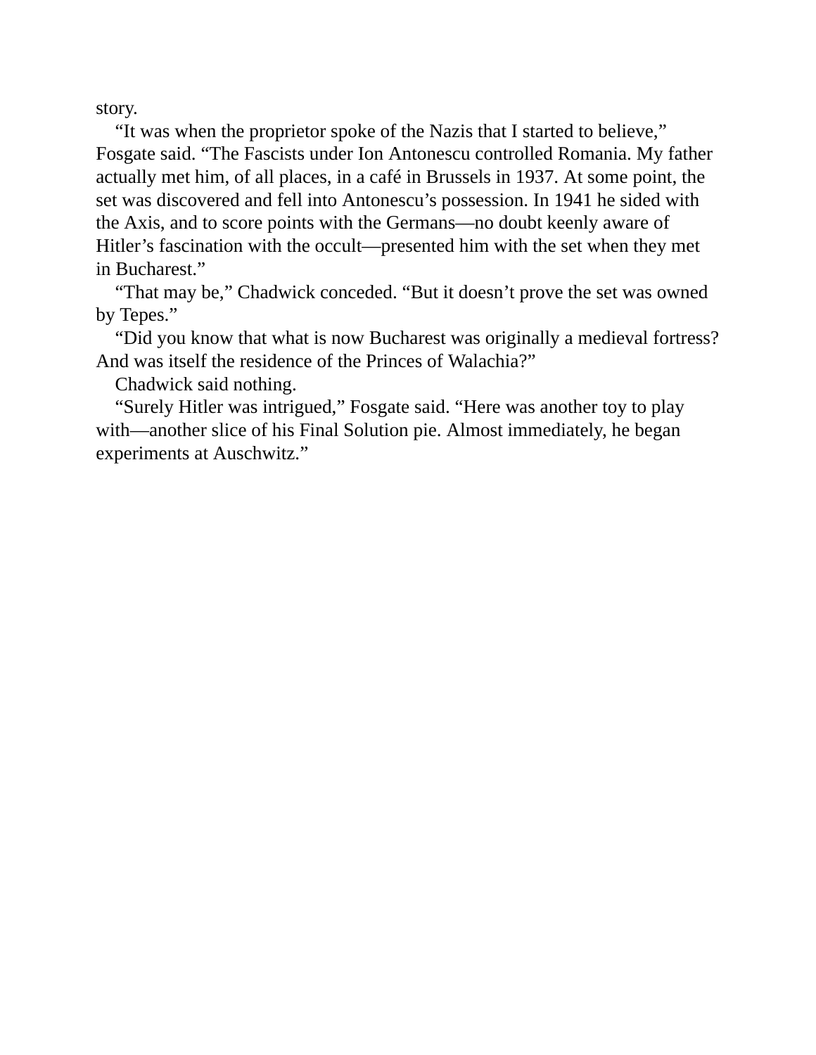story.

“It was when the proprietor spoke of the Nazis that I started to believe,” Fosgate said. “The Fascists under Ion Antonescu controlled Romania. My father actually met him, of all places, in a café in Brussels in 1937. At some point, the set was discovered and fell into Antonescu’s possession. In 1941 he sided with the Axis, and to score points with the Germans—no doubt keenly aware of Hitler’s fascination with the occult—presented him with the set when they met in Bucharest.”

“That may be,” Chadwick conceded. “But it doesn’t prove the set was owned by Tepes.”

“Did you know that what is now Bucharest was originally a medieval fortress? And was itself the residence of the Princes of Walachia?”

Chadwick said nothing.

“Surely Hitler was intrigued,” Fosgate said. “Here was another toy to play with—another slice of his Final Solution pie. Almost immediately, he began experiments at Auschwitz.”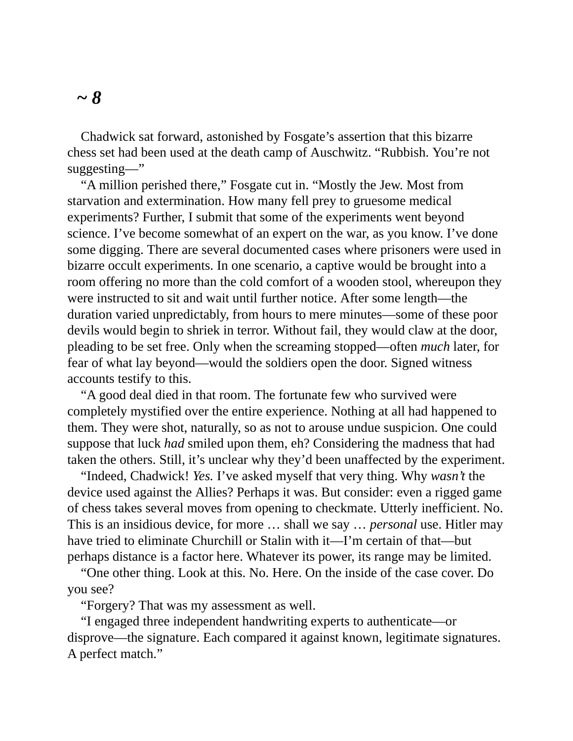## *~ 8*

Chadwick sat forward, astonished by Fosgate's assertion that this bizarre chess set had been used at the death camp of Auschwitz. "Rubbish. You're not suggesting—"

"A million perished there," Fosgate cut in. "Mostly the Jew. Most from starvation and extermination. How many fell prey to gruesome medical experiments? Further, I submit that some of the experiments went beyond science. I've become somewhat of an expert on the war, as you know. I've done some digging. There are several documented cases where prisoners were used in bizarre occult experiments. In one scenario, a captive would be brought into a room offering no more than the cold comfort of a wooden stool, whereupon they were instructed to sit and wait until further notice. After some length—the duration varied unpredictably, from hours to mere minutes—some of these poor devils would begin to shriek in terror. Without fail, they would claw at the door, pleading to be set free. Only when the screaming stopped—often *much* later, for fear of what lay beyond—would the soldiers open the door. Signed witness accounts testify to this.

"A good deal died in that room. The fortunate few who survived were completely mystified over the entire experience. Nothing at all had happened to them. They were shot, naturally, so as not to arouse undue suspicion. One could suppose that luck *had* smiled upon them, eh? Considering the madness that had taken the others. Still, it's unclear why they'd been unaffected by the experiment.

"Indeed, Chadwick! *Yes.* I've asked myself that very thing. Why *wasn't* the device used against the Allies? Perhaps it was. But consider: even a rigged game of chess takes several moves from opening to checkmate. Utterly inefficient. No. This is an insidious device, for more … shall we say … *personal* use. Hitler may have tried to eliminate Churchill or Stalin with it—I'm certain of that—but perhaps distance is a factor here. Whatever its power, its range may be limited.

"One other thing. Look at this. No. Here. On the inside of the case cover. Do you see?

"Forgery? That was my assessment as well.

"I engaged three independent handwriting experts to authenticate—or disprove—the signature. Each compared it against known, legitimate signatures. A perfect match."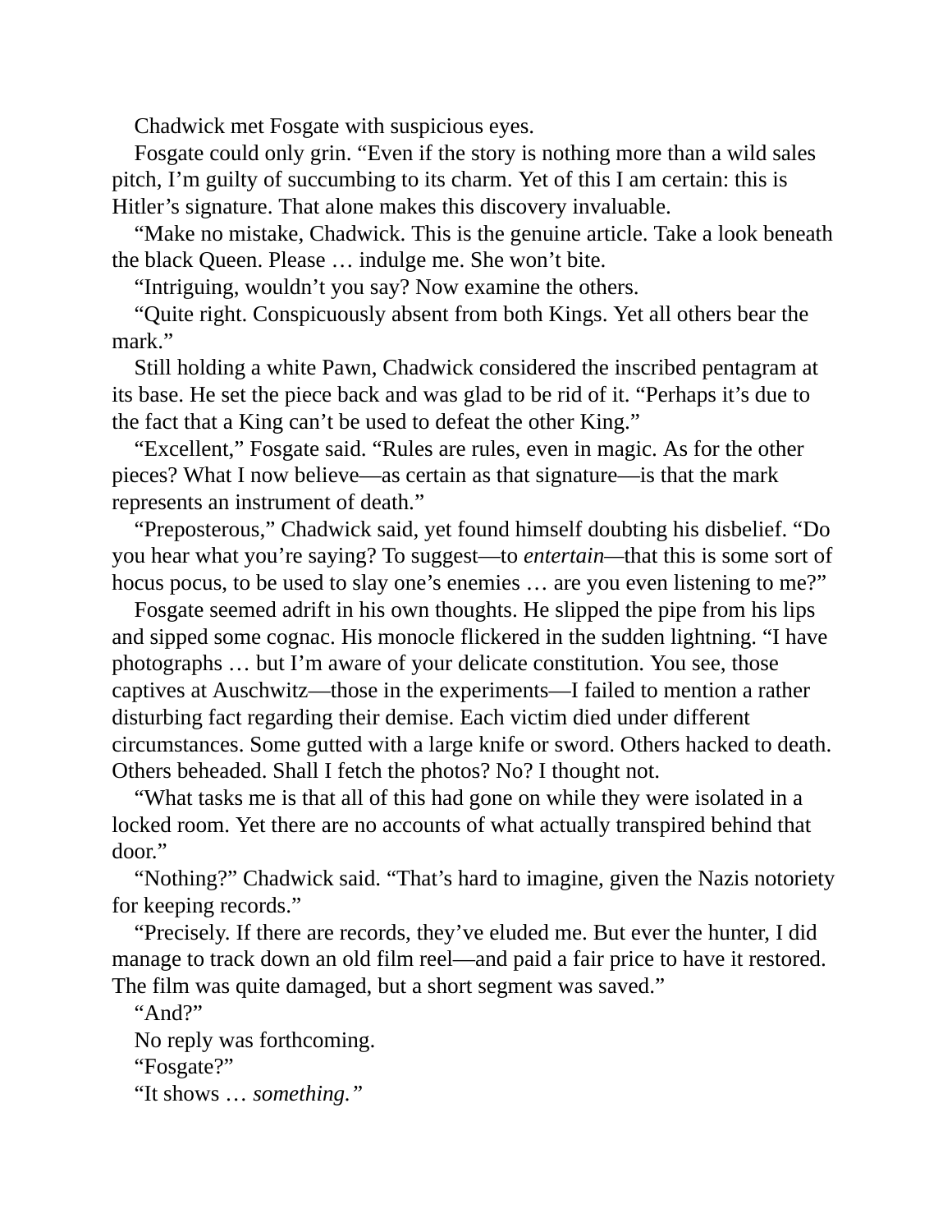Chadwick met Fosgate with suspicious eyes.

Fosgate could only grin. "Even if the story is nothing more than a wild sales pitch, I'm guilty of succumbing to its charm. Yet of this I am certain: this is Hitler's signature. That alone makes this discovery invaluable.

"Make no mistake, Chadwick. This is the genuine article. Take a look beneath the black Queen. Please … indulge me. She won't bite.

"Intriguing, wouldn't you say? Now examine the others.

"Quite right. Conspicuously absent from both Kings. Yet all others bear the mark."

Still holding a white Pawn, Chadwick considered the inscribed pentagram at its base. He set the piece back and was glad to be rid of it. "Perhaps it's due to the fact that a King can't be used to defeat the other King."

"Excellent," Fosgate said. "Rules are rules, even in magic. As for the other pieces? What I now believe—as certain as that signature—is that the mark represents an instrument of death."

"Preposterous," Chadwick said, yet found himself doubting his disbelief. "Do you hear what you're saying? To suggest—to *entertain*—that this is some sort of hocus pocus, to be used to slay one's enemies … are you even listening to me?"

Fosgate seemed adrift in his own thoughts. He slipped the pipe from his lips and sipped some cognac. His monocle flickered in the sudden lightning. "I have photographs … but I'm aware of your delicate constitution. You see, those captives at Auschwitz—those in the experiments—I failed to mention a rather disturbing fact regarding their demise. Each victim died under different circumstances. Some gutted with a large knife or sword. Others hacked to death. Others beheaded. Shall I fetch the photos? No? I thought not.

"What tasks me is that all of this had gone on while they were isolated in a locked room. Yet there are no accounts of what actually transpired behind that door."

"Nothing?" Chadwick said. "That's hard to imagine, given the Nazis notoriety for keeping records."

"Precisely. If there are records, they've eluded me. But ever the hunter, I did manage to track down an old film reel—and paid a fair price to have it restored. The film was quite damaged, but a short segment was saved."

"And?"

No reply was forthcoming.

"Fosgate?"

"It shows … *something.*"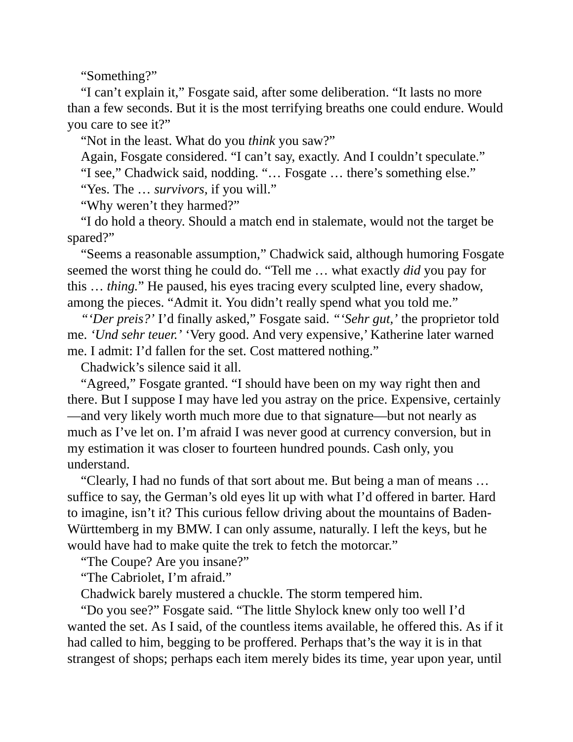"Something?"

"I can't explain it," Fosgate said, after some deliberation. "It lasts no more than a few seconds. But it is the most terrifying breaths one could endure. Would you care to see it?"

"Not in the least. What do you *think* you saw?"

Again, Fosgate considered. "I can't say, exactly. And I couldn't speculate."

"I see," Chadwick said, nodding. "… Fosgate … there's something else."

"Yes. The … *survivors,* if you will."

"Why weren't they harmed?"

"I do hold a theory. Should a match end in stalemate, would not the target be spared?"

"Seems a reasonable assumption," Chadwick said, although humoring Fosgate seemed the worst thing he could do. "Tell me … what exactly *did* you pay for this … *thing.*" He paused, his eyes tracing every sculpted line, every shadow, among the pieces. "Admit it. You didn't really spend what you told me."

"*'Der preis?'* I'd finally asked," Fosgate said. "*'Sehr gut,'* the proprietor told me. *'Und sehr teuer.'* 'Very good. And very expensive,' Katherine later warned me. I admit: I'd fallen for the set. Cost mattered nothing."

Chadwick's silence said it all.

"Agreed," Fosgate granted. "I should have been on my way right then and there. But I suppose I may have led you astray on the price. Expensive, certainly—and very likely worth much more due to that signature—but not nearly as much as I've let on. I'm afraid I was never good at currency conversion, but in my estimation it was closer to fourteen hundred pounds. Cash only, you understand.

"Clearly, I had no funds of that sort about me. But being a man of means … suffice to say, the German's old eyes lit up with what I'd offered in barter. Hard to imagine, isn't it? This curious fellow driving about the mountains of Baden-Württemberg in my BMW. I can only assume, naturally. I left the keys, but he would have had to make quite the trek to fetch the motorcar."

"The Coupe? Are you insane?"

"The Cabriolet, I'm afraid."

Chadwick barely mustered a chuckle. The storm tempered him.

"Do you see?" Fosgate said. "The little Shylock knew only too well I'd wanted the set. As I said, of the countless items available, he offered this. As if it had called to him, begging to be proffered. Perhaps that's the way it is in that strangest of shops; perhaps each item merely bides its time, year upon year, until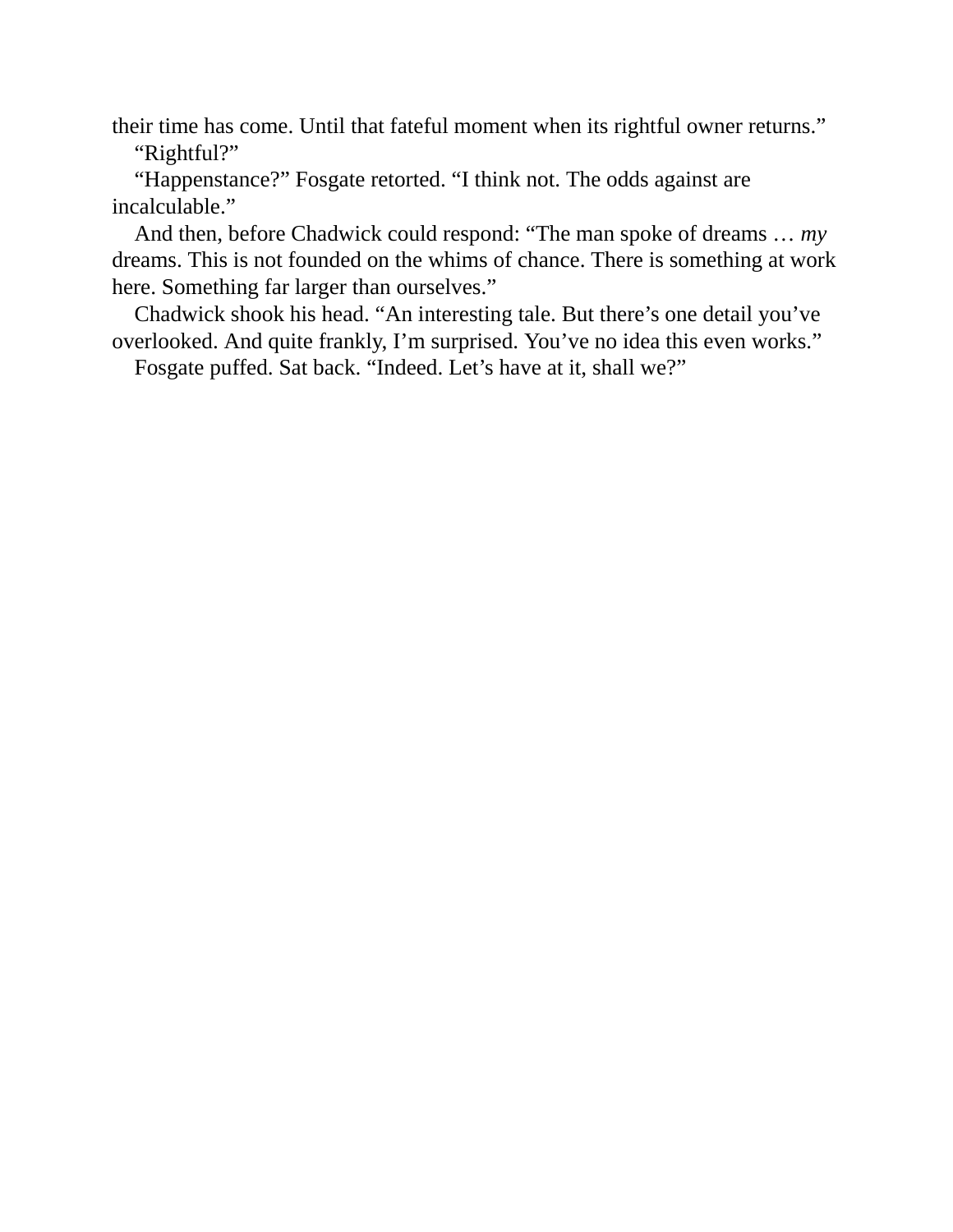their time has come. Until that fateful moment when its rightful owner returns."

"Rightful?"

"Happenstance?" Fosgate retorted. "I think not. The odds against are incalculable."

And then, before Chadwick could respond: "The man spoke of dreams … *my* dreams. This is not founded on the whims of chance. There is something at work here. Something far larger than ourselves."

Chadwick shook his head. "An interesting tale. But there's one detail you've overlooked. And quite frankly, I'm surprised. You've no idea this even works."

Fosgate puffed. Sat back. "Indeed. Let's have at it, shall we?"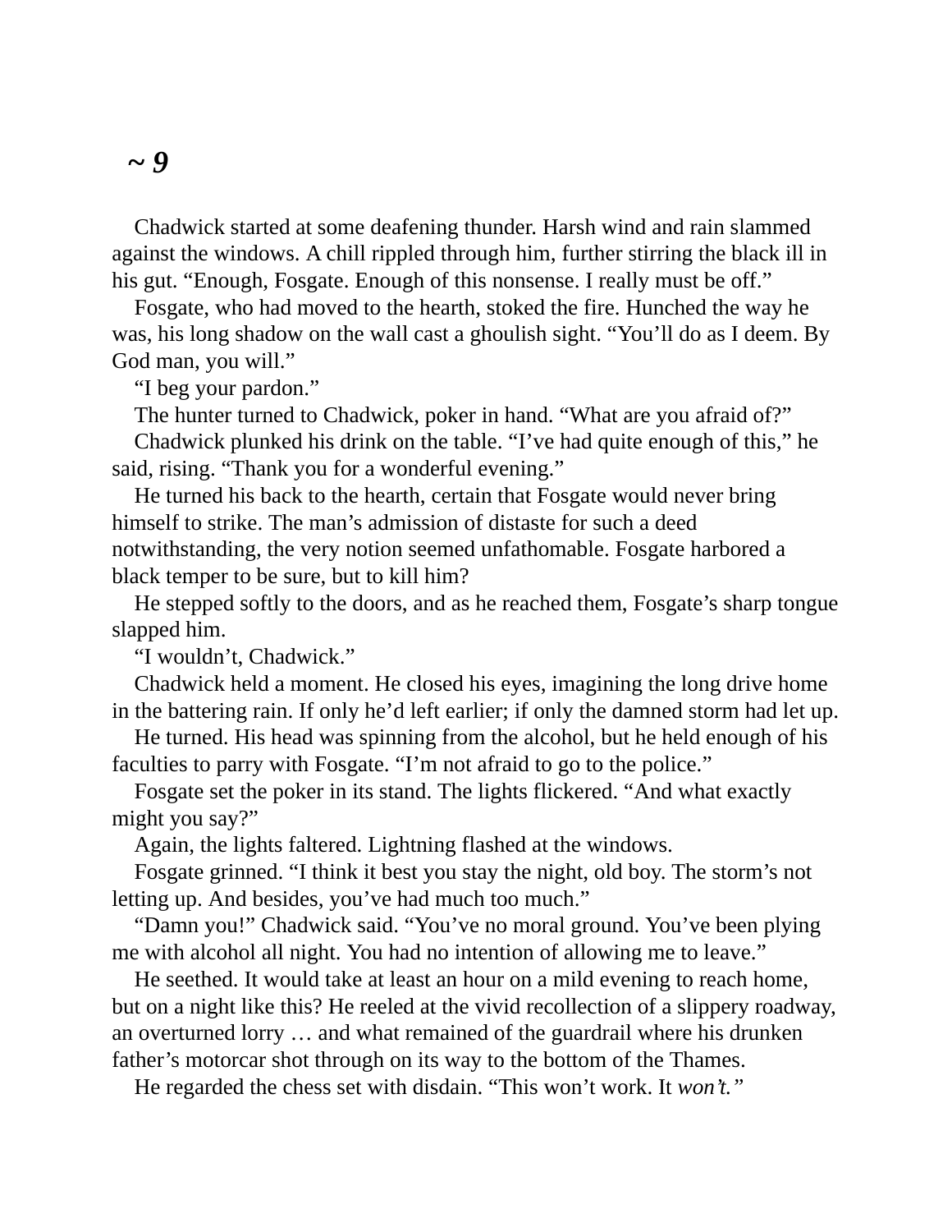## *~ 9*

Chadwick started at some deafening thunder. Harsh wind and rain slammed against the windows. A chill rippled through him, further stirring the black ill in his gut. "Enough, Fosgate. Enough of this nonsense. I really must be off."

Fosgate, who had moved to the hearth, stoked the fire. Hunched the way he was, his long shadow on the wall cast a ghoulish sight. "You'll do as I deem. By God man, you will."

"I beg your pardon."

The hunter turned to Chadwick, poker in hand. "What are you afraid of?"

Chadwick plunked his drink on the table. "I've had quite enough of this," he said, rising. "Thank you for a wonderful evening."

He turned his back to the hearth, certain that Fosgate would never bring himself to strike. The man's admission of distaste for such a deed notwithstanding, the very notion seemed unfathomable. Fosgate harbored a black temper to be sure, but to kill him?

He stepped softly to the doors, and as he reached them, Fosgate's sharp tongue slapped him.

"I wouldn't, Chadwick."

Chadwick held a moment. He closed his eyes, imagining the long drive home in the battering rain. If only he'd left earlier; if only the damned storm had let up.

He turned. His head was spinning from the alcohol, but he held enough of his faculties to parry with Fosgate. "I'm not afraid to go to the police."

Fosgate set the poker in its stand. The lights flickered. "And what exactly might you say?"

Again, the lights faltered. Lightning flashed at the windows.

Fosgate grinned. "I think it best you stay the night, old boy. The storm's not letting up. And besides, you've had much too much."

"Damn you!" Chadwick said. "You've no moral ground. You've been plying me with alcohol all night. You had no intention of allowing me to leave."

He seethed. It would take at least an hour on a mild evening to reach home, but on a night like this? He reeled at the vivid recollection of a slippery roadway, an overturned lorry … and what remained of the guardrail where his drunken father's motorcar shot through on its way to the bottom of the Thames.

He regarded the chess set with disdain. "This won't work. It *won't."*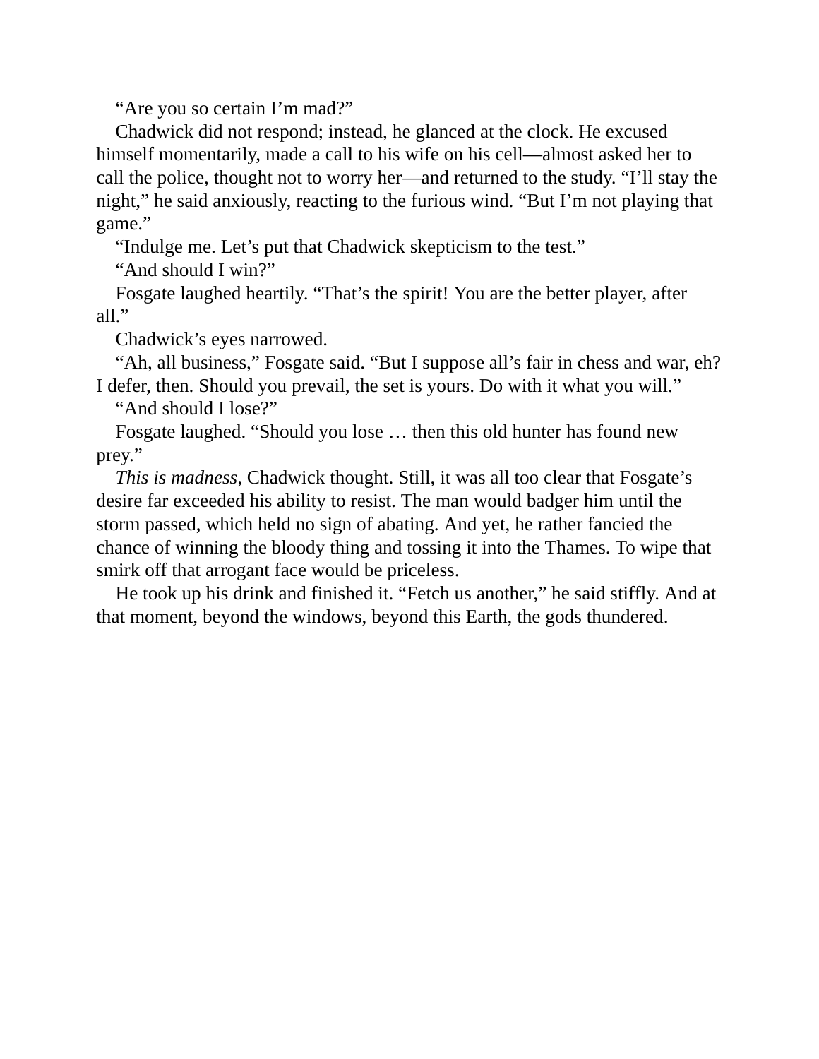“Are you so certain I’m mad?”

Chadwick did not respond; instead, he glanced at the clock. He excused himself momentarily, made a call to his wife on his cell—almost asked her to call the police, thought not to worry her—and returned to the study. “I’ll stay the night,” he said anxiously, reacting to the furious wind. “But I’m not playing that game.”

“Indulge me. Let’s put that Chadwick skepticism to the test.”

“And should I win?”

Fosgate laughed heartily. “That’s the spirit! You are the better player, after all.”

Chadwick’s eyes narrowed.

“Ah, all business,” Fosgate said. “But I suppose all’s fair in chess and war, eh? I defer, then. Should you prevail, the set is yours. Do with it what you will.”

“And should I lose?”

Fosgate laughed. “Should you lose … then this old hunter has found new prey.”

*This is madness*, Chadwick thought. Still, it was all too clear that Fosgate’s desire far exceeded his ability to resist. The man would badger him until the storm passed, which held no sign of abating. And yet, he rather fancied the chance of winning the bloody thing and tossing it into the Thames. To wipe that smirk off that arrogant face would be priceless.

He took up his drink and finished it. “Fetch us another,” he said stiffly. And at that moment, beyond the windows, beyond this Earth, the gods thundered.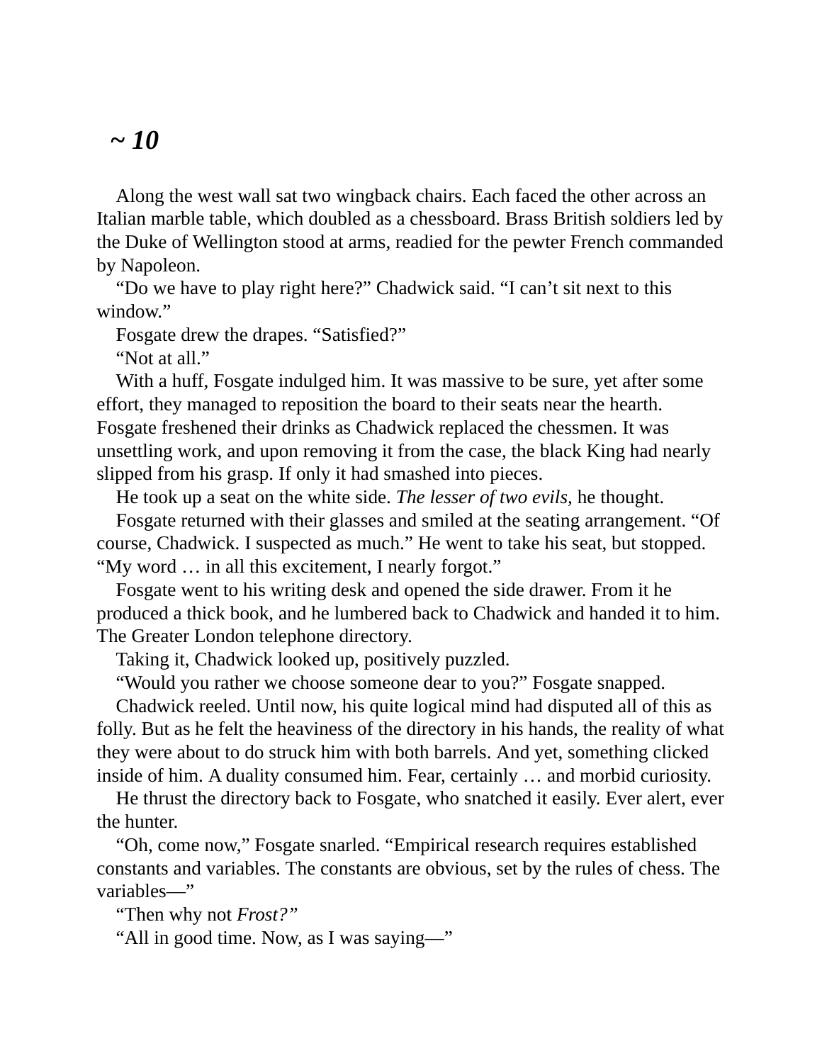# *~ 10*

Along the west wall sat two wingback chairs. Each faced the other across an Italian marble table, which doubled as a chessboard. Brass British soldiers led by the Duke of Wellington stood at arms, readied for the pewter French commanded by Napoleon.

"Do we have to play right here?" Chadwick said. "I can't sit next to this window."

Fosgate drew the drapes. "Satisfied?"

"Not at all."

With a huff, Fosgate indulged him. It was massive to be sure, yet after some effort, they managed to reposition the board to their seats near the hearth. Fosgate freshened their drinks as Chadwick replaced the chessmen. It was unsettling work, and upon removing it from the case, the black King had nearly slipped from his grasp. If only it had smashed into pieces.

He took up a seat on the white side. *The lesser of two evils,* he thought.

Fosgate returned with their glasses and smiled at the seating arrangement. "Of course, Chadwick. I suspected as much." He went to take his seat, but stopped. "My word … in all this excitement, I nearly forgot."

Fosgate went to his writing desk and opened the side drawer. From it he produced a thick book, and he lumbered back to Chadwick and handed it to him. The Greater London telephone directory.

Taking it, Chadwick looked up, positively puzzled.

"Would you rather we choose someone dear to you?" Fosgate snapped.

Chadwick reeled. Until now, his quite logical mind had disputed all of this as folly. But as he felt the heaviness of the directory in his hands, the reality of what they were about to do struck him with both barrels. And yet, something clicked inside of him. A duality consumed him. Fear, certainly … and morbid curiosity.

He thrust the directory back to Fosgate, who snatched it easily. Ever alert, ever the hunter.

"Oh, come now," Fosgate snarled. "Empirical research requires established constants and variables. The constants are obvious, set by the rules of chess. The variables—"

"Then why not *Frost?"*

"All in good time. Now, as I was saying—"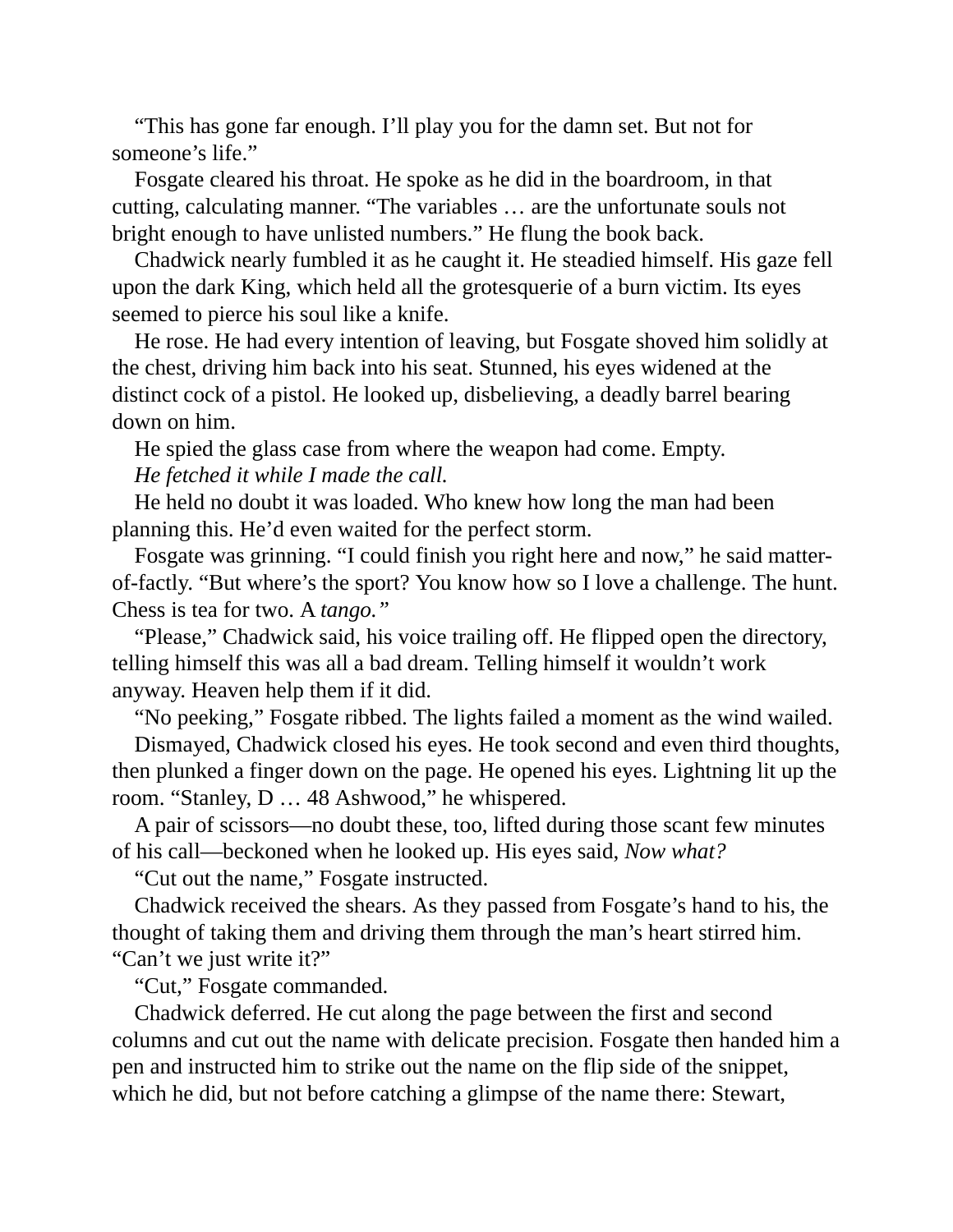"This has gone far enough. I'll play you for the damn set. But not for someone's life."

Fosgate cleared his throat. He spoke as he did in the boardroom, in that cutting, calculating manner. "The variables … are the unfortunate souls not bright enough to have unlisted numbers." He flung the book back.

Chadwick nearly fumbled it as he caught it. He steadied himself. His gaze fell upon the dark King, which held all the grotesquerie of a burn victim. Its eyes seemed to pierce his soul like a knife.

He rose. He had every intention of leaving, but Fosgate shoved him solidly at the chest, driving him back into his seat. Stunned, his eyes widened at the distinct cock of a pistol. He looked up, disbelieving, a deadly barrel bearing down on him.

He spied the glass case from where the weapon had come. Empty.

*He fetched it while I made the call.*

He held no doubt it was loaded. Who knew how long the man had been planning this. He'd even waited for the perfect storm.

Fosgate was grinning. "I could finish you right here and now," he said matter-of-factly. "But where's the sport? You know how so I love a challenge. The hunt. Chess is tea for two. A *tango.*"

"Please," Chadwick said, his voice trailing off. He flipped open the directory, telling himself this was all a bad dream. Telling himself it wouldn't work anyway. Heaven help them if it did.

"No peeking," Fosgate ribbed. The lights failed a moment as the wind wailed.

Dismayed, Chadwick closed his eyes. He took second and even third thoughts, then plunked a finger down on the page. He opened his eyes. Lightning lit up the room. "Stanley, D … 48 Ashwood," he whispered.

A pair of scissors—no doubt these, too, lifted during those scant few minutes of his call—beckoned when he looked up. His eyes said, *Now what?*

"Cut out the name," Fosgate instructed.

Chadwick received the shears. As they passed from Fosgate's hand to his, the thought of taking them and driving them through the man's heart stirred him. "Can't we just write it?"

"Cut," Fosgate commanded.

Chadwick deferred. He cut along the page between the first and second columns and cut out the name with delicate precision. Fosgate then handed him a pen and instructed him to strike out the name on the flip side of the snippet, which he did, but not before catching a glimpse of the name there: Stewart,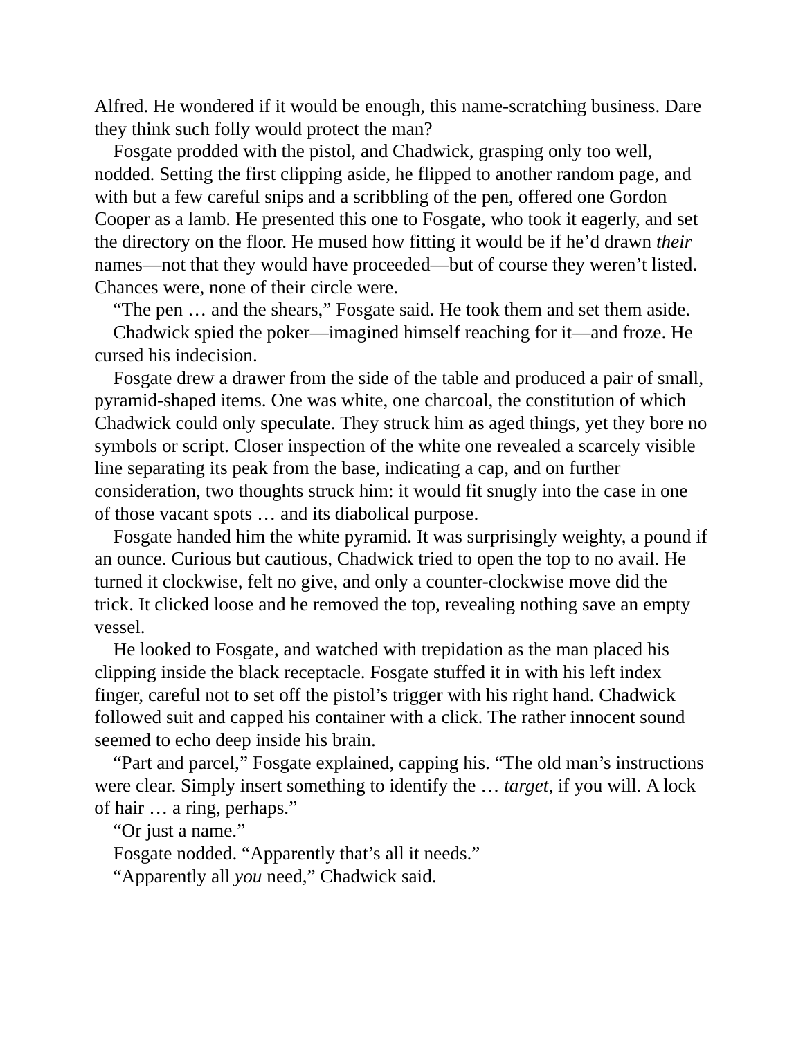Alfred. He wondered if it would be enough, this name-scratching business. Dare they think such folly would protect the man?

Fosgate prodded with the pistol, and Chadwick, grasping only too well, nodded. Setting the first clipping aside, he flipped to another random page, and with but a few careful snips and a scribbling of the pen, offered one Gordon Cooper as a lamb. He presented this one to Fosgate, who took it eagerly, and set the directory on the floor. He mused how fitting it would be if he'd drawn *their* names—not that they would have proceeded—but of course they weren't listed. Chances were, none of their circle were.

"The pen … and the shears," Fosgate said. He took them and set them aside.

Chadwick spied the poker—imagined himself reaching for it—and froze. He cursed his indecision.

Fosgate drew a drawer from the side of the table and produced a pair of small, pyramid-shaped items. One was white, one charcoal, the constitution of which Chadwick could only speculate. They struck him as aged things, yet they bore no symbols or script. Closer inspection of the white one revealed a scarcely visible line separating its peak from the base, indicating a cap, and on further consideration, two thoughts struck him: it would fit snugly into the case in one of those vacant spots … and its diabolical purpose.

Fosgate handed him the white pyramid. It was surprisingly weighty, a pound if an ounce. Curious but cautious, Chadwick tried to open the top to no avail. He turned it clockwise, felt no give, and only a counter-clockwise move did the trick. It clicked loose and he removed the top, revealing nothing save an empty vessel.

He looked to Fosgate, and watched with trepidation as the man placed his clipping inside the black receptacle. Fosgate stuffed it in with his left index finger, careful not to set off the pistol's trigger with his right hand. Chadwick followed suit and capped his container with a click. The rather innocent sound seemed to echo deep inside his brain.

"Part and parcel," Fosgate explained, capping his. "The old man's instructions were clear. Simply insert something to identify the … *target,* if you will. A lock of hair … a ring, perhaps."

"Or just a name."

Fosgate nodded. "Apparently that's all it needs."

"Apparently all *you* need," Chadwick said.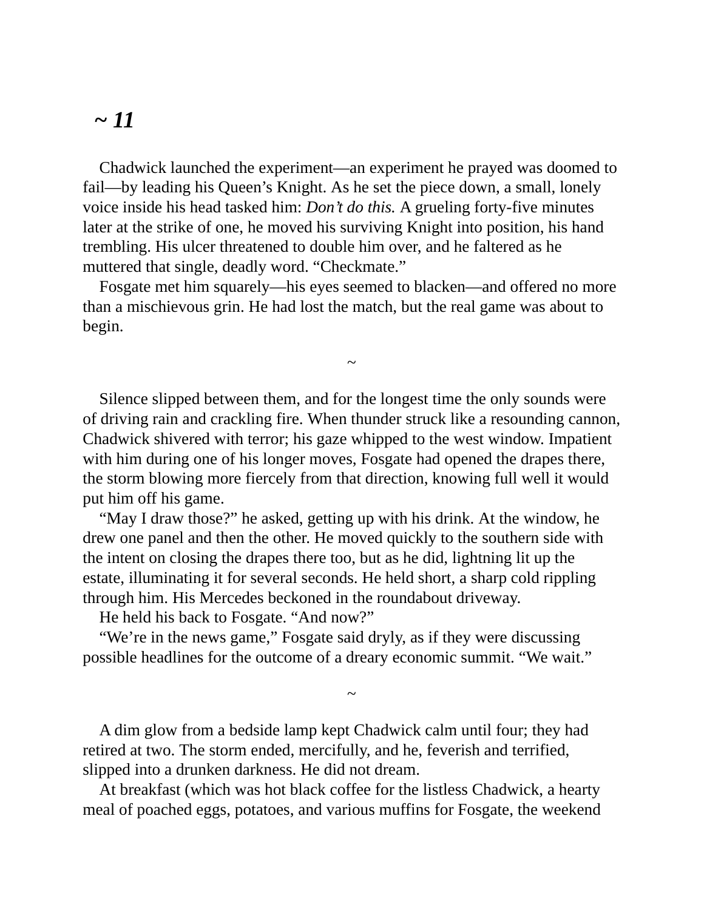## *~ 11*

Chadwick launched the experiment—an experiment he prayed was doomed to fail—by leading his Queen's Knight. As he set the piece down, a small, lonely voice inside his head tasked him: *Don't do this.* A grueling forty-five minutes later at the strike of one, he moved his surviving Knight into position, his hand trembling. His ulcer threatened to double him over, and he faltered as he muttered that single, deadly word. "Checkmate."

Fosgate met him squarely—his eyes seemed to blacken—and offered no more than a mischievous grin. He had lost the match, but the real game was about to begin.

~

Silence slipped between them, and for the longest time the only sounds were of driving rain and crackling fire. When thunder struck like a resounding cannon, Chadwick shivered with terror; his gaze whipped to the west window. Impatient with him during one of his longer moves, Fosgate had opened the drapes there, the storm blowing more fiercely from that direction, knowing full well it would put him off his game.

"May I draw those?" he asked, getting up with his drink. At the window, he drew one panel and then the other. He moved quickly to the southern side with the intent on closing the drapes there too, but as he did, lightning lit up the estate, illuminating it for several seconds. He held short, a sharp cold rippling through him. His Mercedes beckoned in the roundabout driveway.

He held his back to Fosgate. "And now?"

"We're in the news game," Fosgate said dryly, as if they were discussing possible headlines for the outcome of a dreary economic summit. "We wait."

~

A dim glow from a bedside lamp kept Chadwick calm until four; they had retired at two. The storm ended, mercifully, and he, feverish and terrified, slipped into a drunken darkness. He did not dream.

At breakfast (which was hot black coffee for the listless Chadwick, a hearty meal of poached eggs, potatoes, and various muffins for Fosgate, the weekend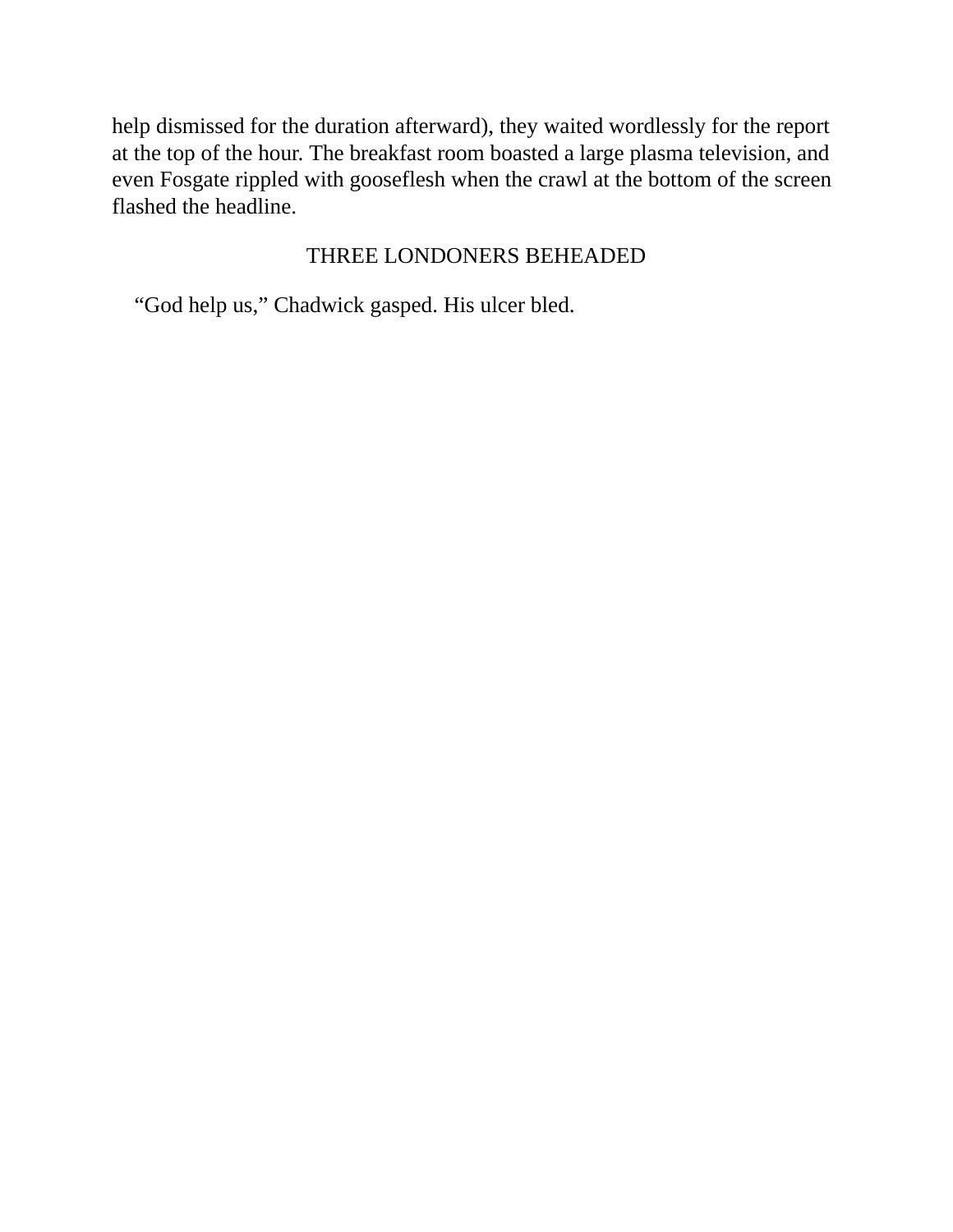help dismissed for the duration afterward), they waited wordlessly for the report at the top of the hour. The breakfast room boasted a large plasma television, and even Fosgate rippled with gooseflesh when the crawl at the bottom of the screen flashed the headline.

THREE LONDONERS BEHEADED

"God help us," Chadwick gasped. His ulcer bled.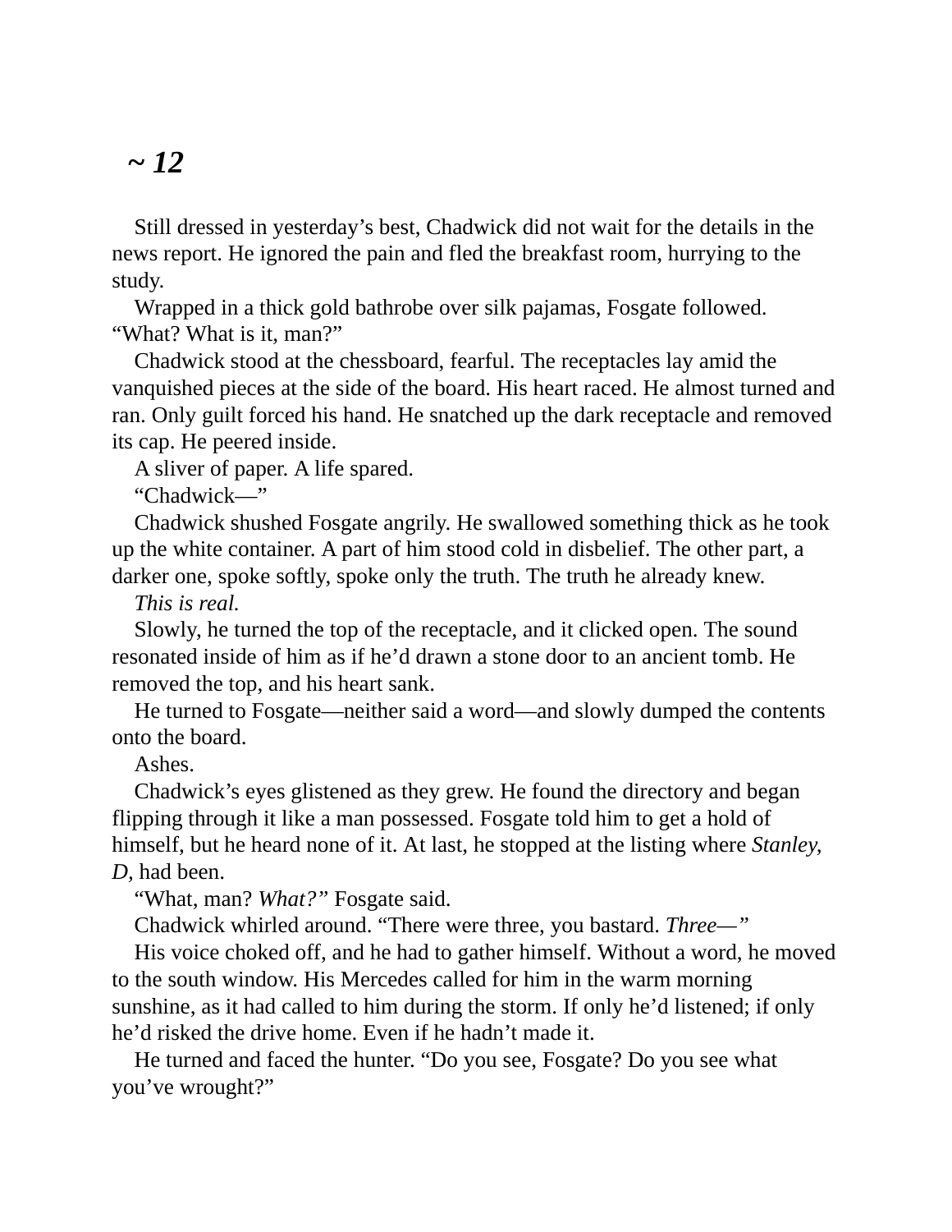## *~ 12*

Still dressed in yesterday's best, Chadwick did not wait for the details in the news report. He ignored the pain and fled the breakfast room, hurrying to the study.

Wrapped in a thick gold bathrobe over silk pajamas, Fosgate followed. "What? What is it, man?"

Chadwick stood at the chessboard, fearful. The receptacles lay amid the vanquished pieces at the side of the board. His heart raced. He almost turned and ran. Only guilt forced his hand. He snatched up the dark receptacle and removed its cap. He peered inside.

A sliver of paper. A life spared.

"Chadwick—"

Chadwick shushed Fosgate angrily. He swallowed something thick as he took up the white container. A part of him stood cold in disbelief. The other part, a darker one, spoke softly, spoke only the truth. The truth he already knew.

*This is real.*

Slowly, he turned the top of the receptacle, and it clicked open. The sound resonated inside of him as if he'd drawn a stone door to an ancient tomb. He removed the top, and his heart sank.

He turned to Fosgate—neither said a word—and slowly dumped the contents onto the board.

Ashes.

Chadwick's eyes glistened as they grew. He found the directory and began flipping through it like a man possessed. Fosgate told him to get a hold of himself, but he heard none of it. At last, he stopped at the listing where *Stanley, D,* had been.

"What, man? *What?*" Fosgate said.

Chadwick whirled around. "There were three, you bastard. *Three—*"

His voice choked off, and he had to gather himself. Without a word, he moved to the south window. His Mercedes called for him in the warm morning sunshine, as it had called to him during the storm. If only he'd listened; if only he'd risked the drive home. Even if he hadn't made it.

He turned and faced the hunter. "Do you see, Fosgate? Do you see what you've wrought?"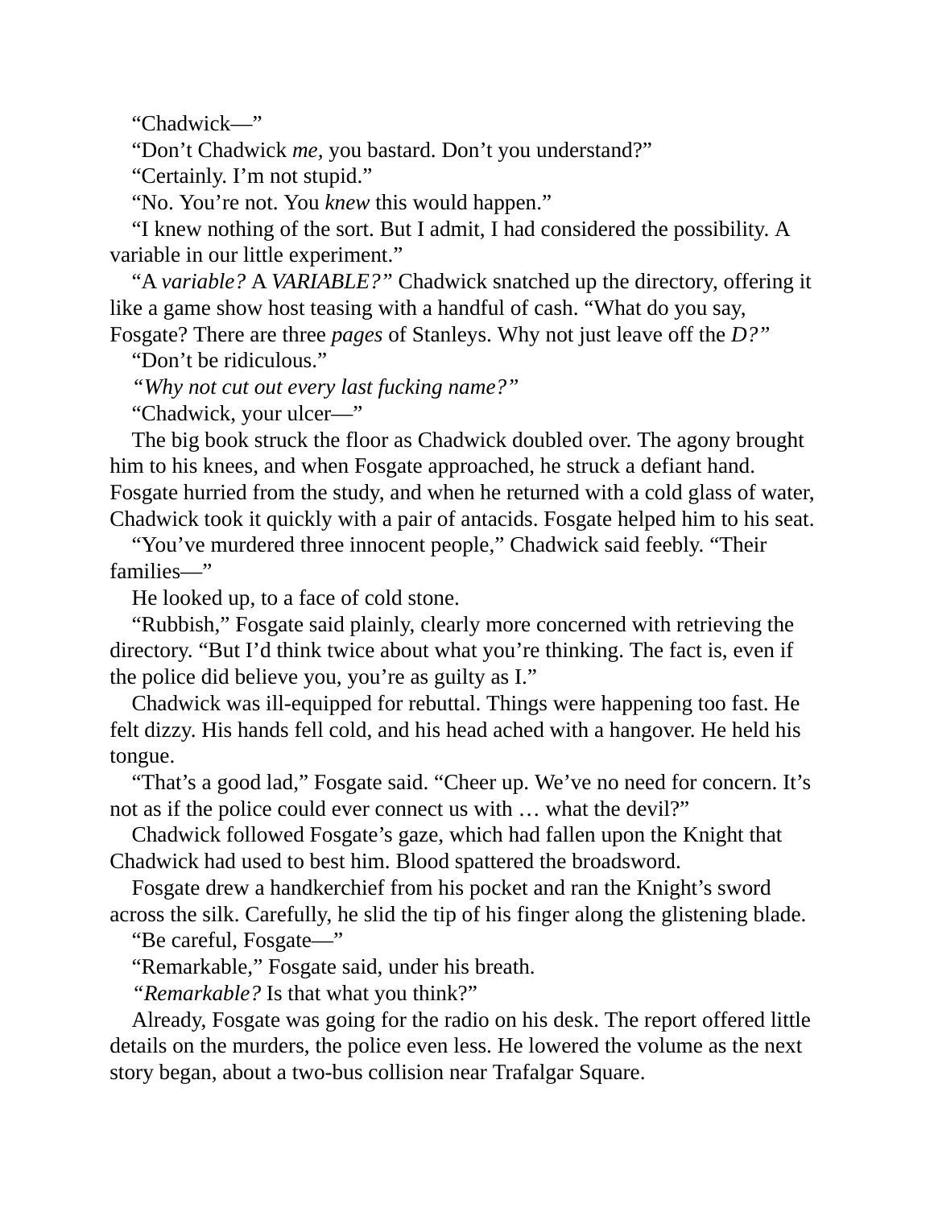“Chadwick—”

“Don’t Chadwick *me,* you bastard. Don’t you understand?”

“Certainly. I’m not stupid.”

“No. You’re not. You *knew* this would happen.”

“I knew nothing of the sort. But I admit, I had considered the possibility. A variable in our little experiment.”

“A *variable?* A *VARIABLE?”* Chadwick snatched up the directory, offering it like a game show host teasing with a handful of cash. “What do you say, Fosgate? There are three *pages* of Stanleys. Why not just leave off the *D?”*

“Don’t be ridiculous.”

*“Why not cut out every last fucking name?”*

“Chadwick, your ulcer—”

The big book struck the floor as Chadwick doubled over. The agony brought him to his knees, and when Fosgate approached, he struck a defiant hand. Fosgate hurried from the study, and when he returned with a cold glass of water, Chadwick took it quickly with a pair of antacids. Fosgate helped him to his seat.

“You’ve murdered three innocent people,” Chadwick said feebly. “Their families—”

He looked up, to a face of cold stone.

“Rubbish,” Fosgate said plainly, clearly more concerned with retrieving the directory. “But I’d think twice about what you’re thinking. The fact is, even if the police did believe you, you’re as guilty as I.”

Chadwick was ill-equipped for rebuttal. Things were happening too fast. He felt dizzy. His hands fell cold, and his head ached with a hangover. He held his tongue.

“That’s a good lad,” Fosgate said. “Cheer up. We’ve no need for concern. It’s not as if the police could ever connect us with … what the devil?”

Chadwick followed Fosgate’s gaze, which had fallen upon the Knight that Chadwick had used to best him. Blood spattered the broadsword.

Fosgate drew a handkerchief from his pocket and ran the Knight’s sword across the silk. Carefully, he slid the tip of his finger along the glistening blade.

“Be careful, Fosgate—”

“Remarkable,” Fosgate said, under his breath.

“*Remarkable?* Is that what you think?”

Already, Fosgate was going for the radio on his desk. The report offered little details on the murders, the police even less. He lowered the volume as the next story began, about a two-bus collision near Trafalgar Square.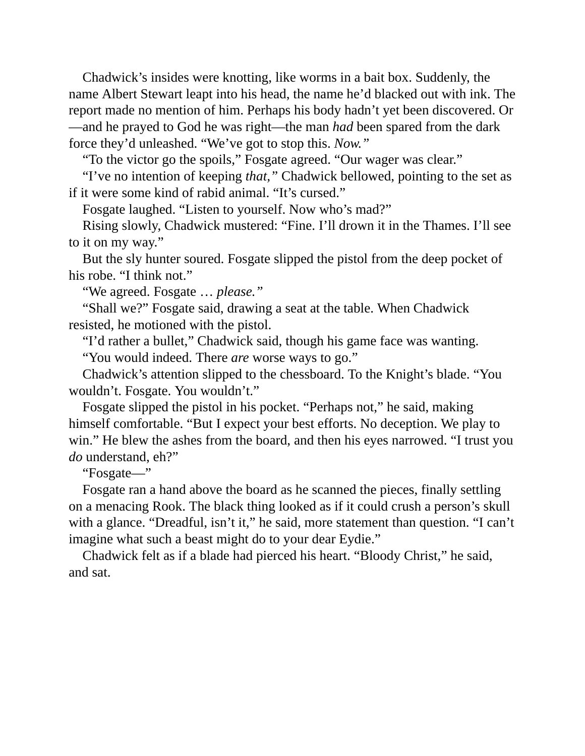Chadwick's insides were knotting, like worms in a bait box. Suddenly, the name Albert Stewart leapt into his head, the name he'd blacked out with ink. The report made no mention of him. Perhaps his body hadn't yet been discovered. Or—and he prayed to God he was right—the man *had* been spared from the dark force they'd unleashed. "We've got to stop this. *Now.*"

"To the victor go the spoils," Fosgate agreed. "Our wager was clear."

"I've no intention of keeping *that,*" Chadwick bellowed, pointing to the set as if it were some kind of rabid animal. "It's cursed."

Fosgate laughed. "Listen to yourself. Now who's mad?"

Rising slowly, Chadwick mustered: "Fine. I'll drown it in the Thames. I'll see to it on my way."

But the sly hunter soured. Fosgate slipped the pistol from the deep pocket of his robe. "I think not."

"We agreed. Fosgate … *please.*"

"Shall we?" Fosgate said, drawing a seat at the table. When Chadwick resisted, he motioned with the pistol.

"I'd rather a bullet," Chadwick said, though his game face was wanting.

"You would indeed. There *are* worse ways to go."

Chadwick's attention slipped to the chessboard. To the Knight's blade. "You wouldn't. Fosgate. You wouldn't."

Fosgate slipped the pistol in his pocket. "Perhaps not," he said, making himself comfortable. "But I expect your best efforts. No deception. We play to win." He blew the ashes from the board, and then his eyes narrowed. "I trust you *do* understand, eh?"

"Fosgate—"

Fosgate ran a hand above the board as he scanned the pieces, finally settling on a menacing Rook. The black thing looked as if it could crush a person's skull with a glance. "Dreadful, isn't it," he said, more statement than question. "I can't imagine what such a beast might do to your dear Eydie."

Chadwick felt as if a blade had pierced his heart. "Bloody Christ," he said, and sat.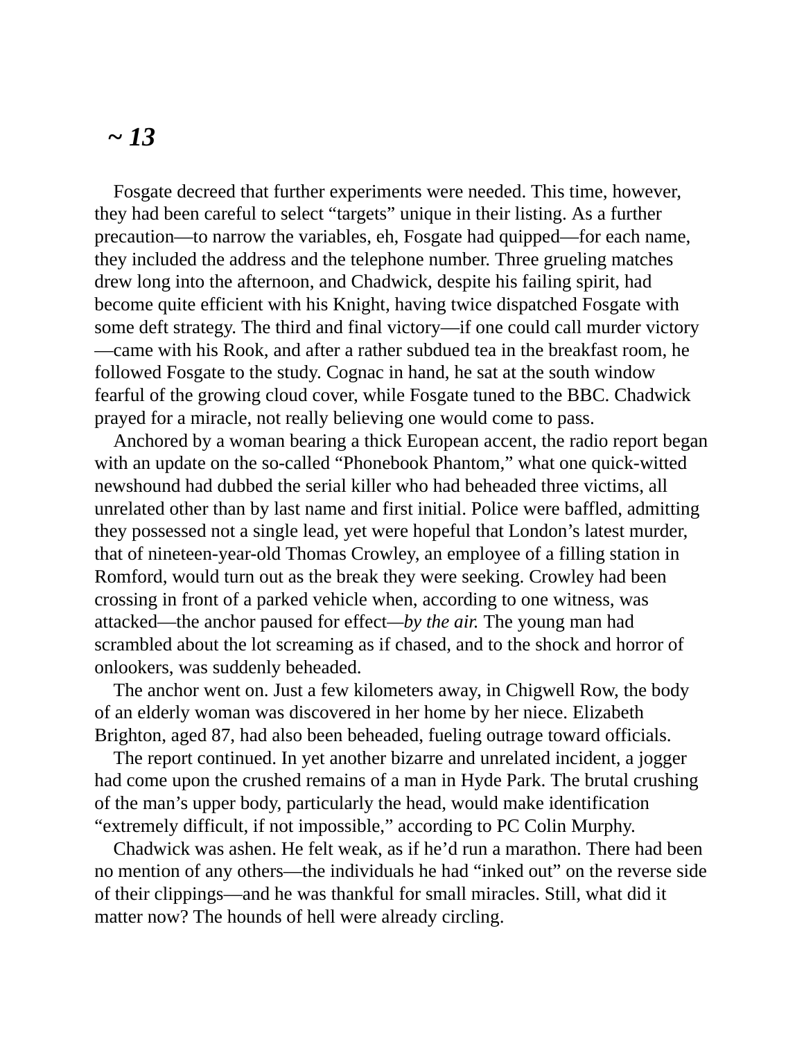## *~ 13*

Fosgate decreed that further experiments were needed. This time, however, they had been careful to select "targets" unique in their listing. As a further precaution—to narrow the variables, eh, Fosgate had quipped—for each name, they included the address and the telephone number. Three grueling matches drew long into the afternoon, and Chadwick, despite his failing spirit, had become quite efficient with his Knight, having twice dispatched Fosgate with some deft strategy. The third and final victory—if one could call murder victory—came with his Rook, and after a rather subdued tea in the breakfast room, he followed Fosgate to the study. Cognac in hand, he sat at the south window fearful of the growing cloud cover, while Fosgate tuned to the BBC. Chadwick prayed for a miracle, not really believing one would come to pass.

Anchored by a woman bearing a thick European accent, the radio report began with an update on the so-called "Phonebook Phantom," what one quick-witted newshound had dubbed the serial killer who had beheaded three victims, all unrelated other than by last name and first initial. Police were baffled, admitting they possessed not a single lead, yet were hopeful that London's latest murder, that of nineteen-year-old Thomas Crowley, an employee of a filling station in Romford, would turn out as the break they were seeking. Crowley had been crossing in front of a parked vehicle when, according to one witness, was attacked—the anchor paused for effect—*by the air.* The young man had scrambled about the lot screaming as if chased, and to the shock and horror of onlookers, was suddenly beheaded.

The anchor went on. Just a few kilometers away, in Chigwell Row, the body of an elderly woman was discovered in her home by her niece. Elizabeth Brighton, aged 87, had also been beheaded, fueling outrage toward officials.

The report continued. In yet another bizarre and unrelated incident, a jogger had come upon the crushed remains of a man in Hyde Park. The brutal crushing of the man's upper body, particularly the head, would make identification "extremely difficult, if not impossible," according to PC Colin Murphy.

Chadwick was ashen. He felt weak, as if he'd run a marathon. There had been no mention of any others—the individuals he had "inked out" on the reverse side of their clippings—and he was thankful for small miracles. Still, what did it matter now? The hounds of hell were already circling.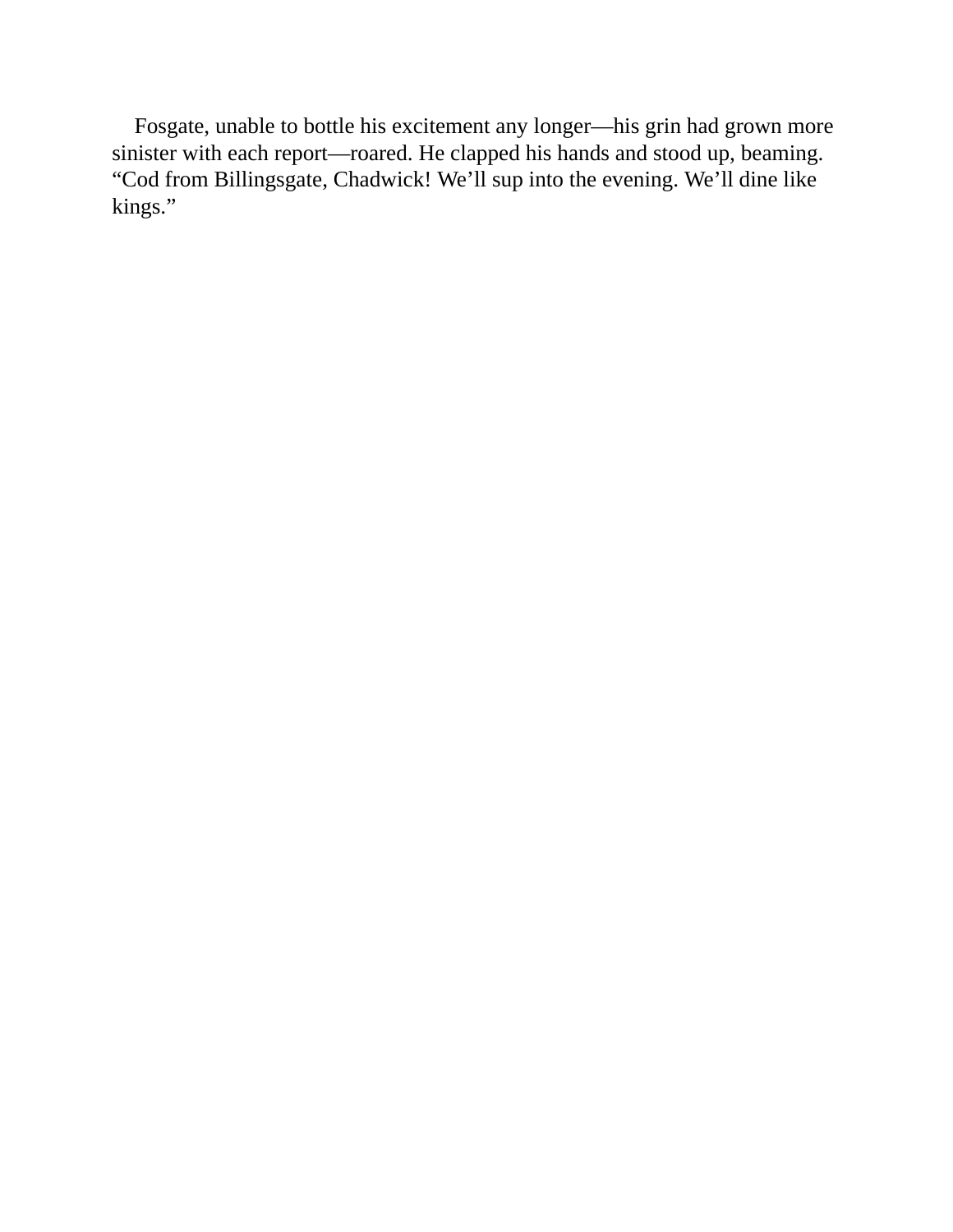Fosgate, unable to bottle his excitement any longer—his grin had grown more sinister with each report—roared. He clapped his hands and stood up, beaming. “Cod from Billingsgate, Chadwick! We’ll sup into the evening. We’ll dine like kings.”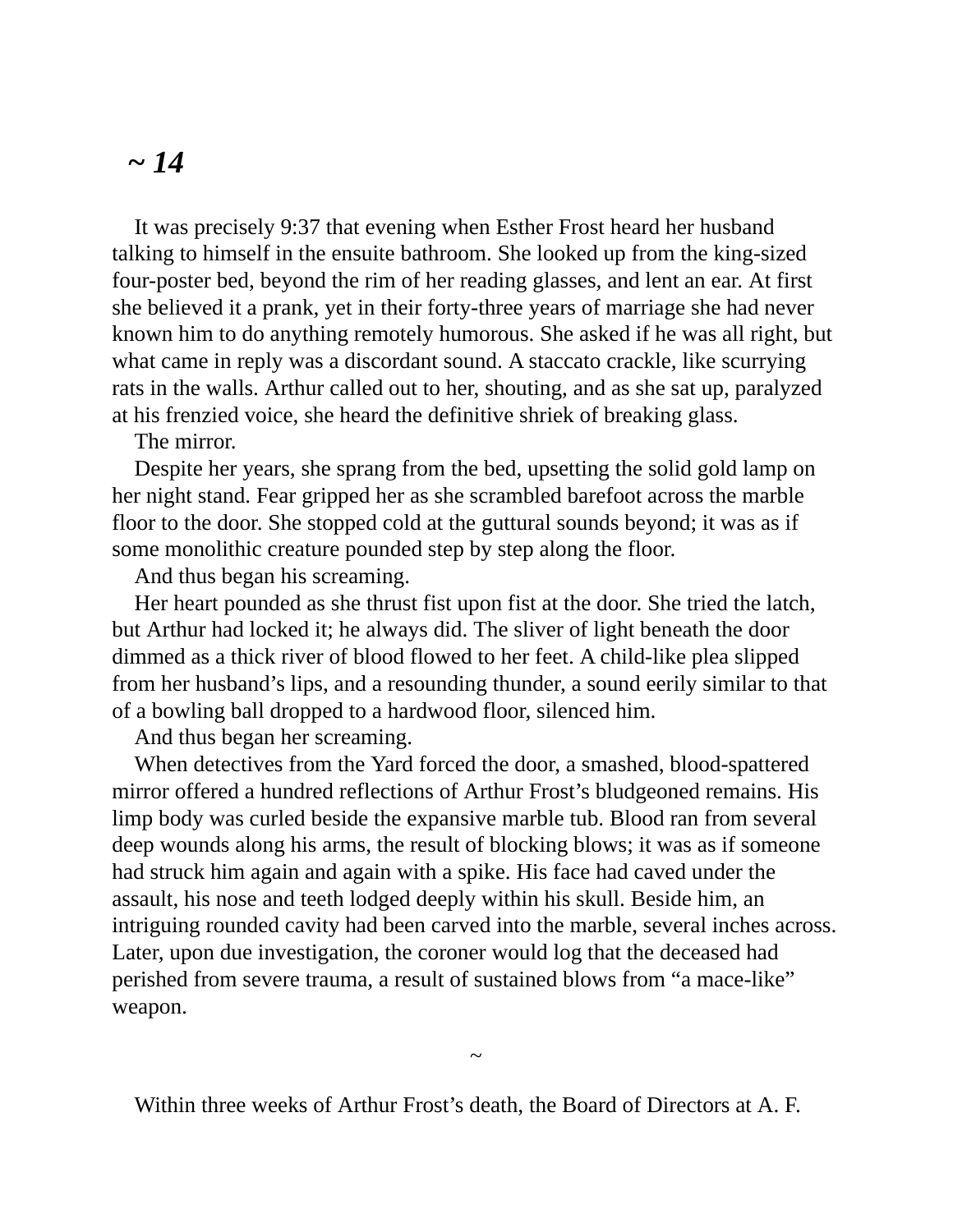## *~ 14*

It was precisely 9:37 that evening when Esther Frost heard her husband talking to himself in the ensuite bathroom. She looked up from the king-sized four-poster bed, beyond the rim of her reading glasses, and lent an ear. At first she believed it a prank, yet in their forty-three years of marriage she had never known him to do anything remotely humorous. She asked if he was all right, but what came in reply was a discordant sound. A staccato crackle, like scurrying rats in the walls. Arthur called out to her, shouting, and as she sat up, paralyzed at his frenzied voice, she heard the definitive shriek of breaking glass.

The mirror.

Despite her years, she sprang from the bed, upsetting the solid gold lamp on her night stand. Fear gripped her as she scrambled barefoot across the marble floor to the door. She stopped cold at the guttural sounds beyond; it was as if some monolithic creature pounded step by step along the floor.

And thus began his screaming.

Her heart pounded as she thrust fist upon fist at the door. She tried the latch, but Arthur had locked it; he always did. The sliver of light beneath the door dimmed as a thick river of blood flowed to her feet. A child-like plea slipped from her husband's lips, and a resounding thunder, a sound eerily similar to that of a bowling ball dropped to a hardwood floor, silenced him.

And thus began her screaming.

When detectives from the Yard forced the door, a smashed, blood-spattered mirror offered a hundred reflections of Arthur Frost's bludgeoned remains. His limp body was curled beside the expansive marble tub. Blood ran from several deep wounds along his arms, the result of blocking blows; it was as if someone had struck him again and again with a spike. His face had caved under the assault, his nose and teeth lodged deeply within his skull. Beside him, an intriguing rounded cavity had been carved into the marble, several inches across. Later, upon due investigation, the coroner would log that the deceased had perished from severe trauma, a result of sustained blows from "a mace-like" weapon.

~

Within three weeks of Arthur Frost's death, the Board of Directors at A. F.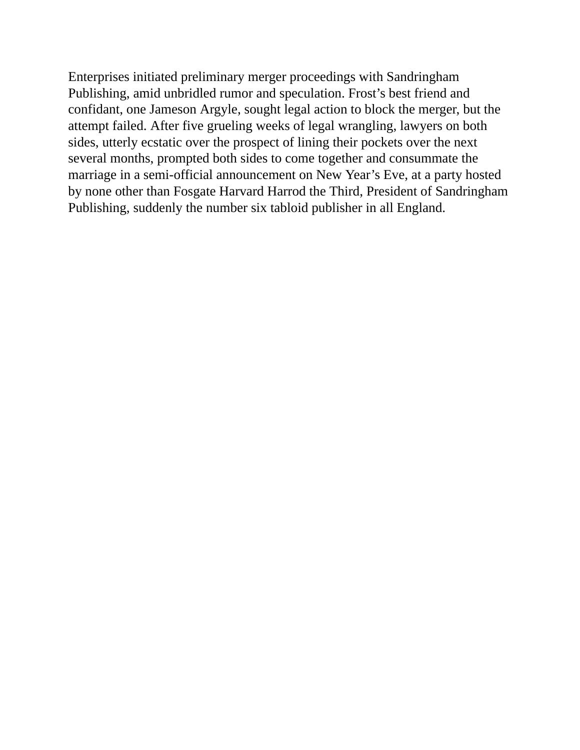Enterprises initiated preliminary merger proceedings with Sandringham Publishing, amid unbridled rumor and speculation. Frost’s best friend and confidant, one Jameson Argyle, sought legal action to block the merger, but the attempt failed. After five grueling weeks of legal wrangling, lawyers on both sides, utterly ecstatic over the prospect of lining their pockets over the next several months, prompted both sides to come together and consummate the marriage in a semi-official announcement on New Year’s Eve, at a party hosted by none other than Fosgate Harvard Harrod the Third, President of Sandringham Publishing, suddenly the number six tabloid publisher in all England.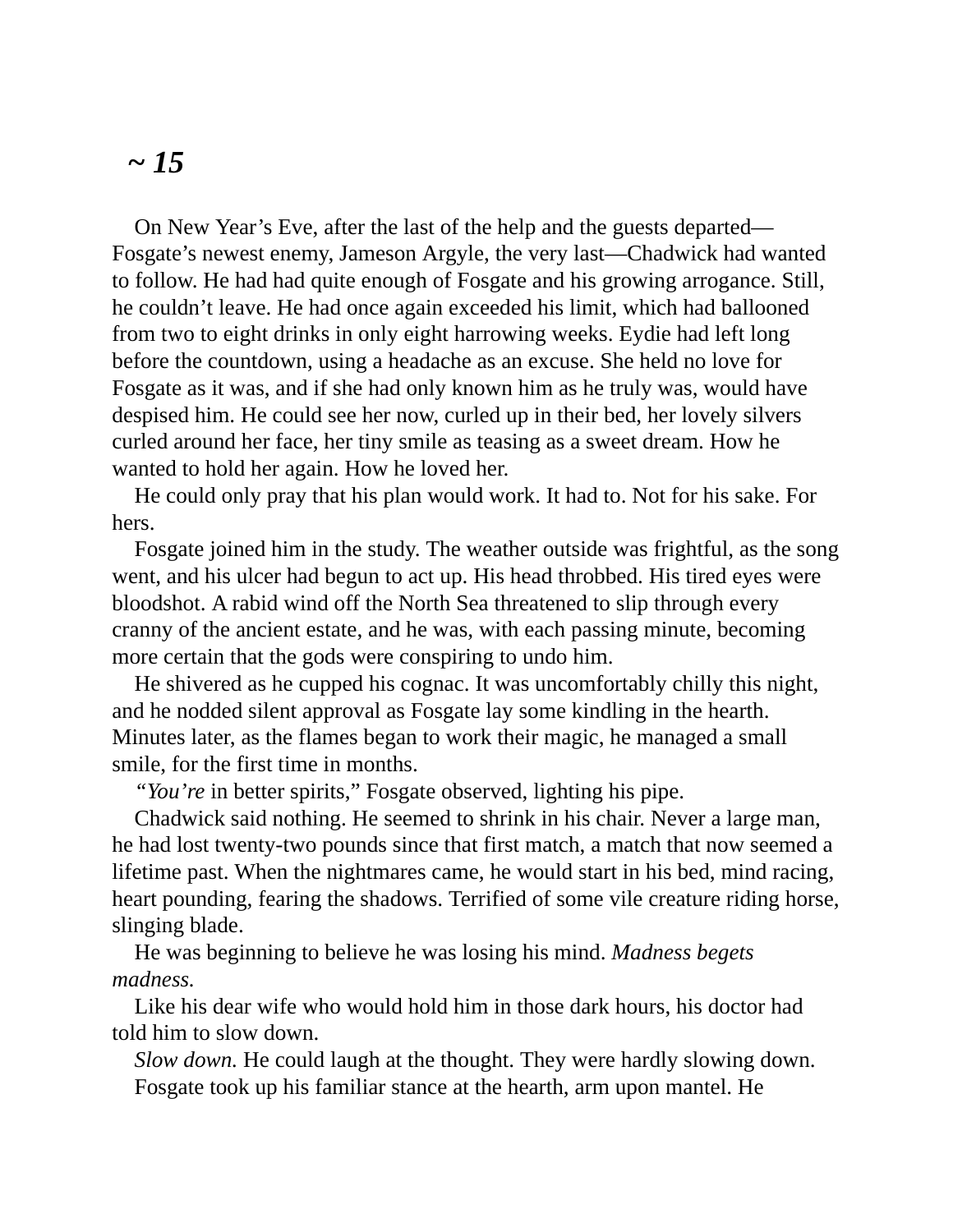## *~ 15*

On New Year's Eve, after the last of the help and the guests departed—Fosgate's newest enemy, Jameson Argyle, the very last—Chadwick had wanted to follow. He had had quite enough of Fosgate and his growing arrogance. Still, he couldn't leave. He had once again exceeded his limit, which had ballooned from two to eight drinks in only eight harrowing weeks. Eydie had left long before the countdown, using a headache as an excuse. She held no love for Fosgate as it was, and if she had only known him as he truly was, would have despised him. He could see her now, curled up in their bed, her lovely silvers curled around her face, her tiny smile as teasing as a sweet dream. How he wanted to hold her again. How he loved her.

He could only pray that his plan would work. It had to. Not for his sake. For hers.

Fosgate joined him in the study. The weather outside was frightful, as the song went, and his ulcer had begun to act up. His head throbbed. His tired eyes were bloodshot. A rabid wind off the North Sea threatened to slip through every cranny of the ancient estate, and he was, with each passing minute, becoming more certain that the gods were conspiring to undo him.

He shivered as he cupped his cognac. It was uncomfortably chilly this night, and he nodded silent approval as Fosgate lay some kindling in the hearth. Minutes later, as the flames began to work their magic, he managed a small smile, for the first time in months.

"*You're* in better spirits," Fosgate observed, lighting his pipe.

Chadwick said nothing. He seemed to shrink in his chair. Never a large man, he had lost twenty-two pounds since that first match, a match that now seemed a lifetime past. When the nightmares came, he would start in his bed, mind racing, heart pounding, fearing the shadows. Terrified of some vile creature riding horse, slinging blade.

He was beginning to believe he was losing his mind. *Madness begets madness.*

Like his dear wife who would hold him in those dark hours, his doctor had told him to slow down.

*Slow down.* He could laugh at the thought. They were hardly slowing down.

Fosgate took up his familiar stance at the hearth, arm upon mantel. He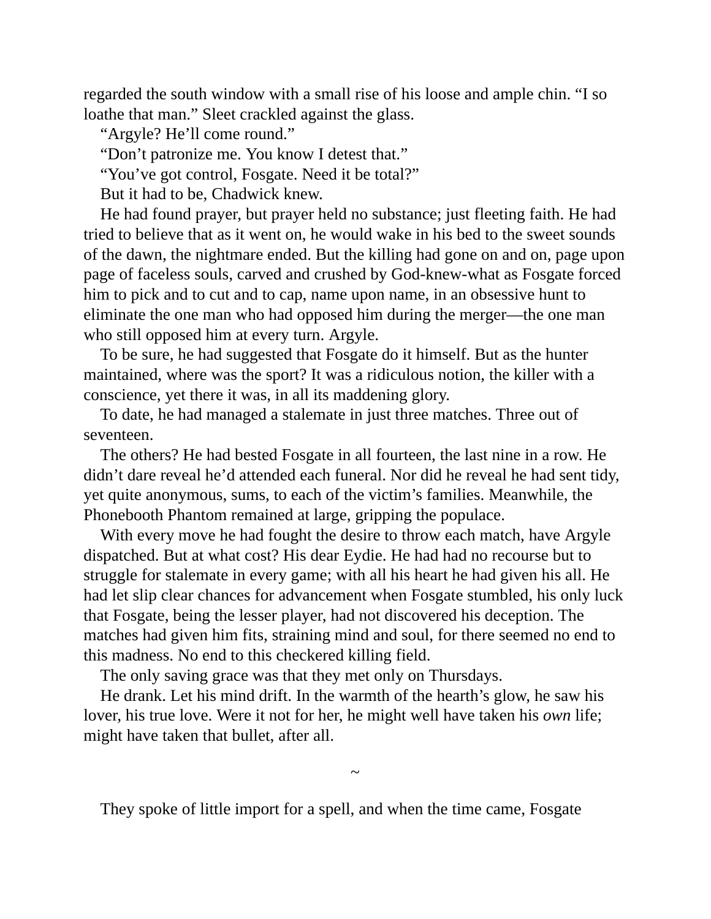regarded the south window with a small rise of his loose and ample chin. “I so loathe that man.” Sleet crackled against the glass.

“Argyle? He’ll come round.”

“Don’t patronize me. You know I detest that.”

“You’ve got control, Fosgate. Need it be total?”

But it had to be, Chadwick knew.

He had found prayer, but prayer held no substance; just fleeting faith. He had tried to believe that as it went on, he would wake in his bed to the sweet sounds of the dawn, the nightmare ended. But the killing had gone on and on, page upon page of faceless souls, carved and crushed by God-knew-what as Fosgate forced him to pick and to cut and to cap, name upon name, in an obsessive hunt to eliminate the one man who had opposed him during the merger—the one man who still opposed him at every turn. Argyle.

To be sure, he had suggested that Fosgate do it himself. But as the hunter maintained, where was the sport? It was a ridiculous notion, the killer with a conscience, yet there it was, in all its maddening glory.

To date, he had managed a stalemate in just three matches. Three out of seventeen.

The others? He had bested Fosgate in all fourteen, the last nine in a row. He didn’t dare reveal he’d attended each funeral. Nor did he reveal he had sent tidy, yet quite anonymous, sums, to each of the victim’s families. Meanwhile, the Phonebooth Phantom remained at large, gripping the populace.

With every move he had fought the desire to throw each match, have Argyle dispatched. But at what cost? His dear Eydie. He had had no recourse but to struggle for stalemate in every game; with all his heart he had given his all. He had let slip clear chances for advancement when Fosgate stumbled, his only luck that Fosgate, being the lesser player, had not discovered his deception. The matches had given him fits, straining mind and soul, for there seemed no end to this madness. No end to this checkered killing field.

The only saving grace was that they met only on Thursdays.

He drank. Let his mind drift. In the warmth of the hearth’s glow, he saw his lover, his true love. Were it not for her, he might well have taken his *own* life; might have taken that bullet, after all.

~

They spoke of little import for a spell, and when the time came, Fosgate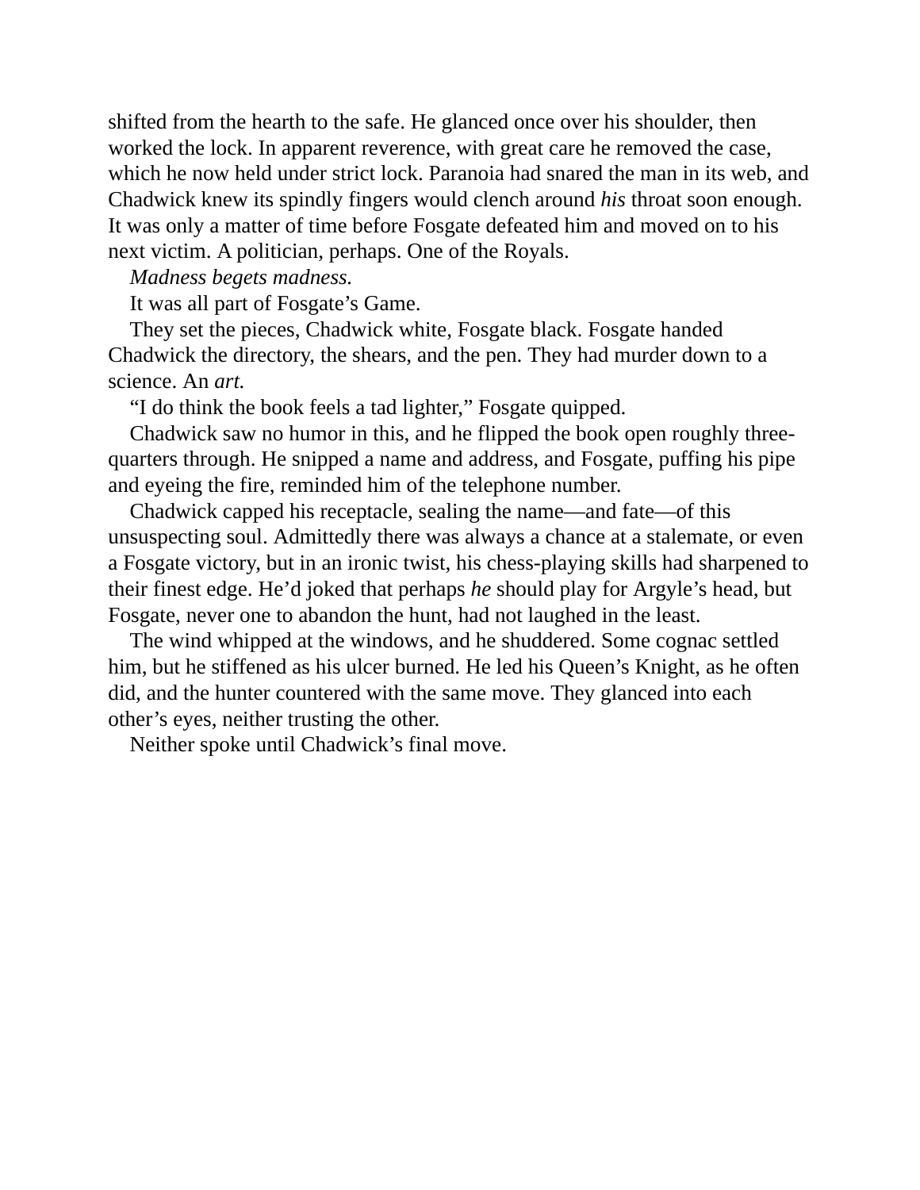shifted from the hearth to the safe. He glanced once over his shoulder, then worked the lock. In apparent reverence, with great care he removed the case, which he now held under strict lock. Paranoia had snared the man in its web, and Chadwick knew its spindly fingers would clench around *his* throat soon enough. It was only a matter of time before Fosgate defeated him and moved on to his next victim. A politician, perhaps. One of the Royals.

*Madness begets madness.*

It was all part of Fosgate's Game.

They set the pieces, Chadwick white, Fosgate black. Fosgate handed Chadwick the directory, the shears, and the pen. They had murder down to a science. An *art.*

"I do think the book feels a tad lighter," Fosgate quipped.

Chadwick saw no humor in this, and he flipped the book open roughly three-quarters through. He snipped a name and address, and Fosgate, puffing his pipe and eyeing the fire, reminded him of the telephone number.

Chadwick capped his receptacle, sealing the name—and fate—of this unsuspecting soul. Admittedly there was always a chance at a stalemate, or even a Fosgate victory, but in an ironic twist, his chess-playing skills had sharpened to their finest edge. He'd joked that perhaps *he* should play for Argyle's head, but Fosgate, never one to abandon the hunt, had not laughed in the least.

The wind whipped at the windows, and he shuddered. Some cognac settled him, but he stiffened as his ulcer burned. He led his Queen's Knight, as he often did, and the hunter countered with the same move. They glanced into each other's eyes, neither trusting the other.

Neither spoke until Chadwick's final move.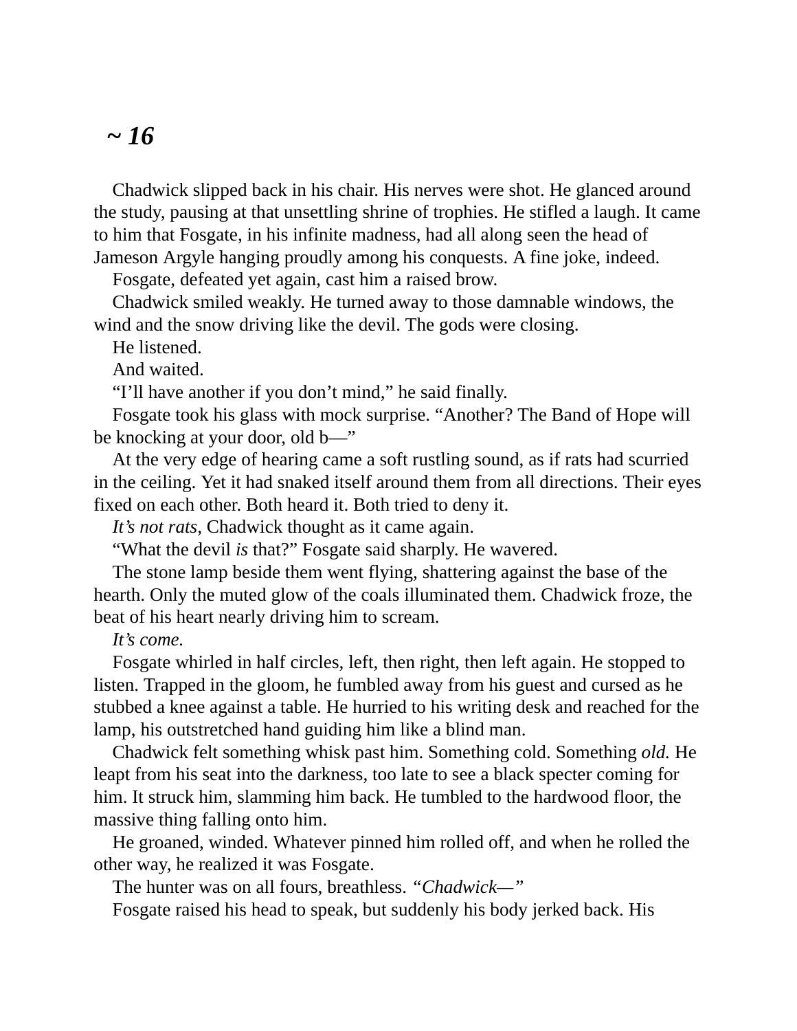# *~ 16*

Chadwick slipped back in his chair. His nerves were shot. He glanced around the study, pausing at that unsettling shrine of trophies. He stifled a laugh. It came to him that Fosgate, in his infinite madness, had all along seen the head of Jameson Argyle hanging proudly among his conquests. A fine joke, indeed.

Fosgate, defeated yet again, cast him a raised brow.

Chadwick smiled weakly. He turned away to those damnable windows, the wind and the snow driving like the devil. The gods were closing.

He listened.

And waited.

"I'll have another if you don't mind," he said finally.

Fosgate took his glass with mock surprise. "Another? The Band of Hope will be knocking at your door, old b—"

At the very edge of hearing came a soft rustling sound, as if rats had scurried in the ceiling. Yet it had snaked itself around them from all directions. Their eyes fixed on each other. Both heard it. Both tried to deny it.

*It's not rats,* Chadwick thought as it came again.

"What the devil *is* that?" Fosgate said sharply. He wavered.

The stone lamp beside them went flying, shattering against the base of the hearth. Only the muted glow of the coals illuminated them. Chadwick froze, the beat of his heart nearly driving him to scream.

*It's come.*

Fosgate whirled in half circles, left, then right, then left again. He stopped to listen. Trapped in the gloom, he fumbled away from his guest and cursed as he stubbed a knee against a table. He hurried to his writing desk and reached for the lamp, his outstretched hand guiding him like a blind man.

Chadwick felt something whisk past him. Something cold. Something *old.* He leapt from his seat into the darkness, too late to see a black specter coming for him. It struck him, slamming him back. He tumbled to the hardwood floor, the massive thing falling onto him.

He groaned, winded. Whatever pinned him rolled off, and when he rolled the other way, he realized it was Fosgate.

The hunter was on all fours, breathless. *"Chadwick—"*

Fosgate raised his head to speak, but suddenly his body jerked back. His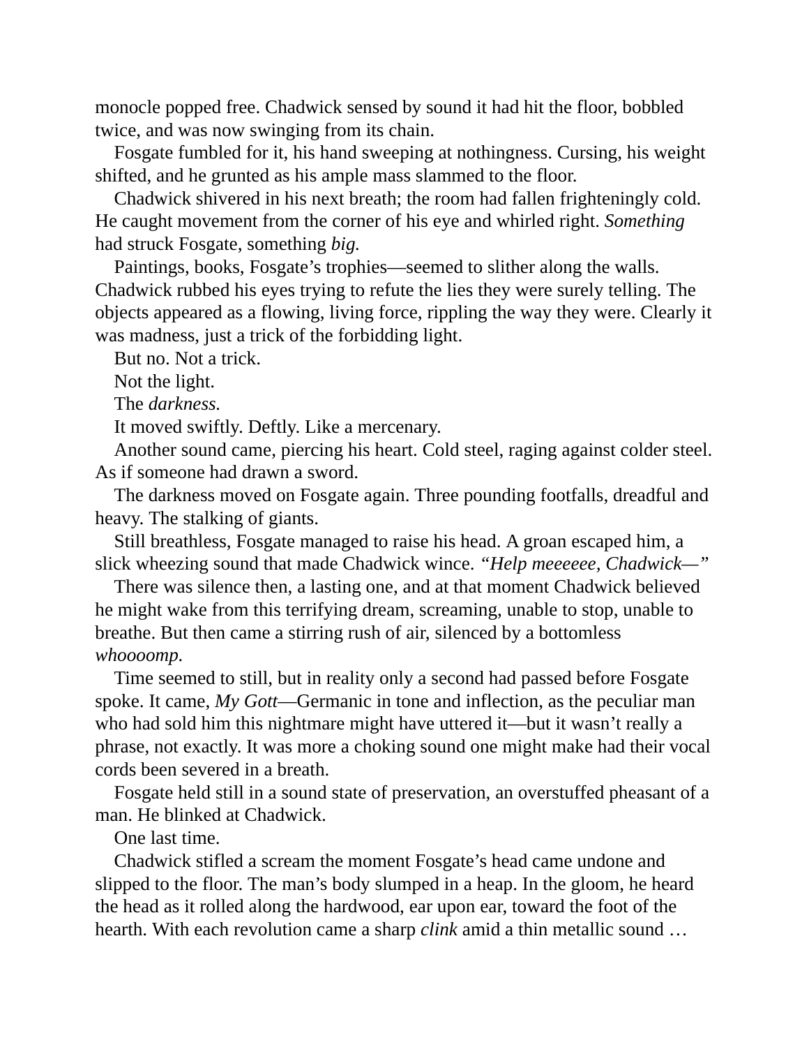monocle popped free. Chadwick sensed by sound it had hit the floor, bobbled twice, and was now swinging from its chain.

Fosgate fumbled for it, his hand sweeping at nothingness. Cursing, his weight shifted, and he grunted as his ample mass slammed to the floor.

Chadwick shivered in his next breath; the room had fallen frighteningly cold. He caught movement from the corner of his eye and whirled right. *Something* had struck Fosgate, something *big.*

Paintings, books, Fosgate's trophies—seemed to slither along the walls. Chadwick rubbed his eyes trying to refute the lies they were surely telling. The objects appeared as a flowing, living force, rippling the way they were. Clearly it was madness, just a trick of the forbidding light.

But no. Not a trick.

Not the light.

The *darkness.*

It moved swiftly. Deftly. Like a mercenary.

Another sound came, piercing his heart. Cold steel, raging against colder steel. As if someone had drawn a sword.

The darkness moved on Fosgate again. Three pounding footfalls, dreadful and heavy. The stalking of giants.

Still breathless, Fosgate managed to raise his head. A groan escaped him, a slick wheezing sound that made Chadwick wince. *"Help meeeeee, Chadwick—"*

There was silence then, a lasting one, and at that moment Chadwick believed he might wake from this terrifying dream, screaming, unable to stop, unable to breathe. But then came a stirring rush of air, silenced by a bottomless *whoooomp.*

Time seemed to still, but in reality only a second had passed before Fosgate spoke. It came, *My Gott*—Germanic in tone and inflection, as the peculiar man who had sold him this nightmare might have uttered it—but it wasn't really a phrase, not exactly. It was more a choking sound one might make had their vocal cords been severed in a breath.

Fosgate held still in a sound state of preservation, an overstuffed pheasant of a man. He blinked at Chadwick.

One last time.

Chadwick stifled a scream the moment Fosgate's head came undone and slipped to the floor. The man's body slumped in a heap. In the gloom, he heard the head as it rolled along the hardwood, ear upon ear, toward the foot of the hearth. With each revolution came a sharp *clink* amid a thin metallic sound …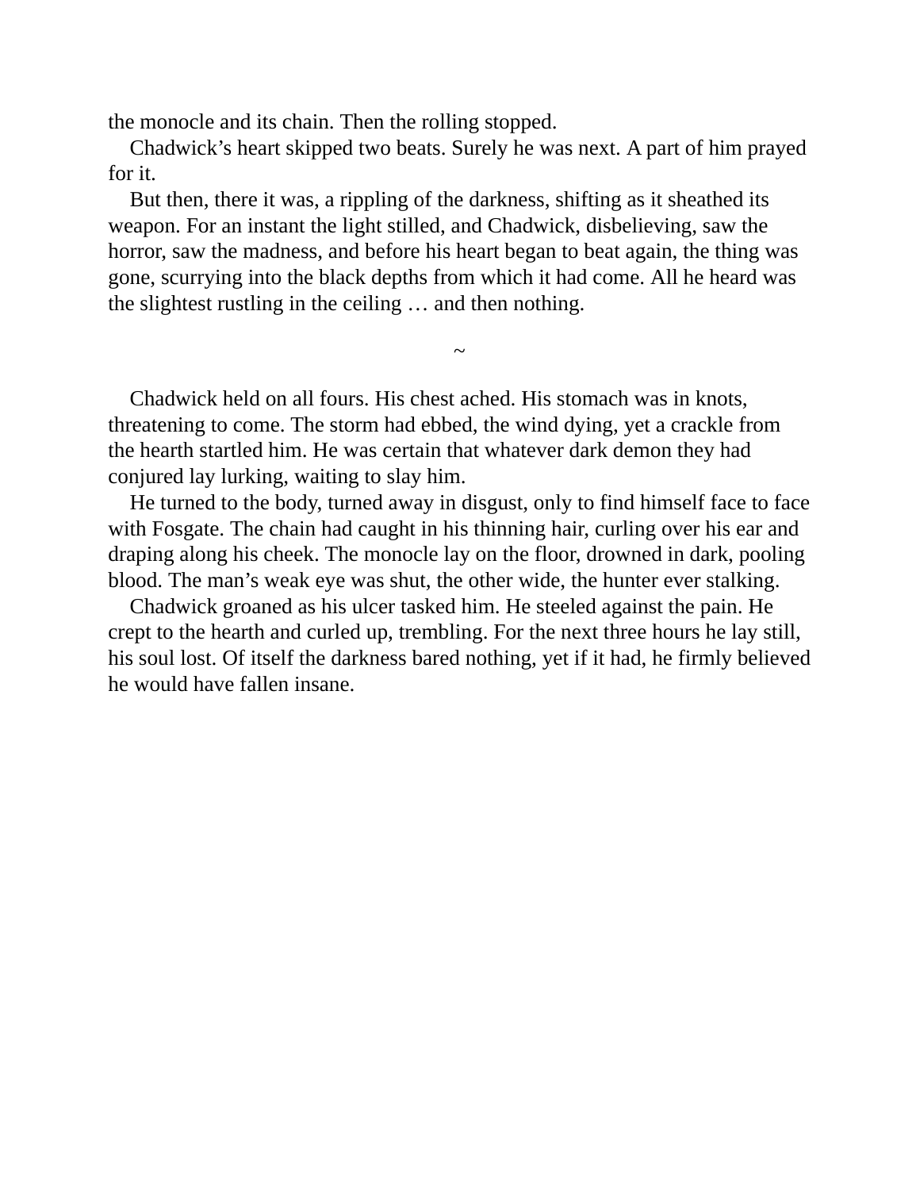the monocle and its chain. Then the rolling stopped.

Chadwick's heart skipped two beats. Surely he was next. A part of him prayed for it.

But then, there it was, a rippling of the darkness, shifting as it sheathed its weapon. For an instant the light stilled, and Chadwick, disbelieving, saw the horror, saw the madness, and before his heart began to beat again, the thing was gone, scurrying into the black depths from which it had come. All he heard was the slightest rustling in the ceiling … and then nothing.

~

Chadwick held on all fours. His chest ached. His stomach was in knots, threatening to come. The storm had ebbed, the wind dying, yet a crackle from the hearth startled him. He was certain that whatever dark demon they had conjured lay lurking, waiting to slay him.

He turned to the body, turned away in disgust, only to find himself face to face with Fosgate. The chain had caught in his thinning hair, curling over his ear and draping along his cheek. The monocle lay on the floor, drowned in dark, pooling blood. The man's weak eye was shut, the other wide, the hunter ever stalking.

Chadwick groaned as his ulcer tasked him. He steeled against the pain. He crept to the hearth and curled up, trembling. For the next three hours he lay still, his soul lost. Of itself the darkness bared nothing, yet if it had, he firmly believed he would have fallen insane.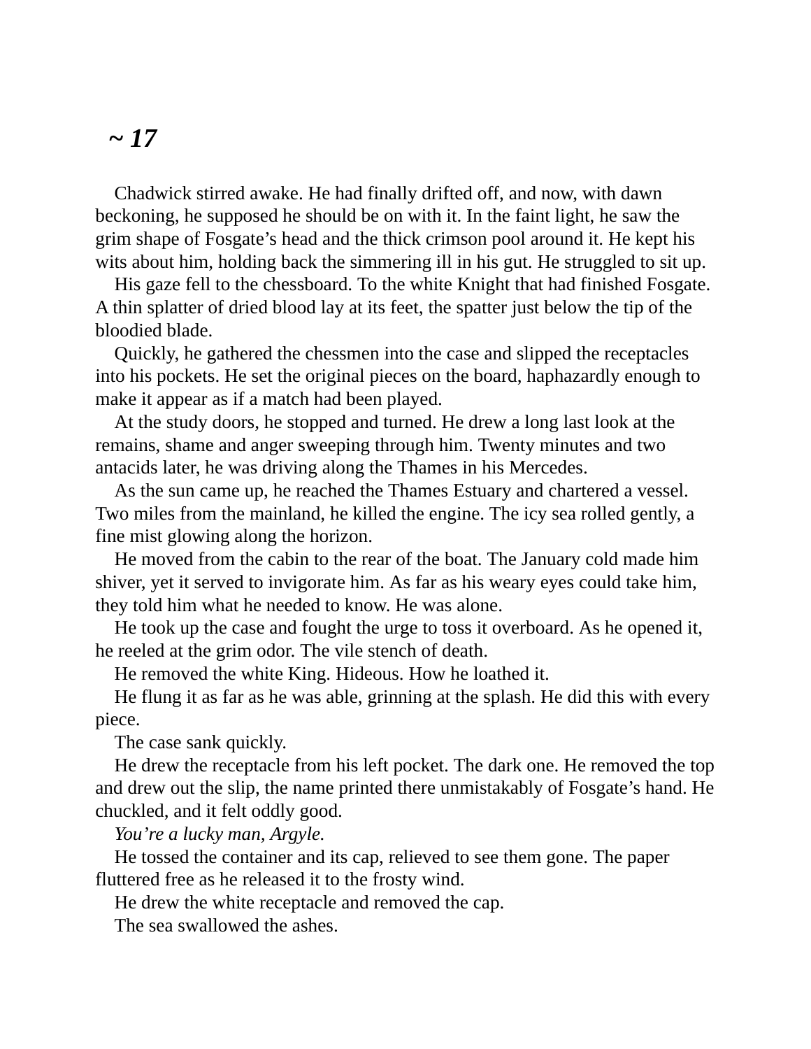# *~ 17*

Chadwick stirred awake. He had finally drifted off, and now, with dawn beckoning, he supposed he should be on with it. In the faint light, he saw the grim shape of Fosgate's head and the thick crimson pool around it. He kept his wits about him, holding back the simmering ill in his gut. He struggled to sit up.

His gaze fell to the chessboard. To the white Knight that had finished Fosgate. A thin splatter of dried blood lay at its feet, the spatter just below the tip of the bloodied blade.

Quickly, he gathered the chessmen into the case and slipped the receptacles into his pockets. He set the original pieces on the board, haphazardly enough to make it appear as if a match had been played.

At the study doors, he stopped and turned. He drew a long last look at the remains, shame and anger sweeping through him. Twenty minutes and two antacids later, he was driving along the Thames in his Mercedes.

As the sun came up, he reached the Thames Estuary and chartered a vessel. Two miles from the mainland, he killed the engine. The icy sea rolled gently, a fine mist glowing along the horizon.

He moved from the cabin to the rear of the boat. The January cold made him shiver, yet it served to invigorate him. As far as his weary eyes could take him, they told him what he needed to know. He was alone.

He took up the case and fought the urge to toss it overboard. As he opened it, he reeled at the grim odor. The vile stench of death.

He removed the white King. Hideous. How he loathed it.

He flung it as far as he was able, grinning at the splash. He did this with every piece.

The case sank quickly.

He drew the receptacle from his left pocket. The dark one. He removed the top and drew out the slip, the name printed there unmistakably of Fosgate's hand. He chuckled, and it felt oddly good.

*You're a lucky man, Argyle.*

He tossed the container and its cap, relieved to see them gone. The paper fluttered free as he released it to the frosty wind.

He drew the white receptacle and removed the cap.

The sea swallowed the ashes.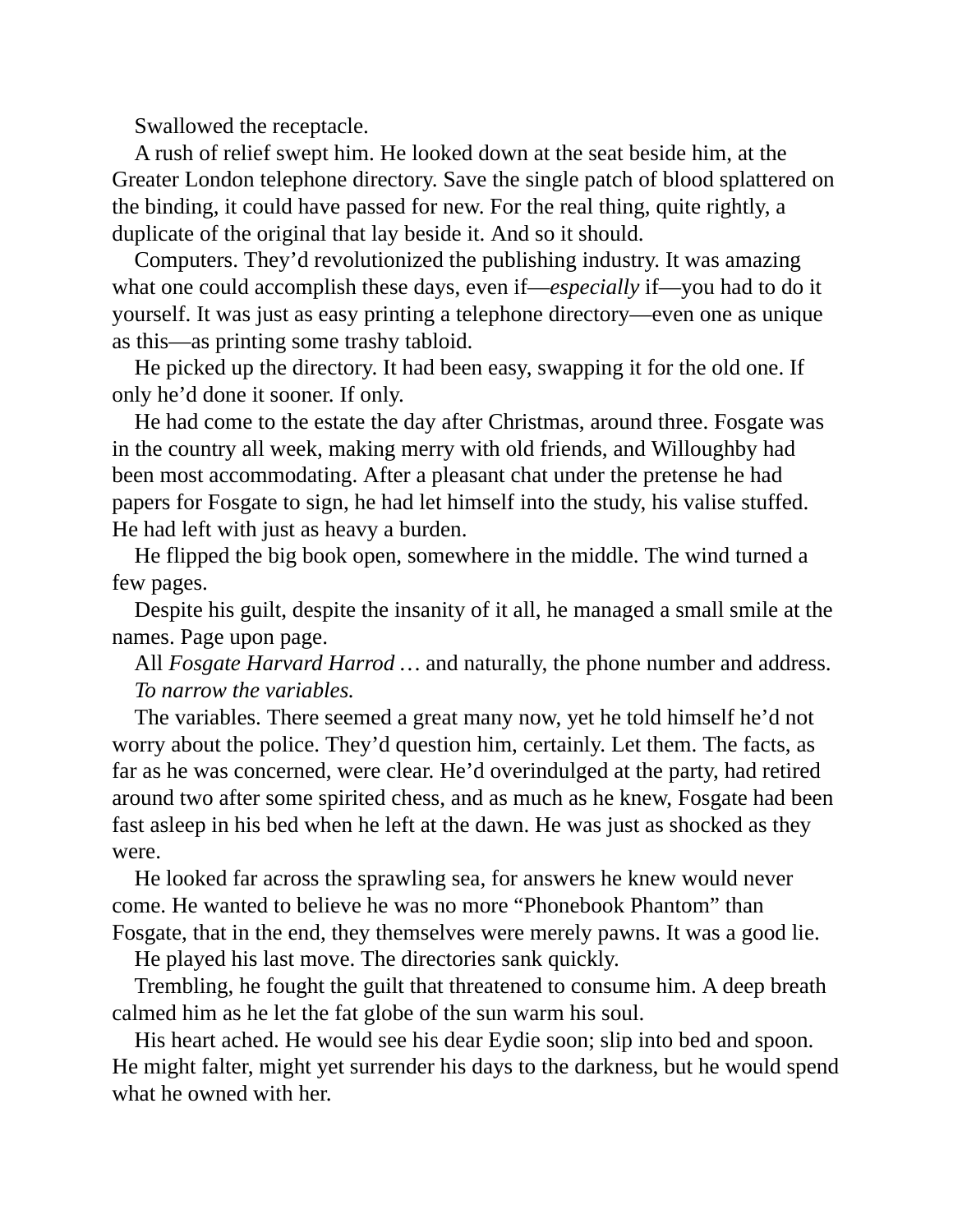Swallowed the receptacle.

A rush of relief swept him. He looked down at the seat beside him, at the Greater London telephone directory. Save the single patch of blood splattered on the binding, it could have passed for new. For the real thing, quite rightly, a duplicate of the original that lay beside it. And so it should.

Computers. They'd revolutionized the publishing industry. It was amazing what one could accomplish these days, even if—*especially* if—you had to do it yourself. It was just as easy printing a telephone directory—even one as unique as this—as printing some trashy tabloid.

He picked up the directory. It had been easy, swapping it for the old one. If only he'd done it sooner. If only.

He had come to the estate the day after Christmas, around three. Fosgate was in the country all week, making merry with old friends, and Willoughby had been most accommodating. After a pleasant chat under the pretense he had papers for Fosgate to sign, he had let himself into the study, his valise stuffed. He had left with just as heavy a burden.

He flipped the big book open, somewhere in the middle. The wind turned a few pages.

Despite his guilt, despite the insanity of it all, he managed a small smile at the names. Page upon page.

All *Fosgate Harvard Harrod* … and naturally, the phone number and address.

*To narrow the variables.*

The variables. There seemed a great many now, yet he told himself he'd not worry about the police. They'd question him, certainly. Let them. The facts, as far as he was concerned, were clear. He'd overindulged at the party, had retired around two after some spirited chess, and as much as he knew, Fosgate had been fast asleep in his bed when he left at the dawn. He was just as shocked as they were.

He looked far across the sprawling sea, for answers he knew would never come. He wanted to believe he was no more "Phonebook Phantom" than Fosgate, that in the end, they themselves were merely pawns. It was a good lie.

He played his last move. The directories sank quickly.

Trembling, he fought the guilt that threatened to consume him. A deep breath calmed him as he let the fat globe of the sun warm his soul.

His heart ached. He would see his dear Eydie soon; slip into bed and spoon. He might falter, might yet surrender his days to the darkness, but he would spend what he owned with her.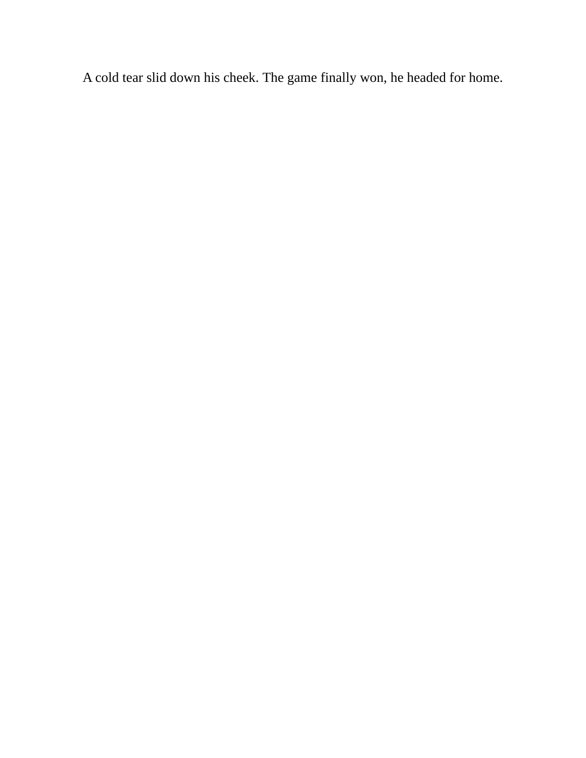A cold tear slid down his cheek. The game finally won, he headed for home.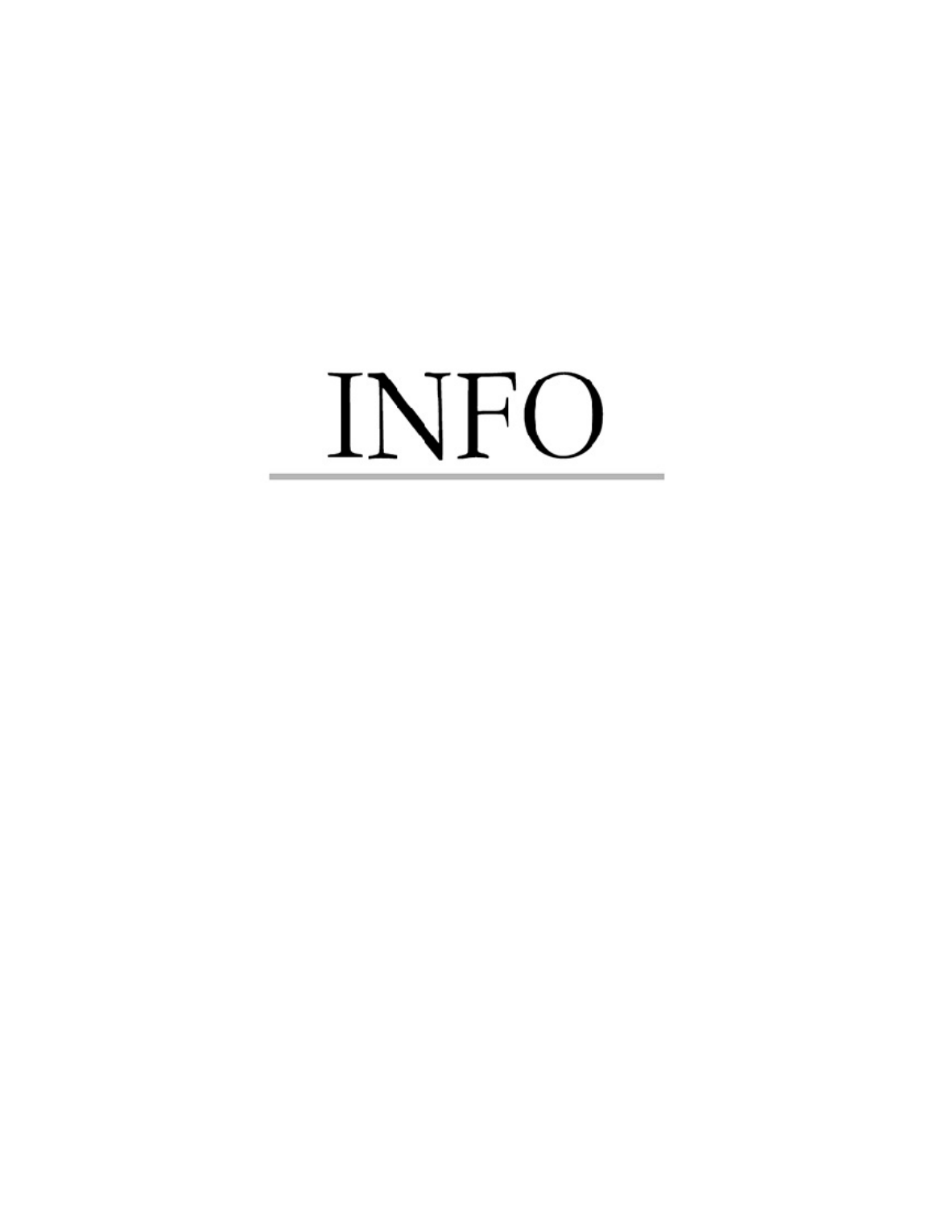# INFO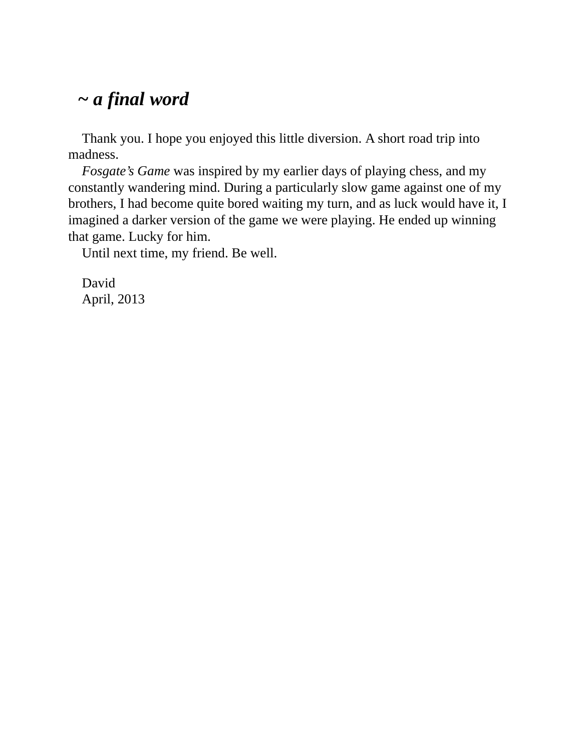## *~ a final word*

Thank you. I hope you enjoyed this little diversion. A short road trip into madness.

*Fosgate's Game* was inspired by my earlier days of playing chess, and my constantly wandering mind. During a particularly slow game against one of my brothers, I had become quite bored waiting my turn, and as luck would have it, I imagined a darker version of the game we were playing. He ended up winning that game. Lucky for him.

Until next time, my friend. Be well.

David
April, 2013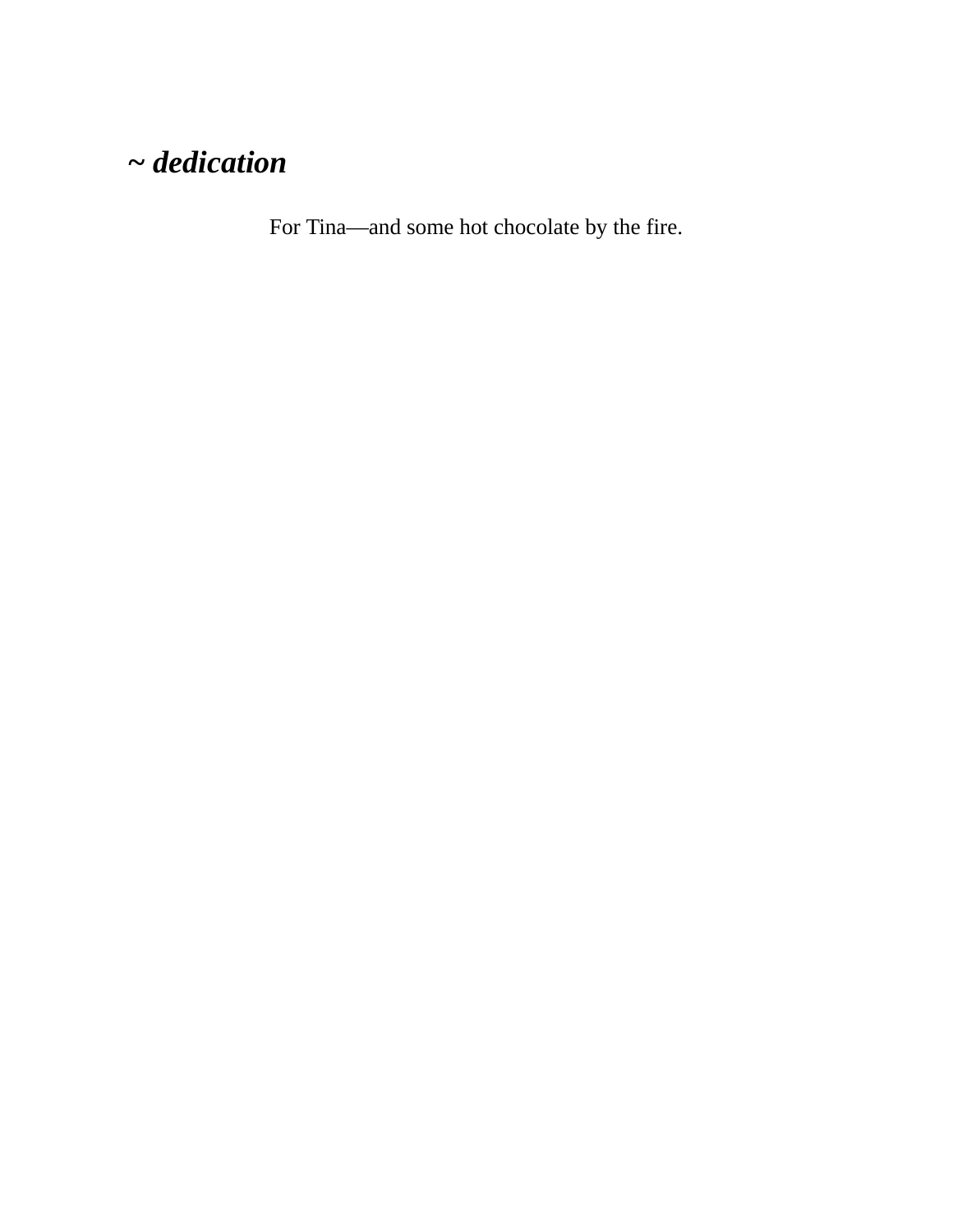## *~ dedication*

For Tina—and some hot chocolate by the fire.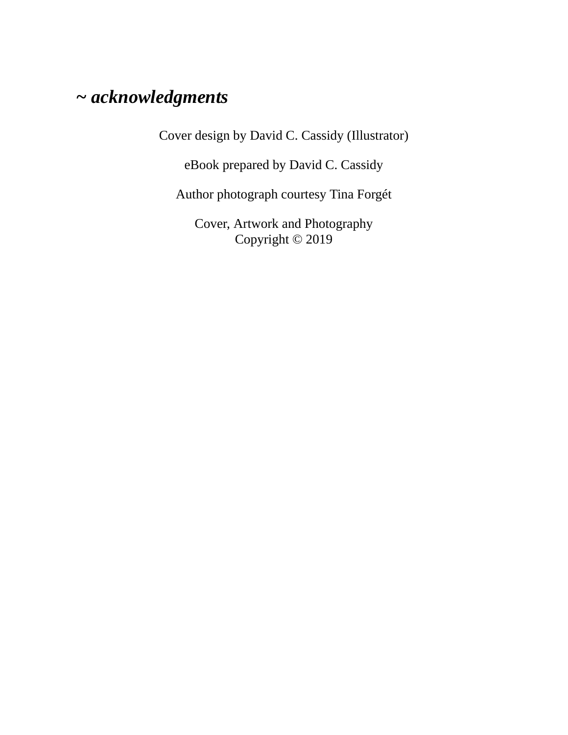## ~ *acknowledgments*

Cover design by David C. Cassidy (Illustrator)

eBook prepared by David C. Cassidy

Author photograph courtesy Tina Forgét

Cover, Artwork and Photography
Copyright © 2019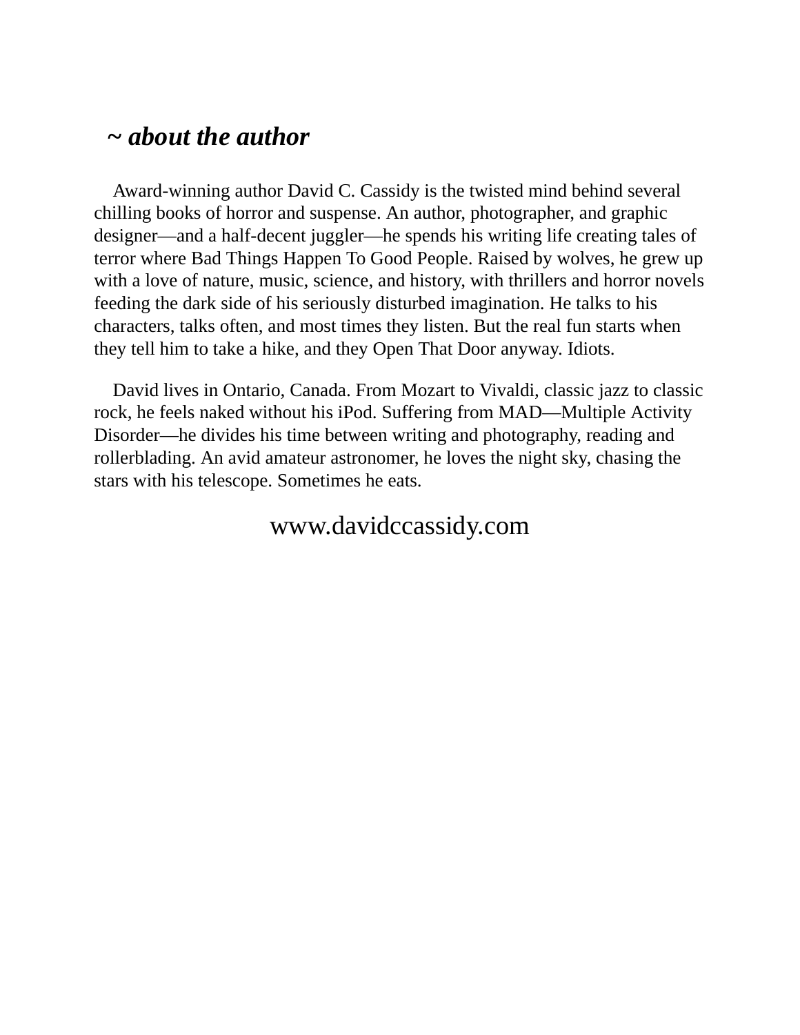## *~ about the author*

Award-winning author David C. Cassidy is the twisted mind behind several chilling books of horror and suspense. An author, photographer, and graphic designer—and a half-decent juggler—he spends his writing life creating tales of terror where Bad Things Happen To Good People. Raised by wolves, he grew up with a love of nature, music, science, and history, with thrillers and horror novels feeding the dark side of his seriously disturbed imagination. He talks to his characters, talks often, and most times they listen. But the real fun starts when they tell him to take a hike, and they Open That Door anyway. Idiots.

David lives in Ontario, Canada. From Mozart to Vivaldi, classic jazz to classic rock, he feels naked without his iPod. Suffering from MAD—Multiple Activity Disorder—he divides his time between writing and photography, reading and rollerblading. An avid amateur astronomer, he loves the night sky, chasing the stars with his telescope. Sometimes he eats.

www.davidccassidy.com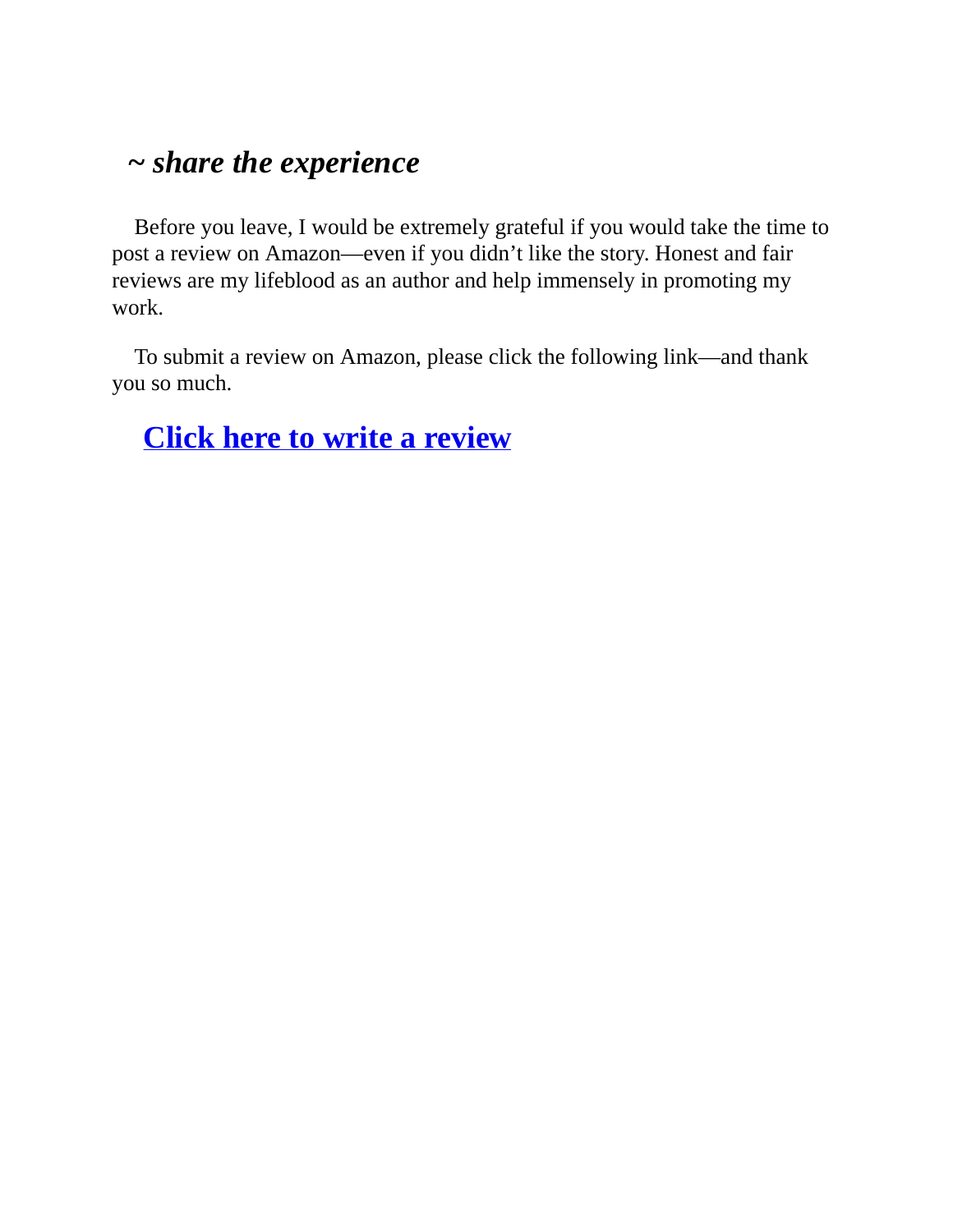## ~ *share the experience*

Before you leave, I would be extremely grateful if you would take the time to post a review on Amazon—even if you didn't like the story. Honest and fair reviews are my lifeblood as an author and help immensely in promoting my work.

To submit a review on Amazon, please click the following link—and thank you so much.

**Click here to write a review**